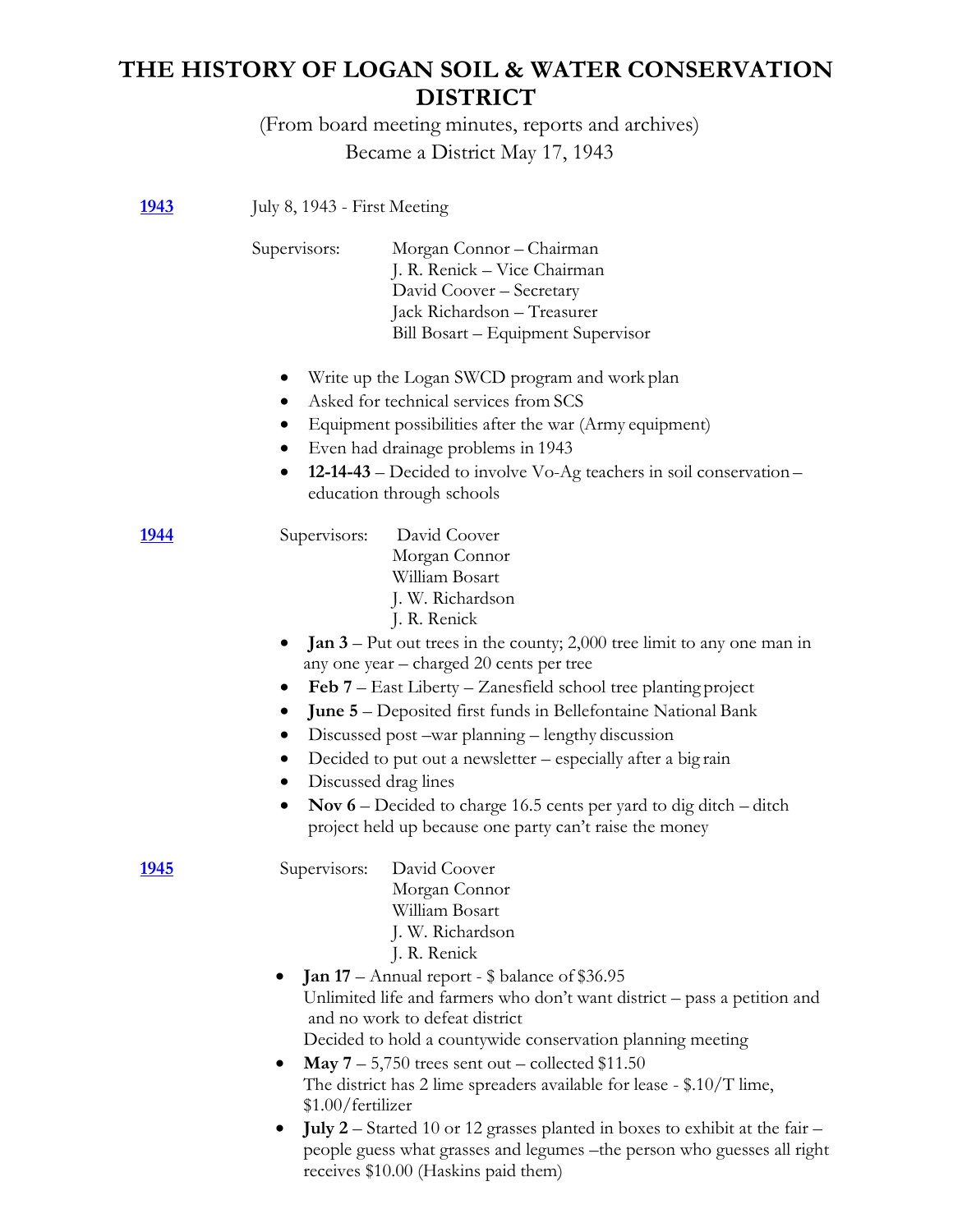# THE HISTORY OF LOGAN SOIL & WATER CONSERVATION DISTRICT

(From board meeting minutes, reports and archives)

Became a District May 17, 1943

## [1943]

July 8, 1943 - First Meeting

Supervisors:
- Morgan Connor – Chairman
- J. R. Renick – Vice Chairman
- David Coover – Secretary
- Jack Richardson – Treasurer
- Bill Bosart – Equipment Supervisor

- Write up the Logan SWCD program and work plan
- Asked for technical services from SCS
- Equipment possibilities after the war (Army equipment)
- Even had drainage problems in 1943
- **12-14-43** – Decided to involve Vo-Ag teachers in soil conservation – education through schools

## [1944]

Supervisors:
- David Coover
- Morgan Connor
- William Bosart
- J. W. Richardson
- J. R. Renick

- **Jan 3** – Put out trees in the county; 2,000 tree limit to any one man in any one year – charged 20 cents per tree
- **Feb 7** – East Liberty – Zanesfield school tree planting project
- **June 5** – Deposited first funds in Bellefontaine National Bank
- Discussed post –war planning – lengthy discussion
- Decided to put out a newsletter – especially after a big rain
- Discussed drag lines
- **Nov 6** – Decided to charge 16.5 cents per yard to dig ditch – ditch project held up because one party can't raise the money

## [1945]

Supervisors:
- David Coover
- Morgan Connor
- William Bosart
- J. W. Richardson
- J. R. Renick

- **Jan 17** – Annual report - $ balance of $36.95
  Unlimited life and farmers who don't want district – pass a petition and and no work to defeat district
  Decided to hold a countywide conservation planning meeting
- **May 7** – 5,750 trees sent out – collected $11.50
  The district has 2 lime spreaders available for lease - $.10/T lime, $1.00/fertilizer
- **July 2** – Started 10 or 12 grasses planted in boxes to exhibit at the fair – people guess what grasses and legumes –the person who guesses all right receives $10.00 (Haskins paid them)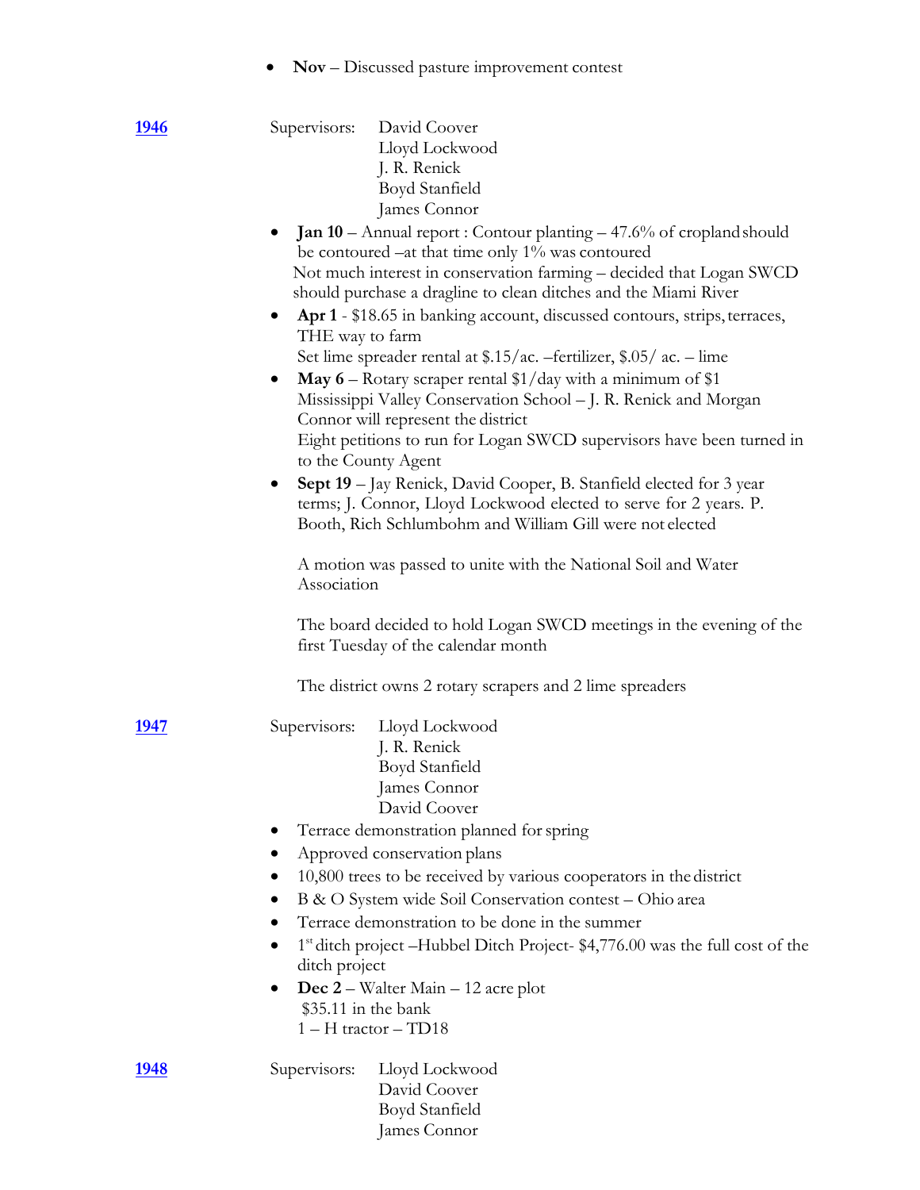- **Nov** – Discussed pasture improvement contest

**1946**

Supervisors: David Coover
Lloyd Lockwood
J. R. Renick
Boyd Stanfield
James Connor

- **Jan 10** – Annual report : Contour planting – 47.6% of cropland should be contoured –at that time only 1% was contoured
  Not much interest in conservation farming – decided that Logan SWCD should purchase a dragline to clean ditches and the Miami River
- **Apr 1** - $18.65 in banking account, discussed contours, strips, terraces, THE way to farm
  Set lime spreader rental at $.15/ac. –fertilizer, $.05/ ac. – lime
- **May 6** – Rotary scraper rental $1/day with a minimum of $1
  Mississippi Valley Conservation School – J. R. Renick and Morgan Connor will represent the district
  Eight petitions to run for Logan SWCD supervisors have been turned in to the County Agent
- **Sept 19** – Jay Renick, David Cooper, B. Stanfield elected for 3 year terms; J. Connor, Lloyd Lockwood elected to serve for 2 years. P. Booth, Rich Schlumbohm and William Gill were not elected

  A motion was passed to unite with the National Soil and Water Association

  The board decided to hold Logan SWCD meetings in the evening of the first Tuesday of the calendar month

  The district owns 2 rotary scrapers and 2 lime spreaders

**1947**

Supervisors: Lloyd Lockwood
J. R. Renick
Boyd Stanfield
James Connor
David Coover

- Terrace demonstration planned for spring
- Approved conservation plans
- 10,800 trees to be received by various cooperators in the district
- B & O System wide Soil Conservation contest – Ohio area
- Terrace demonstration to be done in the summer
- 1st ditch project –Hubbel Ditch Project- $4,776.00 was the full cost of the ditch project
- **Dec 2** – Walter Main – 12 acre plot
  $35.11 in the bank
  1 – H tractor – TD18

**1948**

Supervisors: Lloyd Lockwood
David Coover
Boyd Stanfield
James Connor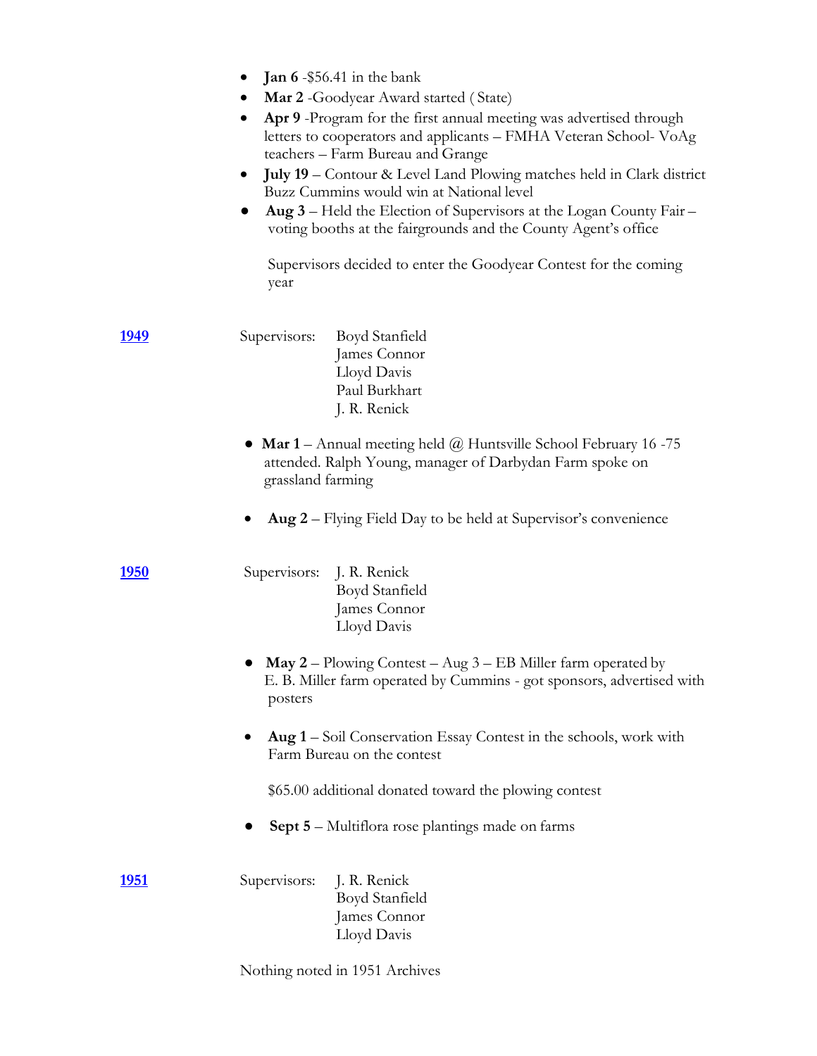- **Jan 6** -$56.41 in the bank
- **Mar 2** -Goodyear Award started ( State)
- **Apr 9** -Program for the first annual meeting was advertised through letters to cooperators and applicants – FMHA Veteran School- VoAg teachers – Farm Bureau and Grange
- **July 19** – Contour & Level Land Plowing matches held in Clark district Buzz Cummins would win at National level
- **Aug 3** – Held the Election of Supervisors at the Logan County Fair – voting booths at the fairgrounds and the County Agent's office

  Supervisors decided to enter the Goodyear Contest for the coming year

**1949** Supervisors: Boyd Stanfield
James Connor
Lloyd Davis
Paul Burkhart
J. R. Renick

- **Mar 1** – Annual meeting held @ Huntsville School February 16 -75 attended. Ralph Young, manager of Darbydan Farm spoke on grassland farming

- **Aug 2** – Flying Field Day to be held at Supervisor's convenience

**1950** Supervisors: J. R. Renick
Boyd Stanfield
James Connor
Lloyd Davis

- **May 2** – Plowing Contest – Aug 3 – EB Miller farm operated by E. B. Miller farm operated by Cummins - got sponsors, advertised with posters

- **Aug 1** – Soil Conservation Essay Contest in the schools, work with Farm Bureau on the contest

  $65.00 additional donated toward the plowing contest

- **Sept 5** – Multiflora rose plantings made on farms

**1951** Supervisors: J. R. Renick
Boyd Stanfield
James Connor
Lloyd Davis

Nothing noted in 1951 Archives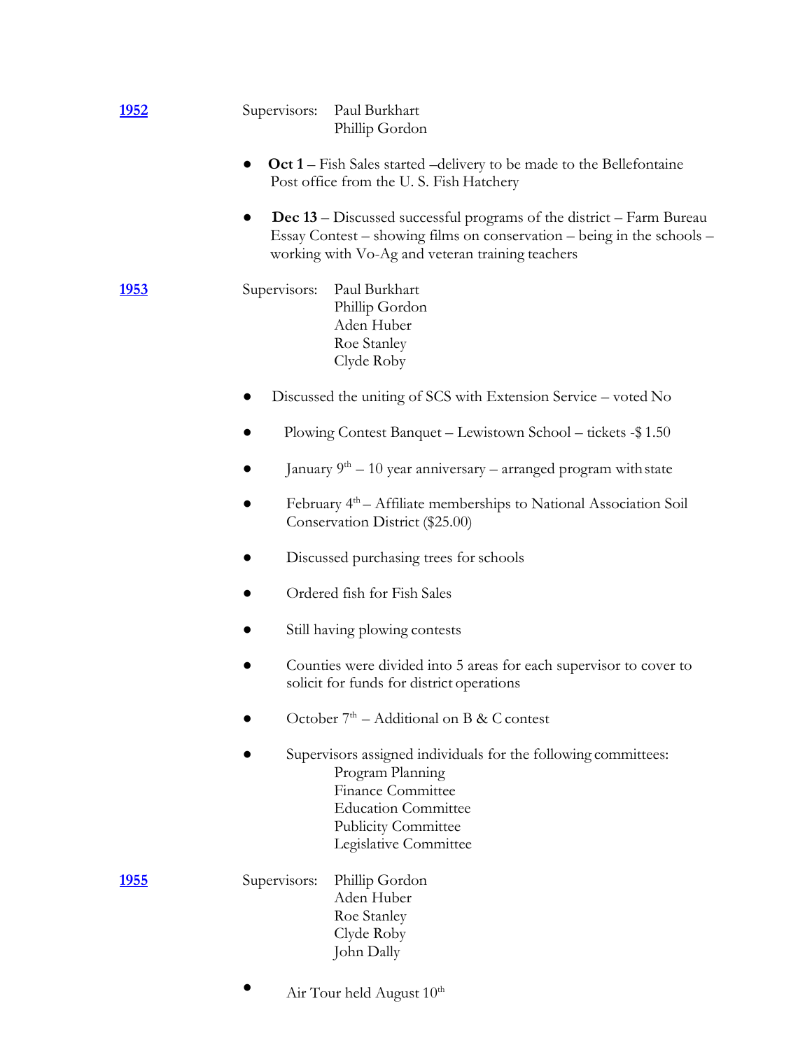**1952**

Supervisors: Paul Burkhart
Phillip Gordon

- **Oct 1** – Fish Sales started –delivery to be made to the Bellefontaine Post office from the U. S. Fish Hatchery
- **Dec 13** – Discussed successful programs of the district – Farm Bureau Essay Contest – showing films on conservation – being in the schools – working with Vo-Ag and veteran training teachers

**1953**

Supervisors: Paul Burkhart
Phillip Gordon
Aden Huber
Roe Stanley
Clyde Roby

- Discussed the uniting of SCS with Extension Service – voted No
- Plowing Contest Banquet – Lewistown School – tickets -$ 1.50
- January 9th – 10 year anniversary – arranged program with state
- February 4th – Affiliate memberships to National Association Soil Conservation District ($25.00)
- Discussed purchasing trees for schools
- Ordered fish for Fish Sales
- Still having plowing contests
- Counties were divided into 5 areas for each supervisor to cover to solicit for funds for district operations
- October 7th – Additional on B & C contest
- Supervisors assigned individuals for the following committees:
  - Program Planning
  - Finance Committee
  - Education Committee
  - Publicity Committee
  - Legislative Committee

**1955**

Supervisors: Phillip Gordon
Aden Huber
Roe Stanley
Clyde Roby
John Dally

- Air Tour held August 10th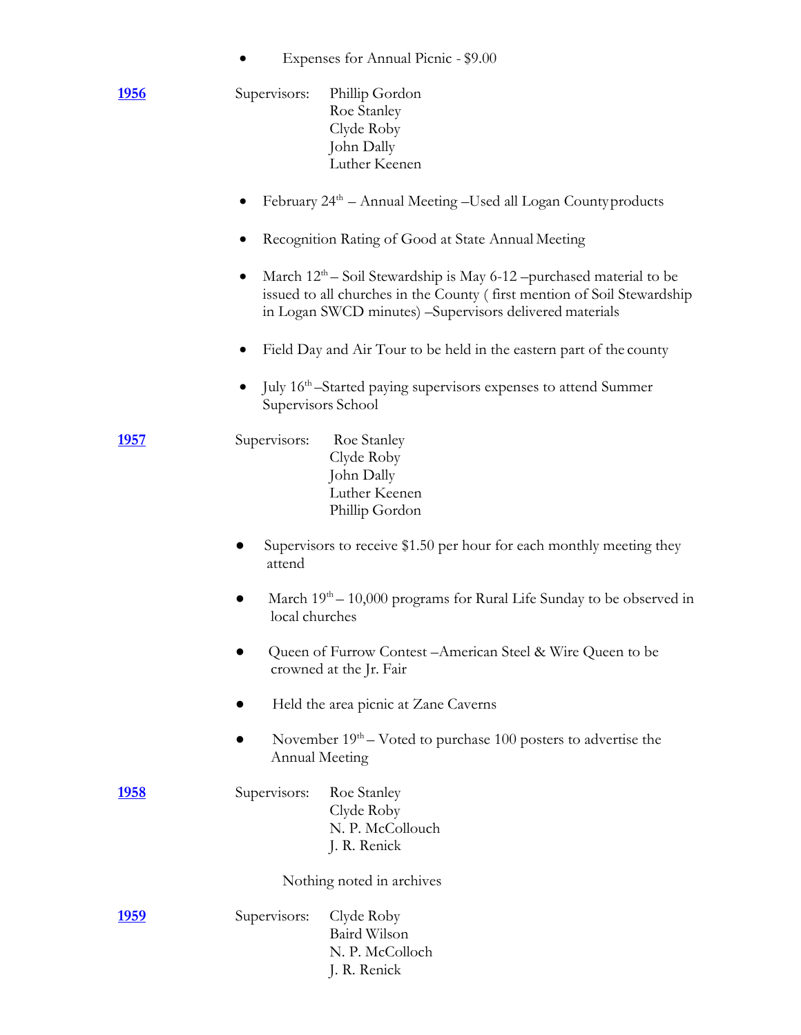- Expenses for Annual Picnic - $9.00

**1956**

Supervisors: Phillip Gordon
Roe Stanley
Clyde Roby
John Dally
Luther Keenen

- February 24th – Annual Meeting –Used all Logan County products
- Recognition Rating of Good at State Annual Meeting
- March 12th – Soil Stewardship is May 6-12 –purchased material to be issued to all churches in the County ( first mention of Soil Stewardship in Logan SWCD minutes) –Supervisors delivered materials
- Field Day and Air Tour to be held in the eastern part of the county
- July 16th –Started paying supervisors expenses to attend Summer Supervisors School

**1957**

Supervisors: Roe Stanley
Clyde Roby
John Dally
Luther Keenen
Phillip Gordon

- Supervisors to receive $1.50 per hour for each monthly meeting they attend
- March 19th – 10,000 programs for Rural Life Sunday to be observed in local churches
- Queen of Furrow Contest –American Steel & Wire Queen to be crowned at the Jr. Fair
- Held the area picnic at Zane Caverns
- November 19th – Voted to purchase 100 posters to advertise the Annual Meeting

**1958**

Supervisors: Roe Stanley
Clyde Roby
N. P. McCollouch
J. R. Renick

Nothing noted in archives

**1959**

Supervisors: Clyde Roby
Baird Wilson
N. P. McColloch
J. R. Renick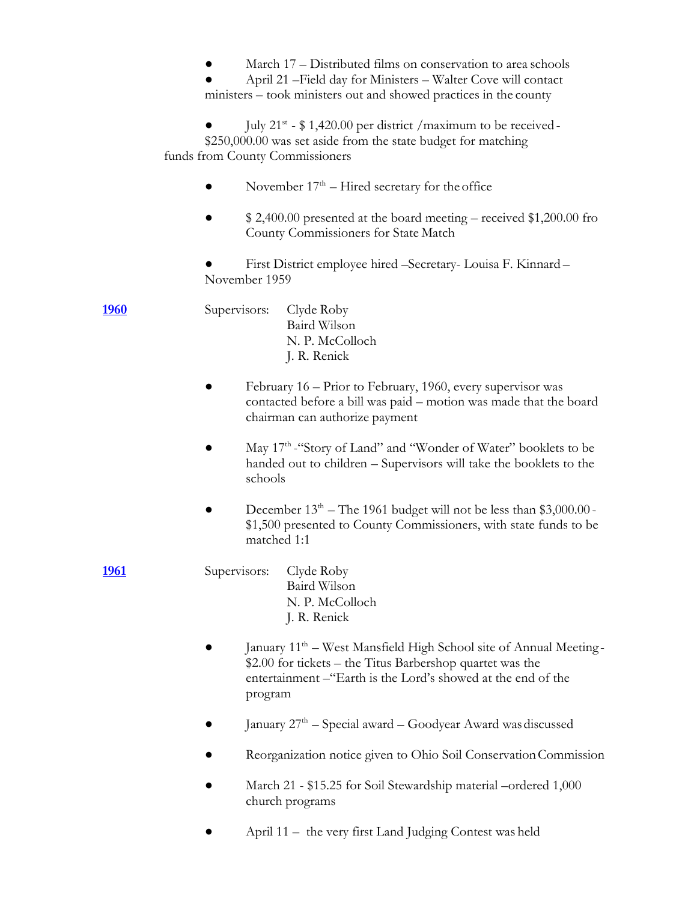- March 17 – Distributed films on conservation to area schools
- April 21 –Field day for Ministers – Walter Cove will contact ministers – took ministers out and showed practices in the county
- July 21st - $ 1,420.00 per district /maximum to be received - $250,000.00 was set aside from the state budget for matching funds from County Commissioners
- November 17th – Hired secretary for the office
- $ 2,400.00 presented at the board meeting – received $1,200.00 fro County Commissioners for State Match
- First District employee hired –Secretary- Louisa F. Kinnard – November 1959

**1960**

Supervisors: Clyde Roby
Baird Wilson
N. P. McColloch
J. R. Renick

- February 16 – Prior to February, 1960, every supervisor was contacted before a bill was paid – motion was made that the board chairman can authorize payment
- May 17th -"Story of Land" and "Wonder of Water" booklets to be handed out to children – Supervisors will take the booklets to the schools
- December 13th – The 1961 budget will not be less than $3,000.00 - $1,500 presented to County Commissioners, with state funds to be matched 1:1

**1961**

Supervisors: Clyde Roby
Baird Wilson
N. P. McColloch
J. R. Renick

- January 11th – West Mansfield High School site of Annual Meeting - $2.00 for tickets – the Titus Barbershop quartet was the entertainment –"Earth is the Lord's showed at the end of the program
- January 27th – Special award – Goodyear Award was discussed
- Reorganization notice given to Ohio Soil Conservation Commission
- March 21 - $15.25 for Soil Stewardship material –ordered 1,000 church programs
- April 11 – the very first Land Judging Contest was held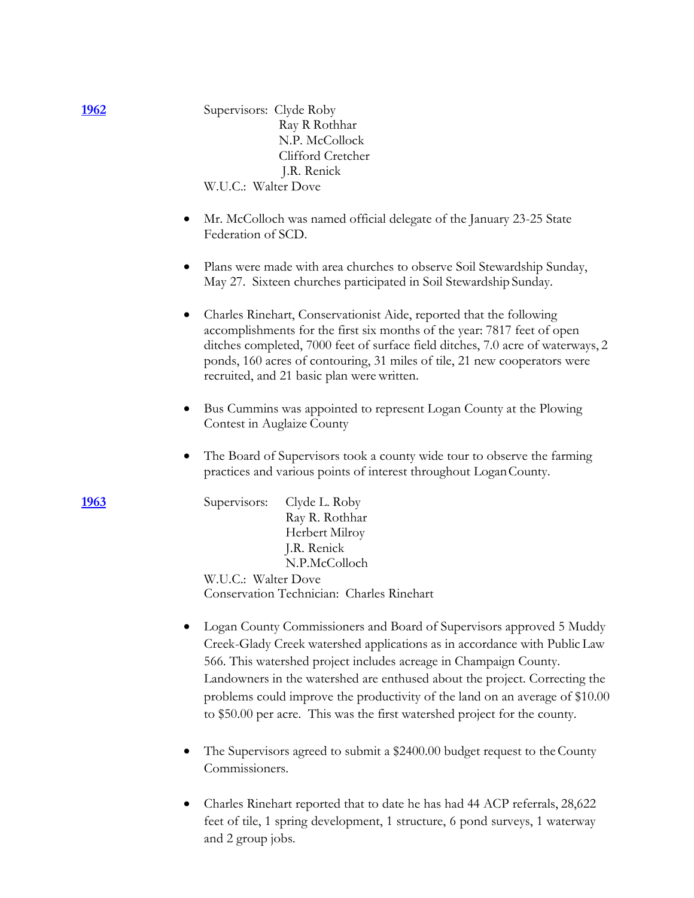**1962** Supervisors: Clyde Roby
Ray R Rothhar
N.P. McCollock
Clifford Cretcher
J.R. Renick
W.U.C.: Walter Dove

- Mr. McColloch was named official delegate of the January 23-25 State Federation of SCD.
- Plans were made with area churches to observe Soil Stewardship Sunday, May 27. Sixteen churches participated in Soil Stewardship Sunday.
- Charles Rinehart, Conservationist Aide, reported that the following accomplishments for the first six months of the year: 7817 feet of open ditches completed, 7000 feet of surface field ditches, 7.0 acre of waterways, 2 ponds, 160 acres of contouring, 31 miles of tile, 21 new cooperators were recruited, and 21 basic plan were written.
- Bus Cummins was appointed to represent Logan County at the Plowing Contest in Auglaize County
- The Board of Supervisors took a county wide tour to observe the farming practices and various points of interest throughout Logan County.

**1963** Supervisors: Clyde L. Roby
Ray R. Rothhar
Herbert Milroy
J.R. Renick
N.P.McColloch
W.U.C.: Walter Dove
Conservation Technician: Charles Rinehart

- Logan County Commissioners and Board of Supervisors approved 5 Muddy Creek-Glady Creek watershed applications as in accordance with Public Law 566. This watershed project includes acreage in Champaign County. Landowners in the watershed are enthused about the project. Correcting the problems could improve the productivity of the land on an average of $10.00 to $50.00 per acre. This was the first watershed project for the county.
- The Supervisors agreed to submit a $2400.00 budget request to the County Commissioners.
- Charles Rinehart reported that to date he has had 44 ACP referrals, 28,622 feet of tile, 1 spring development, 1 structure, 6 pond surveys, 1 waterway and 2 group jobs.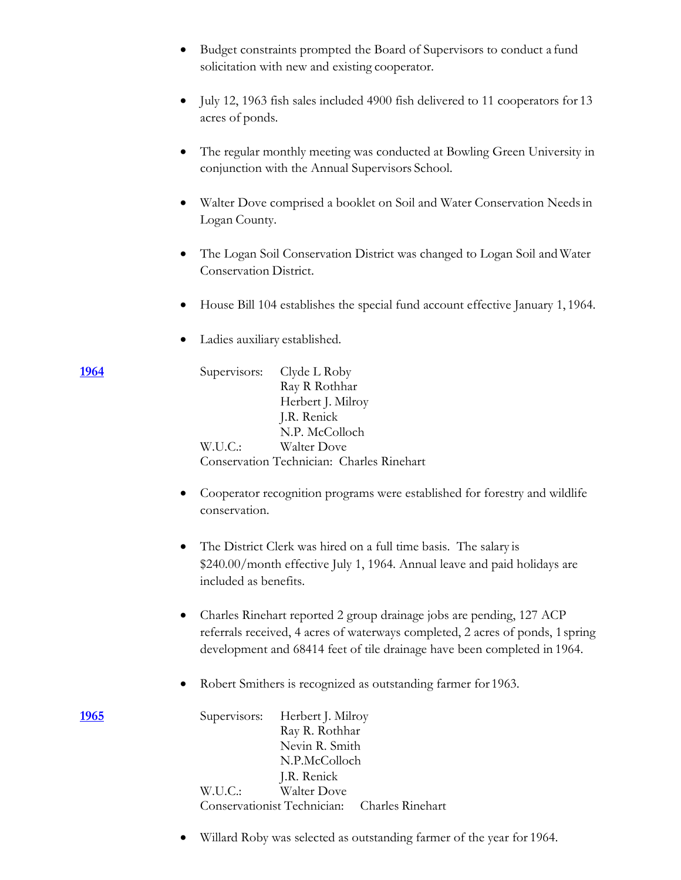- Budget constraints prompted the Board of Supervisors to conduct a fund solicitation with new and existing cooperator.

- July 12, 1963 fish sales included 4900 fish delivered to 11 cooperators for 13 acres of ponds.

- The regular monthly meeting was conducted at Bowling Green University in conjunction with the Annual Supervisors School.

- Walter Dove comprised a booklet on Soil and Water Conservation Needs in Logan County.

- The Logan Soil Conservation District was changed to Logan Soil and Water Conservation District.

- House Bill 104 establishes the special fund account effective January 1, 1964.

- Ladies auxiliary established.

**1964**

Supervisors: Clyde L Roby
Ray R Rothhar
Herbert J. Milroy
J.R. Renick
N.P. McColloch
W.U.C.: Walter Dove
Conservation Technician: Charles Rinehart

- Cooperator recognition programs were established for forestry and wildlife conservation.

- The District Clerk was hired on a full time basis. The salary is $240.00/month effective July 1, 1964. Annual leave and paid holidays are included as benefits.

- Charles Rinehart reported 2 group drainage jobs are pending, 127 ACP referrals received, 4 acres of waterways completed, 2 acres of ponds, 1 spring development and 68414 feet of tile drainage have been completed in 1964.

- Robert Smithers is recognized as outstanding farmer for 1963.

**1965**

Supervisors: Herbert J. Milroy
Ray R. Rothhar
Nevin R. Smith
N.P.McColloch
J.R. Renick
W.U.C.: Walter Dove
Conservationist Technician: Charles Rinehart

- Willard Roby was selected as outstanding farmer of the year for 1964.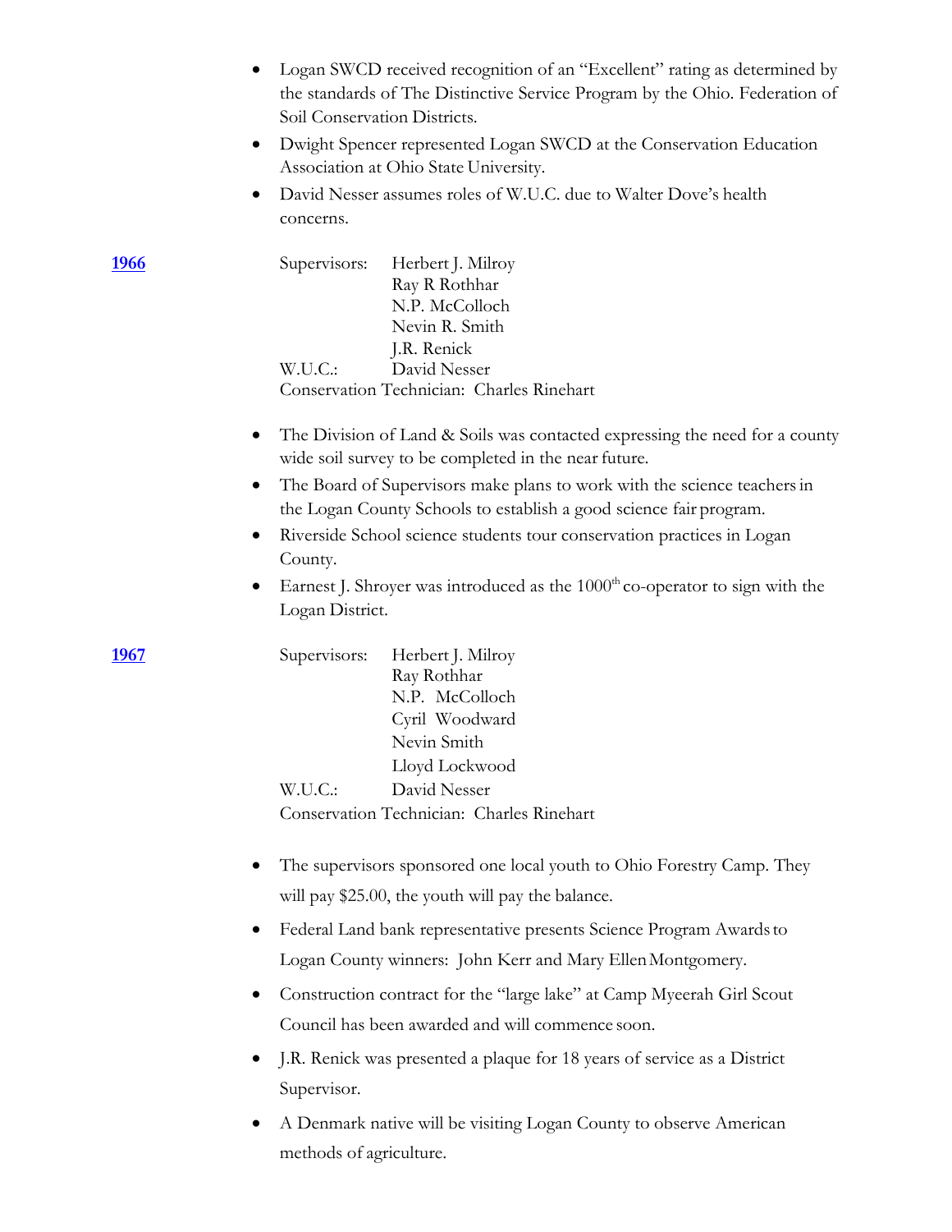- Logan SWCD received recognition of an "Excellent" rating as determined by the standards of The Distinctive Service Program by the Ohio. Federation of Soil Conservation Districts.
- Dwight Spencer represented Logan SWCD at the Conservation Education Association at Ohio State University.
- David Nesser assumes roles of W.U.C. due to Walter Dove's health concerns.

**1966**

Supervisors: Herbert J. Milroy
Ray R Rothhar
N.P. McColloch
Nevin R. Smith
J.R. Renick

W.U.C.: David Nesser

Conservation Technician: Charles Rinehart

- The Division of Land & Soils was contacted expressing the need for a county wide soil survey to be completed in the near future.
- The Board of Supervisors make plans to work with the science teachers in the Logan County Schools to establish a good science fair program.
- Riverside School science students tour conservation practices in Logan County.
- Earnest J. Shroyer was introduced as the 1000th co-operator to sign with the Logan District.

**1967**

Supervisors: Herbert J. Milroy
Ray Rothhar
N.P. McColloch
Cyril Woodward
Nevin Smith
Lloyd Lockwood

W.U.C.: David Nesser

Conservation Technician: Charles Rinehart

- The supervisors sponsored one local youth to Ohio Forestry Camp. They will pay $25.00, the youth will pay the balance.
- Federal Land bank representative presents Science Program Awards to Logan County winners: John Kerr and Mary Ellen Montgomery.
- Construction contract for the "large lake" at Camp Myeerah Girl Scout Council has been awarded and will commence soon.
- J.R. Renick was presented a plaque for 18 years of service as a District Supervisor.
- A Denmark native will be visiting Logan County to observe American methods of agriculture.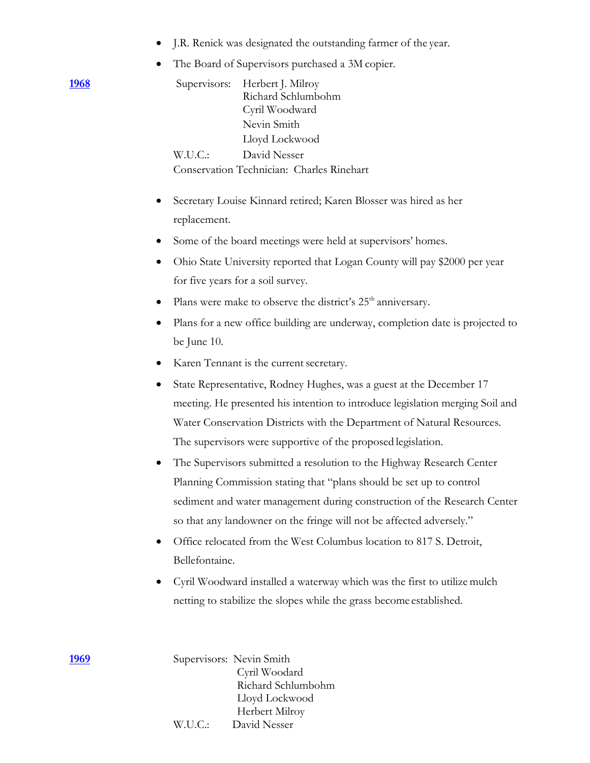- J.R. Renick was designated the outstanding farmer of the year.
- The Board of Supervisors purchased a 3M copier.

**1968**

Supervisors: Herbert J. Milroy
Richard Schlumbohm
Cyril Woodward
Nevin Smith
Lloyd Lockwood

W.U.C.: David Nesser

Conservation Technician: Charles Rinehart

- Secretary Louise Kinnard retired; Karen Blosser was hired as her replacement.
- Some of the board meetings were held at supervisors' homes.
- Ohio State University reported that Logan County will pay $2000 per year for five years for a soil survey.
- Plans were make to observe the district's 25th anniversary.
- Plans for a new office building are underway, completion date is projected to be June 10.
- Karen Tennant is the current secretary.
- State Representative, Rodney Hughes, was a guest at the December 17 meeting. He presented his intention to introduce legislation merging Soil and Water Conservation Districts with the Department of Natural Resources. The supervisors were supportive of the proposed legislation.
- The Supervisors submitted a resolution to the Highway Research Center Planning Commission stating that "plans should be set up to control sediment and water management during construction of the Research Center so that any landowner on the fringe will not be affected adversely."
- Office relocated from the West Columbus location to 817 S. Detroit, Bellefontaine.
- Cyril Woodward installed a waterway which was the first to utilize mulch netting to stabilize the slopes while the grass become established.

**1969**

Supervisors: Nevin Smith
Cyril Woodard
Richard Schlumbohm
Lloyd Lockwood
Herbert Milroy

W.U.C.: David Nesser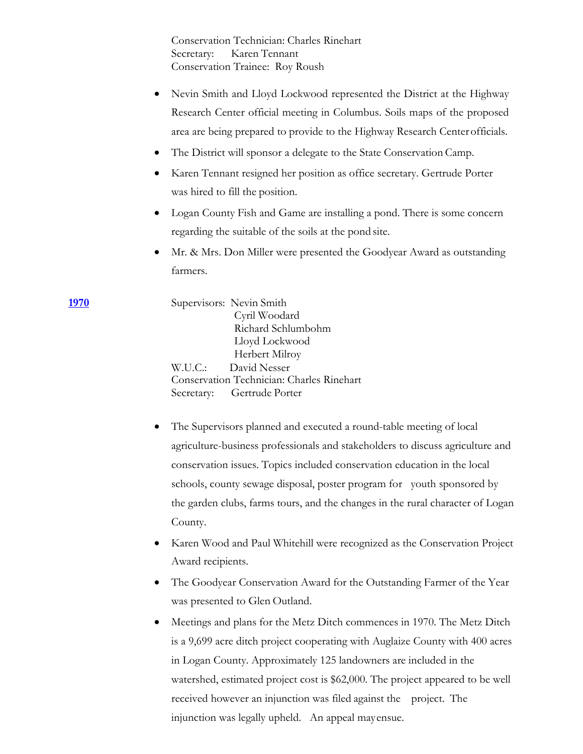Conservation Technician: Charles Rinehart
Secretary: Karen Tennant
Conservation Trainee: Roy Roush

- Nevin Smith and Lloyd Lockwood represented the District at the Highway Research Center official meeting in Columbus. Soils maps of the proposed area are being prepared to provide to the Highway Research Center officials.
- The District will sponsor a delegate to the State Conservation Camp.
- Karen Tennant resigned her position as office secretary. Gertrude Porter was hired to fill the position.
- Logan County Fish and Game are installing a pond. There is some concern regarding the suitable of the soils at the pond site.
- Mr. & Mrs. Don Miller were presented the Goodyear Award as outstanding farmers.

**1970**

Supervisors: Nevin Smith
Cyril Woodard
Richard Schlumbohm
Lloyd Lockwood
Herbert Milroy
W.U.C.: David Nesser
Conservation Technician: Charles Rinehart
Secretary: Gertrude Porter

- The Supervisors planned and executed a round-table meeting of local agriculture-business professionals and stakeholders to discuss agriculture and conservation issues. Topics included conservation education in the local schools, county sewage disposal, poster program for youth sponsored by the garden clubs, farms tours, and the changes in the rural character of Logan County.
- Karen Wood and Paul Whitehill were recognized as the Conservation Project Award recipients.
- The Goodyear Conservation Award for the Outstanding Farmer of the Year was presented to Glen Outland.
- Meetings and plans for the Metz Ditch commences in 1970. The Metz Ditch is a 9,699 acre ditch project cooperating with Auglaize County with 400 acres in Logan County. Approximately 125 landowners are included in the watershed, estimated project cost is $62,000. The project appeared to be well received however an injunction was filed against the project. The injunction was legally upheld. An appeal may ensue.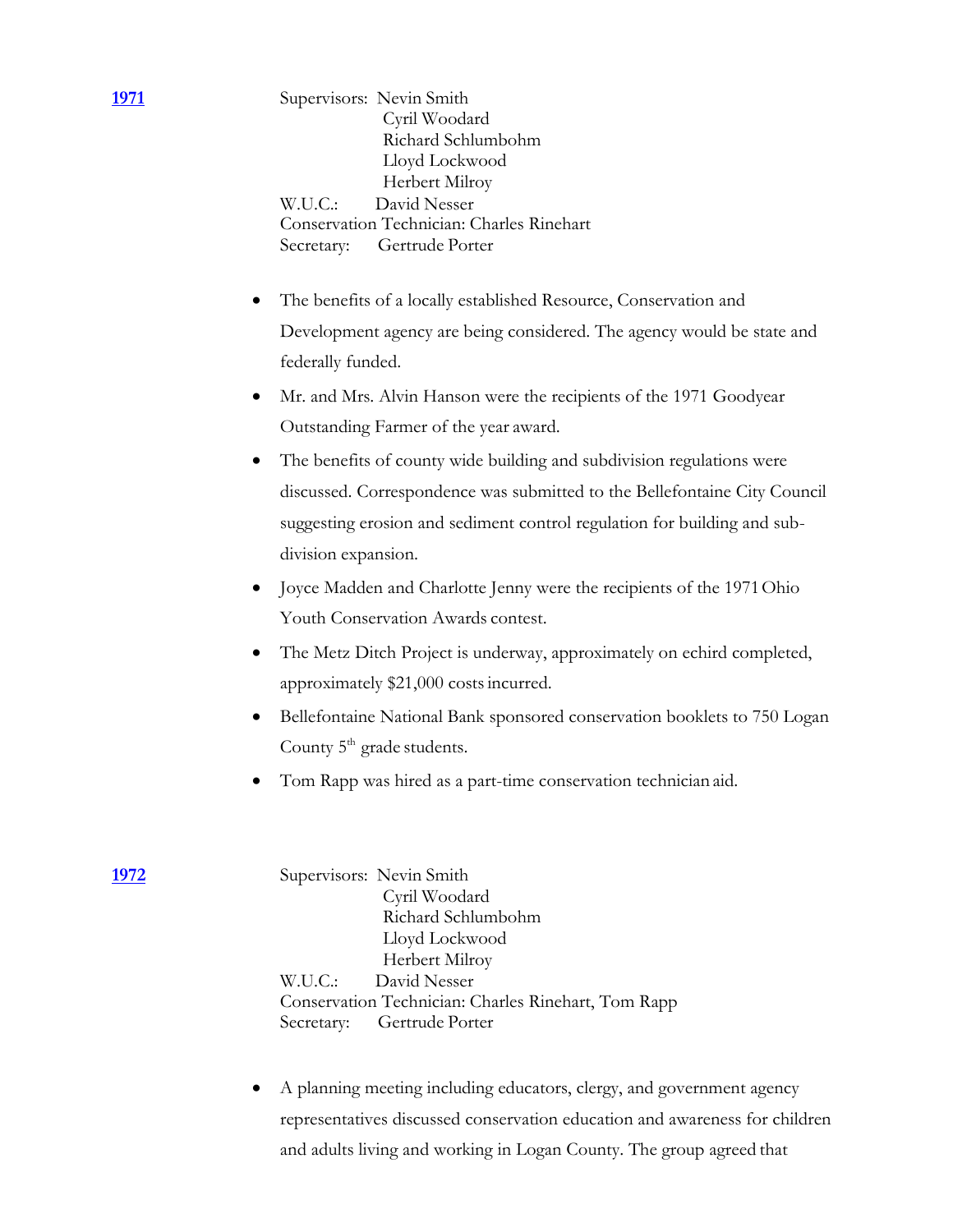**1971**

Supervisors: Nevin Smith
Cyril Woodard
Richard Schlumbohm
Lloyd Lockwood
Herbert Milroy
W.U.C.: David Nesser
Conservation Technician: Charles Rinehart
Secretary: Gertrude Porter

- The benefits of a locally established Resource, Conservation and Development agency are being considered. The agency would be state and federally funded.
- Mr. and Mrs. Alvin Hanson were the recipients of the 1971 Goodyear Outstanding Farmer of the year award.
- The benefits of county wide building and subdivision regulations were discussed. Correspondence was submitted to the Bellefontaine City Council suggesting erosion and sediment control regulation for building and sub-division expansion.
- Joyce Madden and Charlotte Jenny were the recipients of the 1971 Ohio Youth Conservation Awards contest.
- The Metz Ditch Project is underway, approximately on echird completed, approximately $21,000 costs incurred.
- Bellefontaine National Bank sponsored conservation booklets to 750 Logan County 5th grade students.
- Tom Rapp was hired as a part-time conservation technician aid.

**1972**

Supervisors: Nevin Smith
Cyril Woodard
Richard Schlumbohm
Lloyd Lockwood
Herbert Milroy
W.U.C.: David Nesser
Conservation Technician: Charles Rinehart, Tom Rapp
Secretary: Gertrude Porter

- A planning meeting including educators, clergy, and government agency representatives discussed conservation education and awareness for children and adults living and working in Logan County. The group agreed that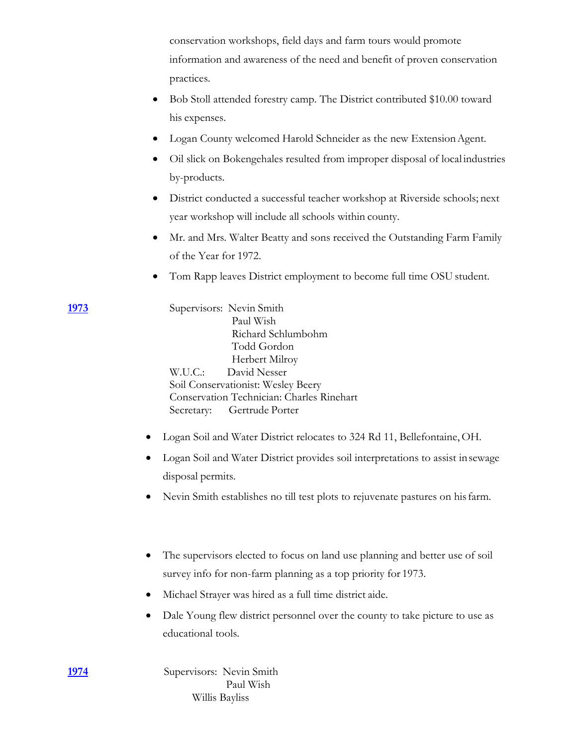conservation workshops, field days and farm tours would promote information and awareness of the need and benefit of proven conservation practices.

- Bob Stoll attended forestry camp. The District contributed $10.00 toward his expenses.
- Logan County welcomed Harold Schneider as the new Extension Agent.
- Oil slick on Bokengehales resulted from improper disposal of local industries by-products.
- District conducted a successful teacher workshop at Riverside schools; next year workshop will include all schools within county.
- Mr. and Mrs. Walter Beatty and sons received the Outstanding Farm Family of the Year for 1972.
- Tom Rapp leaves District employment to become full time OSU student.

**1973**

Supervisors: Nevin Smith
Paul Wish
Richard Schlumbohm
Todd Gordon
Herbert Milroy
W.U.C.: David Nesser
Soil Conservationist: Wesley Beery
Conservation Technician: Charles Rinehart
Secretary: Gertrude Porter

- Logan Soil and Water District relocates to 324 Rd 11, Bellefontaine, OH.
- Logan Soil and Water District provides soil interpretations to assist in sewage disposal permits.
- Nevin Smith establishes no till test plots to rejuvenate pastures on his farm.
- The supervisors elected to focus on land use planning and better use of soil survey info for non-farm planning as a top priority for 1973.
- Michael Strayer was hired as a full time district aide.
- Dale Young flew district personnel over the county to take picture to use as educational tools.

**1974**

Supervisors: Nevin Smith
Paul Wish
Willis Bayliss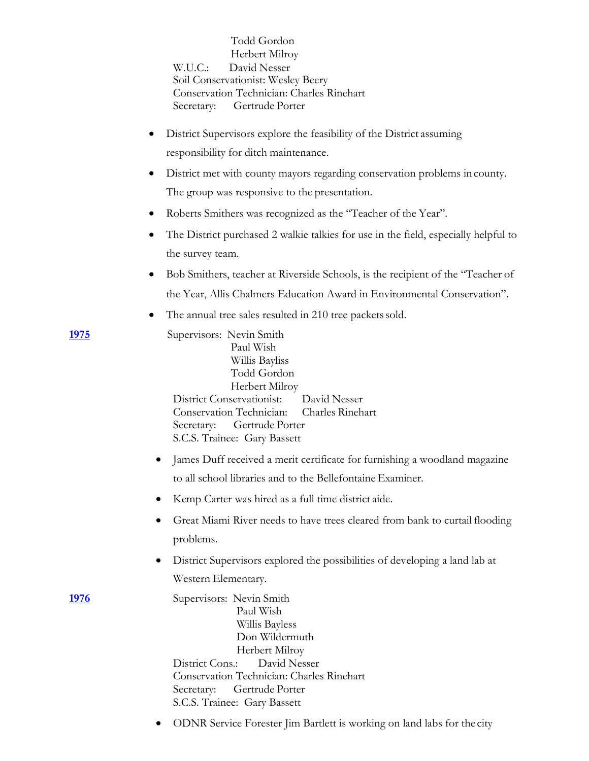Todd Gordon
Herbert Milroy
W.U.C.: David Nesser
Soil Conservationist: Wesley Beery
Conservation Technician: Charles Rinehart
Secretary: Gertrude Porter

- District Supervisors explore the feasibility of the District assuming responsibility for ditch maintenance.
- District met with county mayors regarding conservation problems in county. The group was responsive to the presentation.
- Roberts Smithers was recognized as the "Teacher of the Year".
- The District purchased 2 walkie talkies for use in the field, especially helpful to the survey team.
- Bob Smithers, teacher at Riverside Schools, is the recipient of the "Teacher of the Year, Allis Chalmers Education Award in Environmental Conservation".
- The annual tree sales resulted in 210 tree packets sold.

**1975**

Supervisors: Nevin Smith
Paul Wish
Willis Bayliss
Todd Gordon
Herbert Milroy
District Conservationist: David Nesser
Conservation Technician: Charles Rinehart
Secretary: Gertrude Porter
S.C.S. Trainee: Gary Bassett

- James Duff received a merit certificate for furnishing a woodland magazine to all school libraries and to the Bellefontaine Examiner.
- Kemp Carter was hired as a full time district aide.
- Great Miami River needs to have trees cleared from bank to curtail flooding problems.
- District Supervisors explored the possibilities of developing a land lab at Western Elementary.

**1976**

Supervisors: Nevin Smith
Paul Wish
Willis Bayless
Don Wildermuth
Herbert Milroy
District Cons.: David Nesser
Conservation Technician: Charles Rinehart
Secretary: Gertrude Porter
S.C.S. Trainee: Gary Bassett

- ODNR Service Forester Jim Bartlett is working on land labs for the city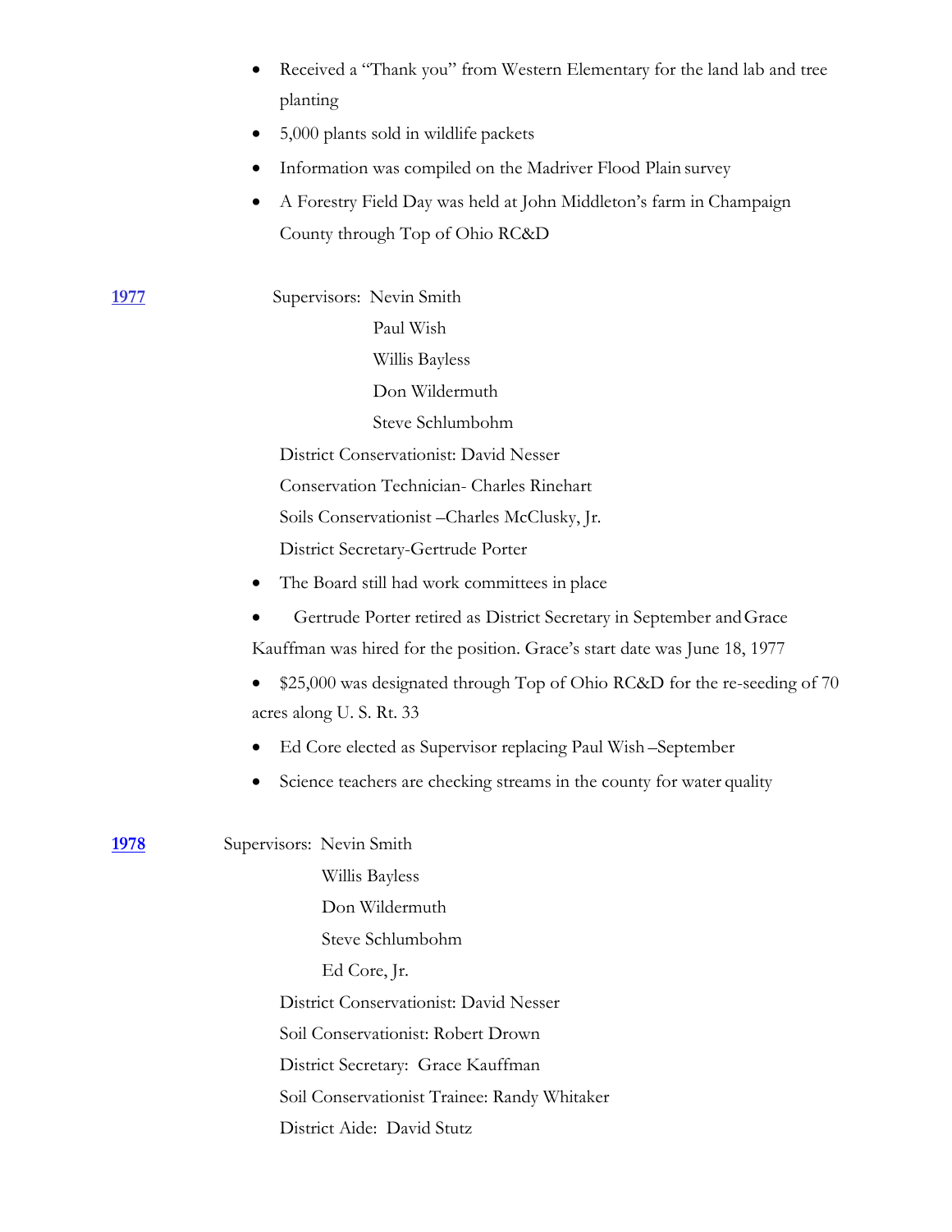- Received a "Thank you" from Western Elementary for the land lab and tree planting
- 5,000 plants sold in wildlife packets
- Information was compiled on the Madriver Flood Plain survey
- A Forestry Field Day was held at John Middleton's farm in Champaign County through Top of Ohio RC&D

**1977**

Supervisors: Nevin Smith
Paul Wish
Willis Bayless
Don Wildermuth
Steve Schlumbohm

District Conservationist: David Nesser
Conservation Technician- Charles Rinehart
Soils Conservationist –Charles McClusky, Jr.
District Secretary-Gertrude Porter

- The Board still had work committees in place
- Gertrude Porter retired as District Secretary in September and Grace Kauffman was hired for the position. Grace's start date was June 18, 1977
- $25,000 was designated through Top of Ohio RC&D for the re-seeding of 70 acres along U. S. Rt. 33
- Ed Core elected as Supervisor replacing Paul Wish –September
- Science teachers are checking streams in the county for water quality

**1978**

Supervisors: Nevin Smith
Willis Bayless
Don Wildermuth
Steve Schlumbohm
Ed Core, Jr.

District Conservationist: David Nesser
Soil Conservationist: Robert Drown
District Secretary: Grace Kauffman
Soil Conservationist Trainee: Randy Whitaker
District Aide: David Stutz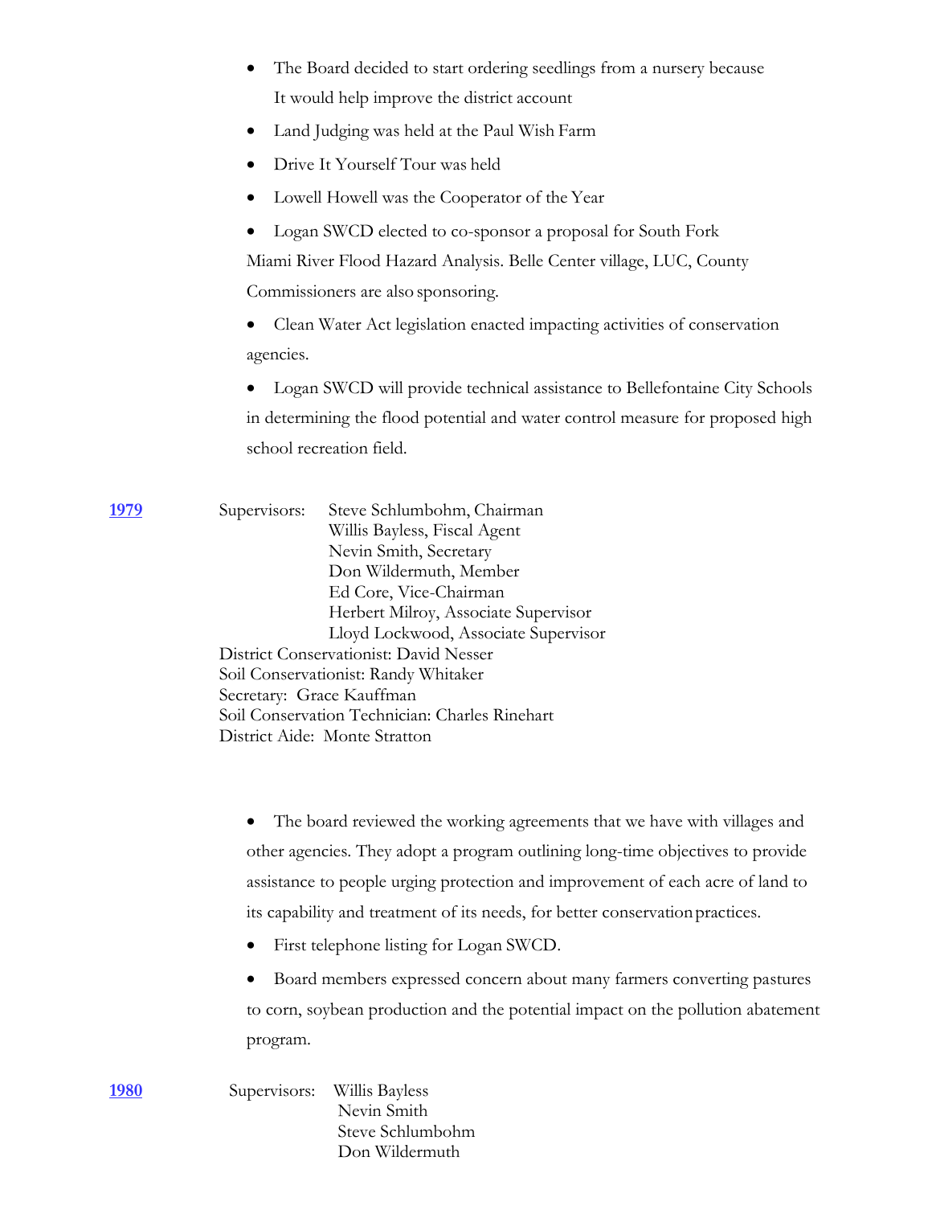- The Board decided to start ordering seedlings from a nursery because It would help improve the district account
- Land Judging was held at the Paul Wish Farm
- Drive It Yourself Tour was held
- Lowell Howell was the Cooperator of the Year
- Logan SWCD elected to co-sponsor a proposal for South Fork Miami River Flood Hazard Analysis. Belle Center village, LUC, County Commissioners are also sponsoring.
- Clean Water Act legislation enacted impacting activities of conservation agencies.
- Logan SWCD will provide technical assistance to Bellefontaine City Schools in determining the flood potential and water control measure for proposed high school recreation field.

**1979**

Supervisors: Steve Schlumbohm, Chairman
Willis Bayless, Fiscal Agent
Nevin Smith, Secretary
Don Wildermuth, Member
Ed Core, Vice-Chairman
Herbert Milroy, Associate Supervisor
Lloyd Lockwood, Associate Supervisor

District Conservationist: David Nesser
Soil Conservationist: Randy Whitaker
Secretary: Grace Kauffman
Soil Conservation Technician: Charles Rinehart
District Aide: Monte Stratton

- The board reviewed the working agreements that we have with villages and other agencies. They adopt a program outlining long-time objectives to provide assistance to people urging protection and improvement of each acre of land to its capability and treatment of its needs, for better conservation practices.
- First telephone listing for Logan SWCD.
- Board members expressed concern about many farmers converting pastures to corn, soybean production and the potential impact on the pollution abatement program.

**1980**

Supervisors: Willis Bayless
Nevin Smith
Steve Schlumbohm
Don Wildermuth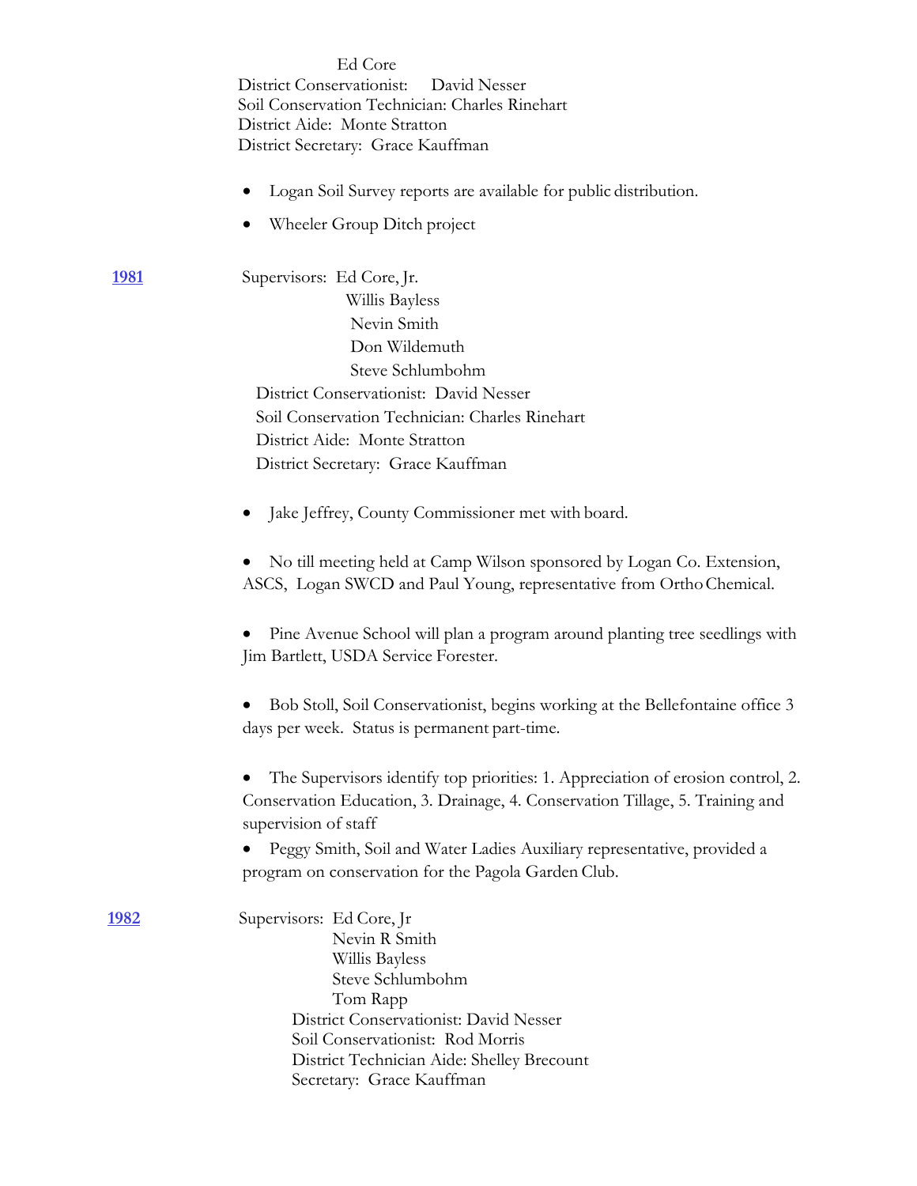Ed Core
District Conservationist: David Nesser
Soil Conservation Technician: Charles Rinehart
District Aide: Monte Stratton
District Secretary: Grace Kauffman

- Logan Soil Survey reports are available for public distribution.
- Wheeler Group Ditch project

**1981**

Supervisors: Ed Core, Jr.
Willis Bayless
Nevin Smith
Don Wildemuth
Steve Schlumbohm
District Conservationist: David Nesser
Soil Conservation Technician: Charles Rinehart
District Aide: Monte Stratton
District Secretary: Grace Kauffman

- Jake Jeffrey, County Commissioner met with board.
- No till meeting held at Camp Wilson sponsored by Logan Co. Extension, ASCS, Logan SWCD and Paul Young, representative from Ortho Chemical.
- Pine Avenue School will plan a program around planting tree seedlings with Jim Bartlett, USDA Service Forester.
- Bob Stoll, Soil Conservationist, begins working at the Bellefontaine office 3 days per week. Status is permanent part-time.
- The Supervisors identify top priorities: 1. Appreciation of erosion control, 2. Conservation Education, 3. Drainage, 4. Conservation Tillage, 5. Training and supervision of staff
- Peggy Smith, Soil and Water Ladies Auxiliary representative, provided a program on conservation for the Pagola Garden Club.

**1982**

Supervisors: Ed Core, Jr
Nevin R Smith
Willis Bayless
Steve Schlumbohm
Tom Rapp
District Conservationist: David Nesser
Soil Conservationist: Rod Morris
District Technician Aide: Shelley Brecount
Secretary: Grace Kauffman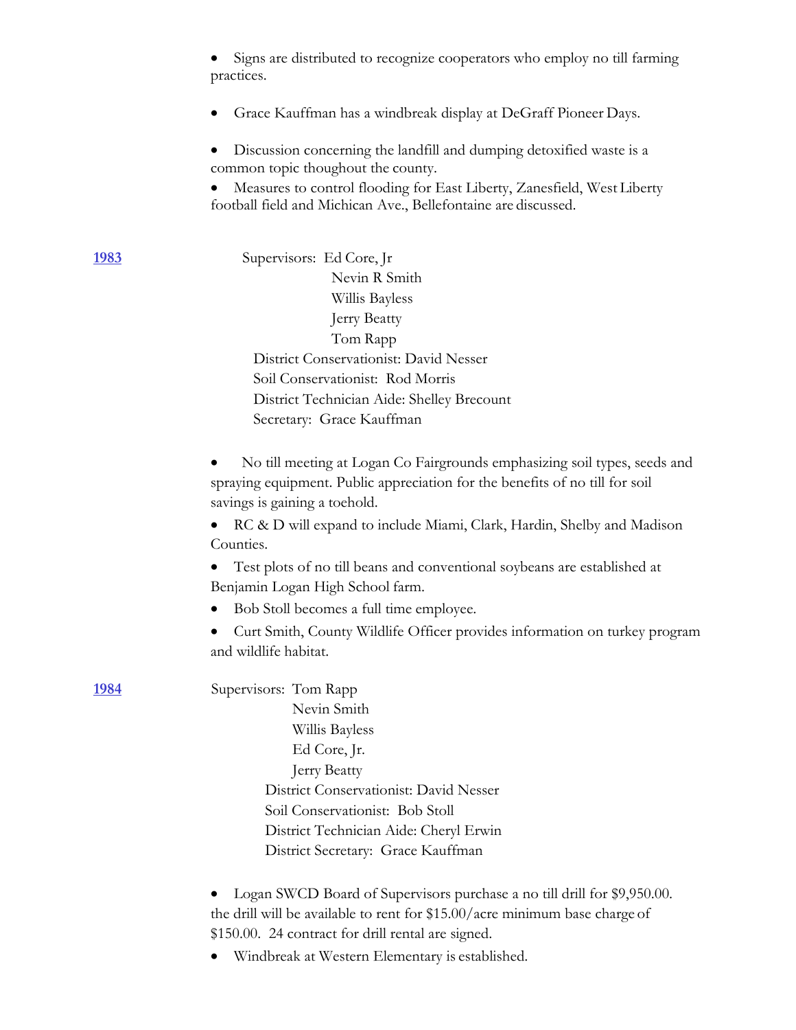- Signs are distributed to recognize cooperators who employ no till farming practices.

- Grace Kauffman has a windbreak display at DeGraff Pioneer Days.

- Discussion concerning the landfill and dumping detoxified waste is a common topic thoughout the county.
- Measures to control flooding for East Liberty, Zanesfield, West Liberty football field and Michican Ave., Bellefontaine are discussed.

**1983**

Supervisors: Ed Core, Jr
Nevin R Smith
Willis Bayless
Jerry Beatty
Tom Rapp
District Conservationist: David Nesser
Soil Conservationist: Rod Morris
District Technician Aide: Shelley Brecount
Secretary: Grace Kauffman

- No till meeting at Logan Co Fairgrounds emphasizing soil types, seeds and spraying equipment. Public appreciation for the benefits of no till for soil savings is gaining a toehold.
- RC & D will expand to include Miami, Clark, Hardin, Shelby and Madison Counties.
- Test plots of no till beans and conventional soybeans are established at Benjamin Logan High School farm.
- Bob Stoll becomes a full time employee.
- Curt Smith, County Wildlife Officer provides information on turkey program and wildlife habitat.

**1984**

Supervisors: Tom Rapp
Nevin Smith
Willis Bayless
Ed Core, Jr.
Jerry Beatty
District Conservationist: David Nesser
Soil Conservationist: Bob Stoll
District Technician Aide: Cheryl Erwin
District Secretary: Grace Kauffman

- Logan SWCD Board of Supervisors purchase a no till drill for $9,950.00. the drill will be available to rent for $15.00/acre minimum base charge of $150.00. 24 contract for drill rental are signed.
- Windbreak at Western Elementary is established.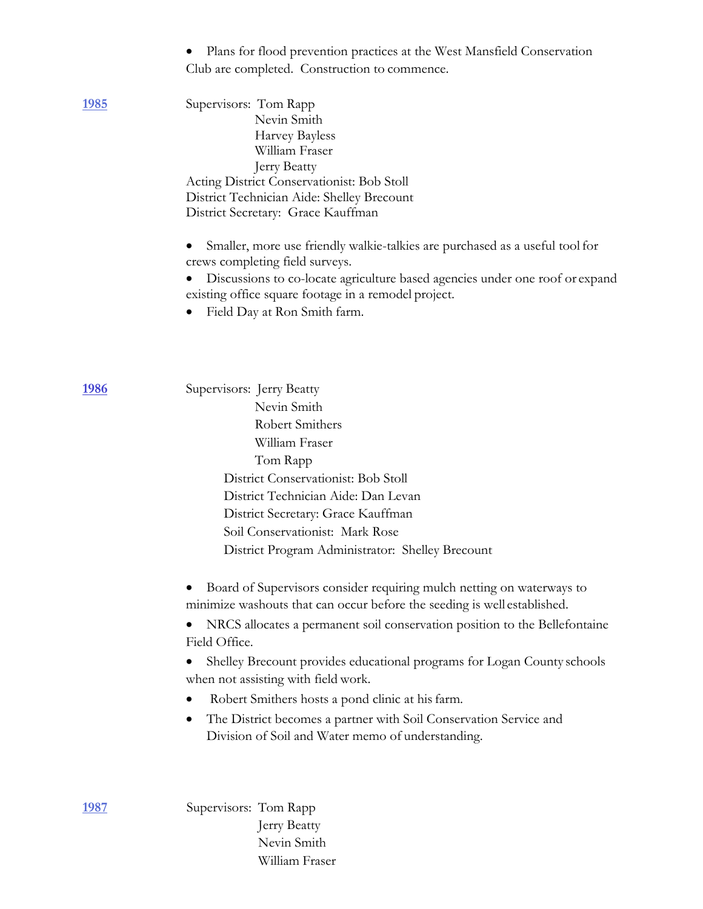- Plans for flood prevention practices at the West Mansfield Conservation Club are completed. Construction to commence.

**1985**

Supervisors: Tom Rapp
Nevin Smith
Harvey Bayless
William Fraser
Jerry Beatty
Acting District Conservationist: Bob Stoll
District Technician Aide: Shelley Brecount
District Secretary: Grace Kauffman

- Smaller, more use friendly walkie-talkies are purchased as a useful tool for crews completing field surveys.
- Discussions to co-locate agriculture based agencies under one roof or expand existing office square footage in a remodel project.
- Field Day at Ron Smith farm.

**1986**

Supervisors: Jerry Beatty
Nevin Smith
Robert Smithers
William Fraser
Tom Rapp
District Conservationist: Bob Stoll
District Technician Aide: Dan Levan
District Secretary: Grace Kauffman
Soil Conservationist: Mark Rose
District Program Administrator: Shelley Brecount

- Board of Supervisors consider requiring mulch netting on waterways to minimize washouts that can occur before the seeding is well established.
- NRCS allocates a permanent soil conservation position to the Bellefontaine Field Office.
- Shelley Brecount provides educational programs for Logan County schools when not assisting with field work.
- Robert Smithers hosts a pond clinic at his farm.
- The District becomes a partner with Soil Conservation Service and Division of Soil and Water memo of understanding.

**1987**

Supervisors: Tom Rapp
Jerry Beatty
Nevin Smith
William Fraser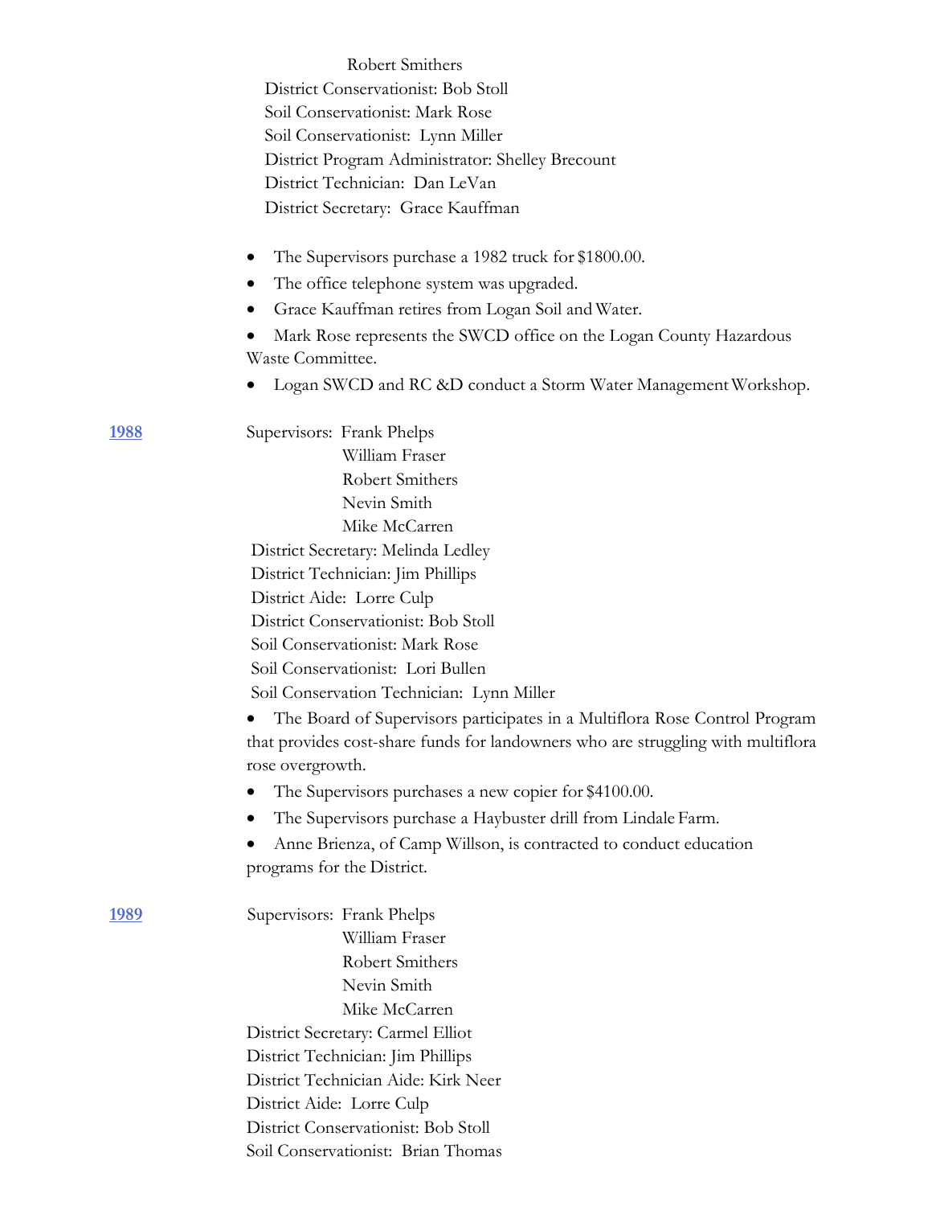Robert Smithers

District Conservationist: Bob Stoll

Soil Conservationist: Mark Rose

Soil Conservationist: Lynn Miller

District Program Administrator: Shelley Brecount

District Technician: Dan LeVan

District Secretary: Grace Kauffman

- The Supervisors purchase a 1982 truck for $1800.00.
- The office telephone system was upgraded.
- Grace Kauffman retires from Logan Soil and Water.
- Mark Rose represents the SWCD office on the Logan County Hazardous Waste Committee.
- Logan SWCD and RC &D conduct a Storm Water Management Workshop.

**1988**

Supervisors: Frank Phelps
William Fraser
Robert Smithers
Nevin Smith
Mike McCarren

District Secretary: Melinda Ledley

District Technician: Jim Phillips

District Aide: Lorre Culp

District Conservationist: Bob Stoll

Soil Conservationist: Mark Rose

Soil Conservationist: Lori Bullen

Soil Conservation Technician: Lynn Miller

- The Board of Supervisors participates in a Multiflora Rose Control Program that provides cost-share funds for landowners who are struggling with multiflora rose overgrowth.
- The Supervisors purchases a new copier for $4100.00.
- The Supervisors purchase a Haybuster drill from Lindale Farm.
- Anne Brienza, of Camp Willson, is contracted to conduct education programs for the District.

**1989**

Supervisors: Frank Phelps
William Fraser
Robert Smithers
Nevin Smith
Mike McCarren

District Secretary: Carmel Elliot

District Technician: Jim Phillips

District Technician Aide: Kirk Neer

District Aide: Lorre Culp

District Conservationist: Bob Stoll

Soil Conservationist: Brian Thomas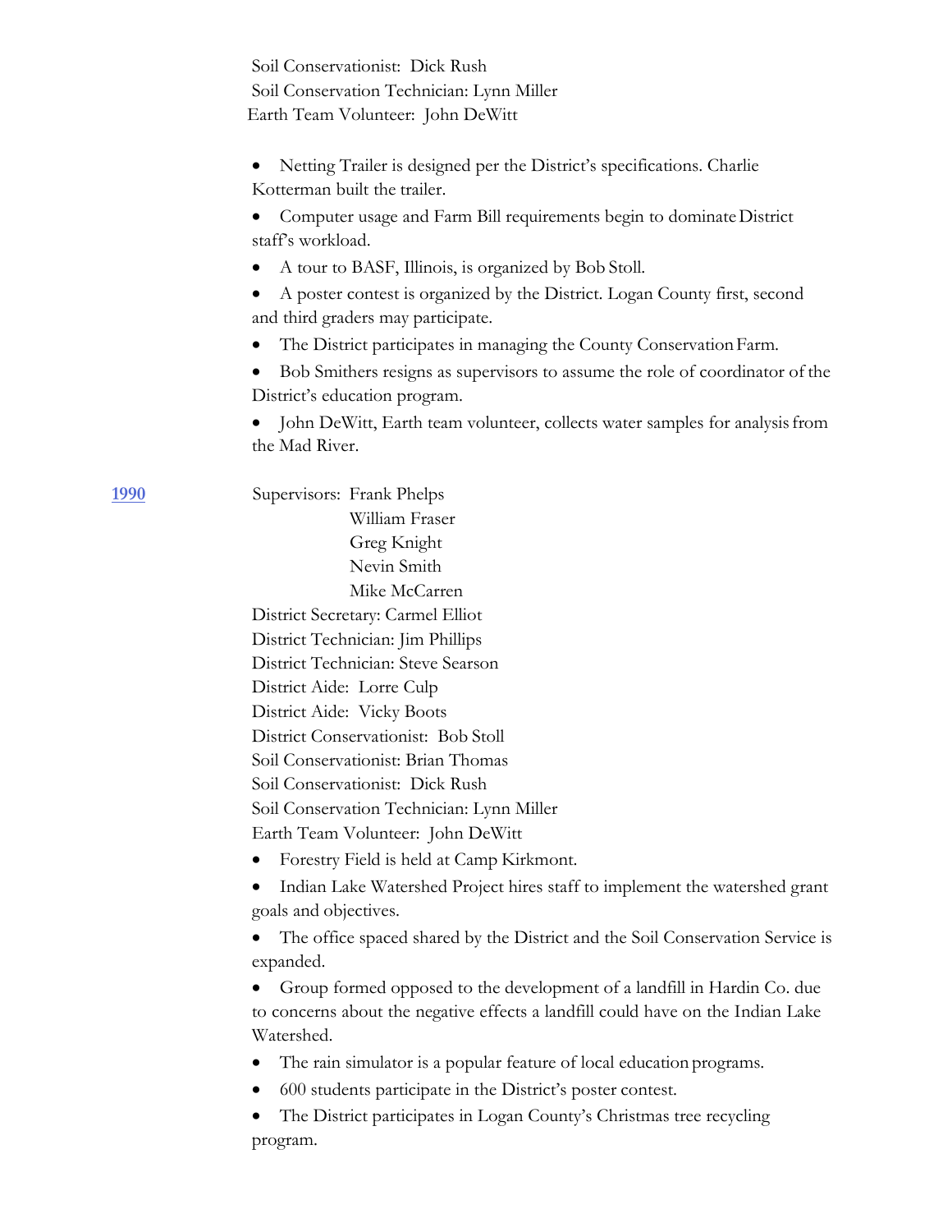Soil Conservationist: Dick Rush
Soil Conservation Technician: Lynn Miller
Earth Team Volunteer: John DeWitt

- Netting Trailer is designed per the District's specifications. Charlie Kotterman built the trailer.
- Computer usage and Farm Bill requirements begin to dominate District staff's workload.
- A tour to BASF, Illinois, is organized by Bob Stoll.
- A poster contest is organized by the District. Logan County first, second and third graders may participate.
- The District participates in managing the County Conservation Farm.
- Bob Smithers resigns as supervisors to assume the role of coordinator of the District's education program.
- John DeWitt, Earth team volunteer, collects water samples for analysis from the Mad River.

**1990**

Supervisors: Frank Phelps
William Fraser
Greg Knight
Nevin Smith
Mike McCarren

District Secretary: Carmel Elliot
District Technician: Jim Phillips
District Technician: Steve Searson
District Aide: Lorre Culp
District Aide: Vicky Boots
District Conservationist: Bob Stoll
Soil Conservationist: Brian Thomas
Soil Conservationist: Dick Rush
Soil Conservation Technician: Lynn Miller
Earth Team Volunteer: John DeWitt

- Forestry Field is held at Camp Kirkmont.
- Indian Lake Watershed Project hires staff to implement the watershed grant goals and objectives.
- The office spaced shared by the District and the Soil Conservation Service is expanded.
- Group formed opposed to the development of a landfill in Hardin Co. due to concerns about the negative effects a landfill could have on the Indian Lake Watershed.
- The rain simulator is a popular feature of local education programs.
- 600 students participate in the District's poster contest.
- The District participates in Logan County's Christmas tree recycling program.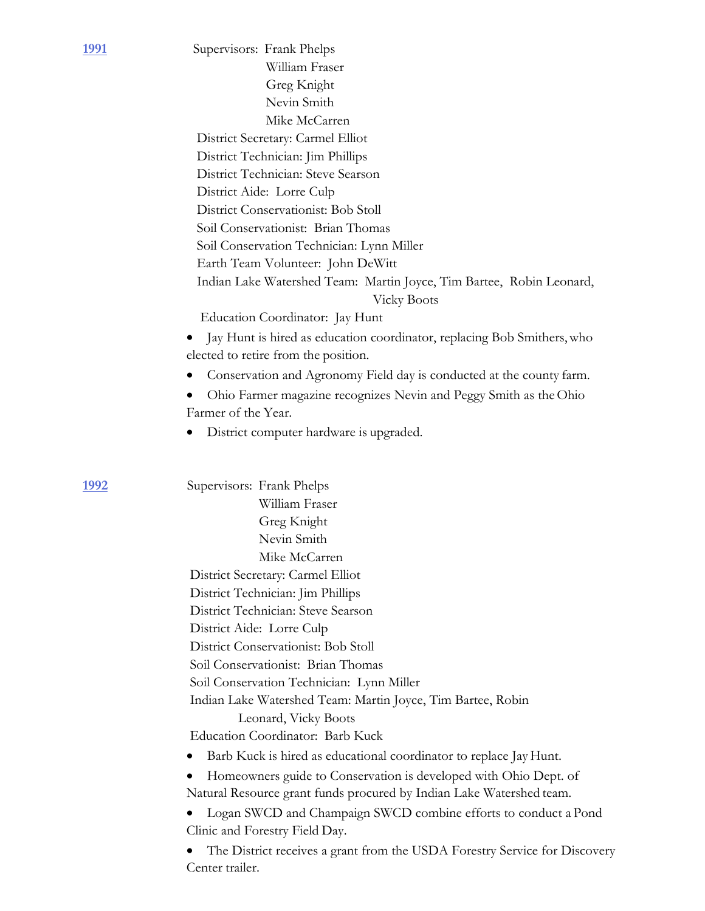**1991**

Supervisors: Frank Phelps
William Fraser
Greg Knight
Nevin Smith
Mike McCarren

District Secretary: Carmel Elliot
District Technician: Jim Phillips
District Technician: Steve Searson
District Aide: Lorre Culp
District Conservationist: Bob Stoll
Soil Conservationist: Brian Thomas
Soil Conservation Technician: Lynn Miller
Earth Team Volunteer: John DeWitt
Indian Lake Watershed Team: Martin Joyce, Tim Bartee, Robin Leonard, Vicky Boots
Education Coordinator: Jay Hunt

- Jay Hunt is hired as education coordinator, replacing Bob Smithers, who elected to retire from the position.
- Conservation and Agronomy Field day is conducted at the county farm.
- Ohio Farmer magazine recognizes Nevin and Peggy Smith as the Ohio Farmer of the Year.
- District computer hardware is upgraded.

**1992**

Supervisors: Frank Phelps
William Fraser
Greg Knight
Nevin Smith
Mike McCarren

District Secretary: Carmel Elliot
District Technician: Jim Phillips
District Technician: Steve Searson
District Aide: Lorre Culp
District Conservationist: Bob Stoll
Soil Conservationist: Brian Thomas
Soil Conservation Technician: Lynn Miller
Indian Lake Watershed Team: Martin Joyce, Tim Bartee, Robin Leonard, Vicky Boots
Education Coordinator: Barb Kuck

- Barb Kuck is hired as educational coordinator to replace Jay Hunt.
- Homeowners guide to Conservation is developed with Ohio Dept. of Natural Resource grant funds procured by Indian Lake Watershed team.
- Logan SWCD and Champaign SWCD combine efforts to conduct a Pond Clinic and Forestry Field Day.
- The District receives a grant from the USDA Forestry Service for Discovery Center trailer.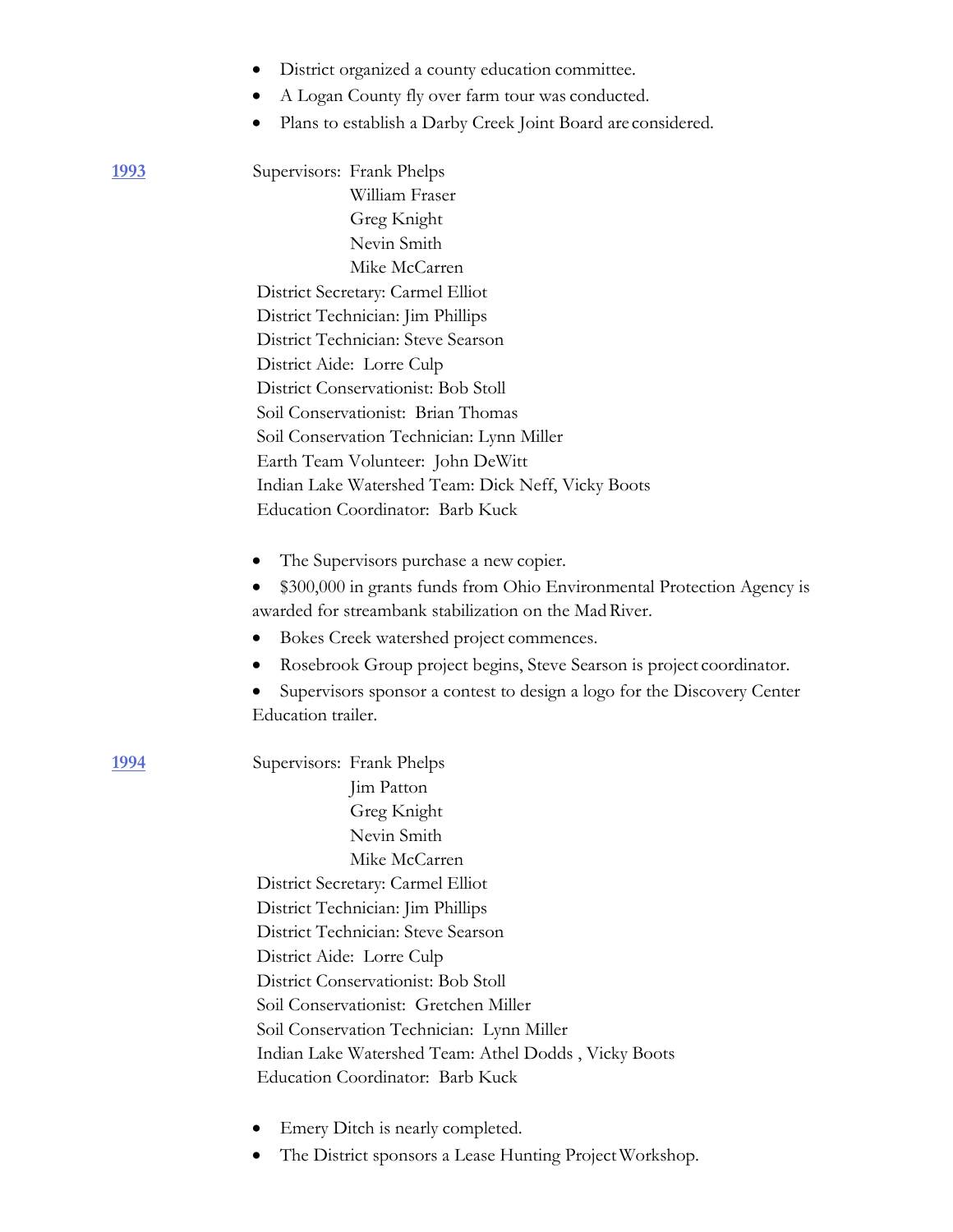- District organized a county education committee.
- A Logan County fly over farm tour was conducted.
- Plans to establish a Darby Creek Joint Board are considered.

**1993**

Supervisors: Frank Phelps
William Fraser
Greg Knight
Nevin Smith
Mike McCarren

District Secretary: Carmel Elliot
District Technician: Jim Phillips
District Technician: Steve Searson
District Aide: Lorre Culp
District Conservationist: Bob Stoll
Soil Conservationist: Brian Thomas
Soil Conservation Technician: Lynn Miller
Earth Team Volunteer: John DeWitt
Indian Lake Watershed Team: Dick Neff, Vicky Boots
Education Coordinator: Barb Kuck

- The Supervisors purchase a new copier.
- $300,000 in grants funds from Ohio Environmental Protection Agency is awarded for streambank stabilization on the Mad River.
- Bokes Creek watershed project commences.
- Rosebrook Group project begins, Steve Searson is project coordinator.
- Supervisors sponsor a contest to design a logo for the Discovery Center Education trailer.

**1994**

Supervisors: Frank Phelps
Jim Patton
Greg Knight
Nevin Smith
Mike McCarren

District Secretary: Carmel Elliot
District Technician: Jim Phillips
District Technician: Steve Searson
District Aide: Lorre Culp
District Conservationist: Bob Stoll
Soil Conservationist: Gretchen Miller
Soil Conservation Technician: Lynn Miller
Indian Lake Watershed Team: Athel Dodds , Vicky Boots
Education Coordinator: Barb Kuck

- Emery Ditch is nearly completed.
- The District sponsors a Lease Hunting Project Workshop.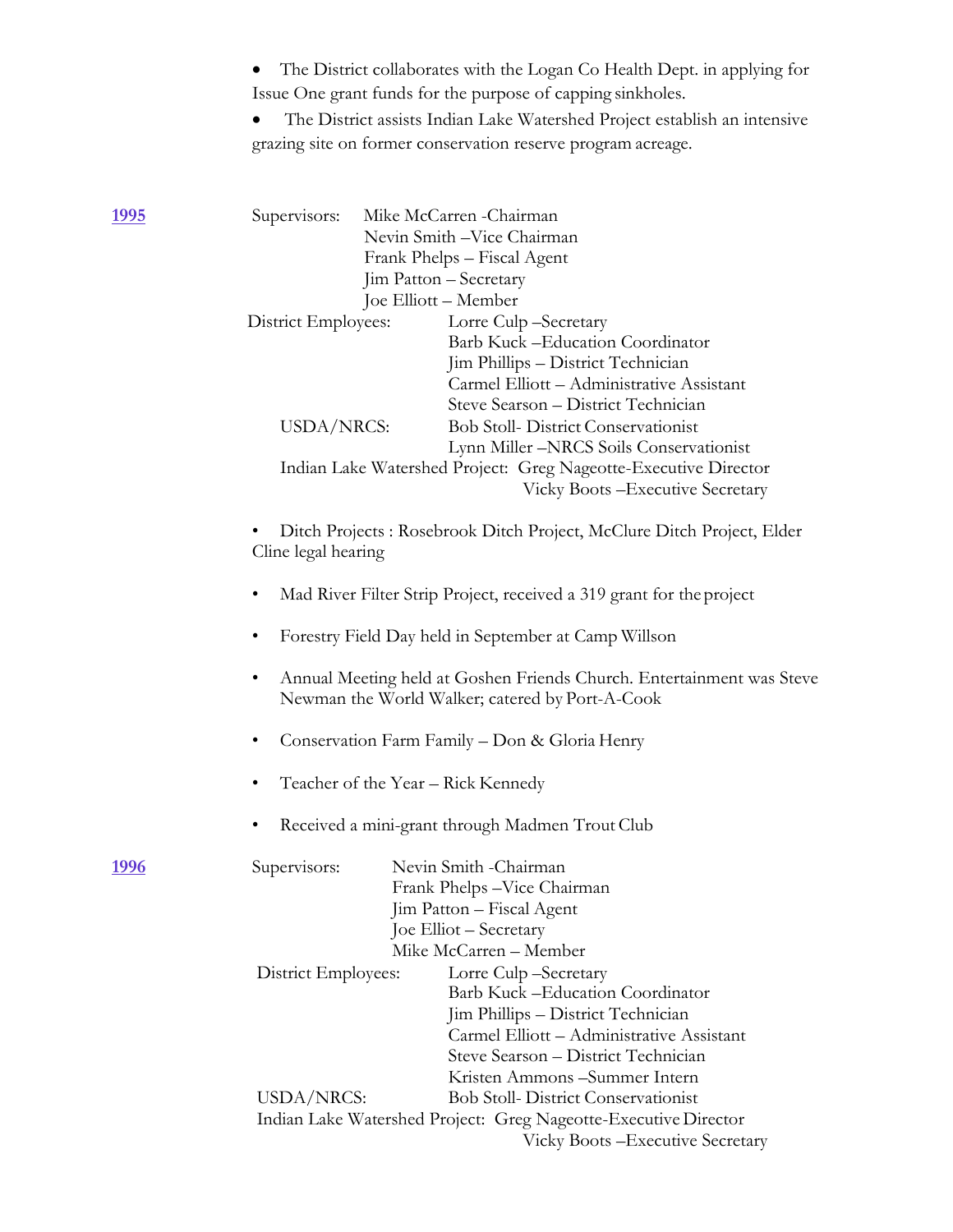- The District collaborates with the Logan Co Health Dept. in applying for Issue One grant funds for the purpose of capping sinkholes.
- The District assists Indian Lake Watershed Project establish an intensive grazing site on former conservation reserve program acreage.

**1995**

Supervisors:
- Mike McCarren -Chairman
- Nevin Smith –Vice Chairman
- Frank Phelps – Fiscal Agent
- Jim Patton – Secretary
- Joe Elliott – Member

District Employees:
- Lorre Culp –Secretary
- Barb Kuck –Education Coordinator
- Jim Phillips – District Technician
- Carmel Elliott – Administrative Assistant
- Steve Searson – District Technician

USDA/NRCS:
- Bob Stoll- District Conservationist
- Lynn Miller –NRCS Soils Conservationist

Indian Lake Watershed Project:
- Greg Nageotte-Executive Director
- Vicky Boots –Executive Secretary

- Ditch Projects : Rosebrook Ditch Project, McClure Ditch Project, Elder Cline legal hearing
- Mad River Filter Strip Project, received a 319 grant for the project
- Forestry Field Day held in September at Camp Willson
- Annual Meeting held at Goshen Friends Church. Entertainment was Steve Newman the World Walker; catered by Port-A-Cook
- Conservation Farm Family – Don & Gloria Henry
- Teacher of the Year – Rick Kennedy
- Received a mini-grant through Madmen Trout Club

**1996**

Supervisors:
- Nevin Smith -Chairman
- Frank Phelps –Vice Chairman
- Jim Patton – Fiscal Agent
- Joe Elliot – Secretary
- Mike McCarren – Member

District Employees:
- Lorre Culp –Secretary
- Barb Kuck –Education Coordinator
- Jim Phillips – District Technician
- Carmel Elliott – Administrative Assistant
- Steve Searson – District Technician
- Kristen Ammons –Summer Intern

USDA/NRCS:
- Bob Stoll- District Conservationist

Indian Lake Watershed Project:
- Greg Nageotte-Executive Director
- Vicky Boots –Executive Secretary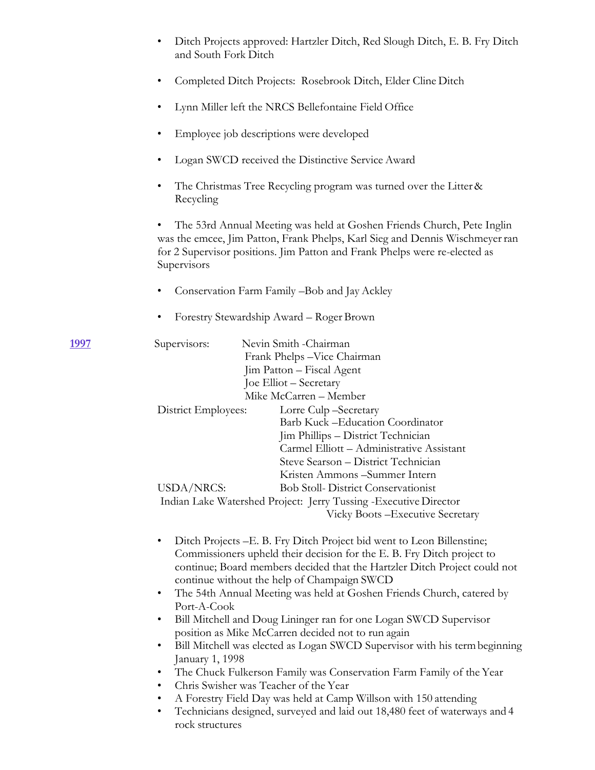- Ditch Projects approved: Hartzler Ditch, Red Slough Ditch, E. B. Fry Ditch and South Fork Ditch

- Completed Ditch Projects: Rosebrook Ditch, Elder Cline Ditch

- Lynn Miller left the NRCS Bellefontaine Field Office

- Employee job descriptions were developed

- Logan SWCD received the Distinctive Service Award

- The Christmas Tree Recycling program was turned over the Litter & Recycling

- The 53rd Annual Meeting was held at Goshen Friends Church, Pete Inglin was the emcee, Jim Patton, Frank Phelps, Karl Sieg and Dennis Wischmeyer ran for 2 Supervisor positions. Jim Patton and Frank Phelps were re-elected as Supervisors

- Conservation Farm Family –Bob and Jay Ackley

- Forestry Stewardship Award – Roger Brown

**1997**

Supervisors:
- Nevin Smith -Chairman
- Frank Phelps –Vice Chairman
- Jim Patton – Fiscal Agent
- Joe Elliot – Secretary
- Mike McCarren – Member

District Employees:
- Lorre Culp –Secretary
- Barb Kuck –Education Coordinator
- Jim Phillips – District Technician
- Carmel Elliott – Administrative Assistant
- Steve Searson – District Technician
- Kristen Ammons –Summer Intern

USDA/NRCS:
- Bob Stoll- District Conservationist

Indian Lake Watershed Project:
- Jerry Tussing -Executive Director
- Vicky Boots –Executive Secretary

- Ditch Projects –E. B. Fry Ditch Project bid went to Leon Billenstine; Commissioners upheld their decision for the E. B. Fry Ditch project to continue; Board members decided that the Hartzler Ditch Project could not continue without the help of Champaign SWCD
- The 54th Annual Meeting was held at Goshen Friends Church, catered by Port-A-Cook
- Bill Mitchell and Doug Lininger ran for one Logan SWCD Supervisor position as Mike McCarren decided not to run again
- Bill Mitchell was elected as Logan SWCD Supervisor with his term beginning January 1, 1998
- The Chuck Fulkerson Family was Conservation Farm Family of the Year
- Chris Swisher was Teacher of the Year
- A Forestry Field Day was held at Camp Willson with 150 attending
- Technicians designed, surveyed and laid out 18,480 feet of waterways and 4 rock structures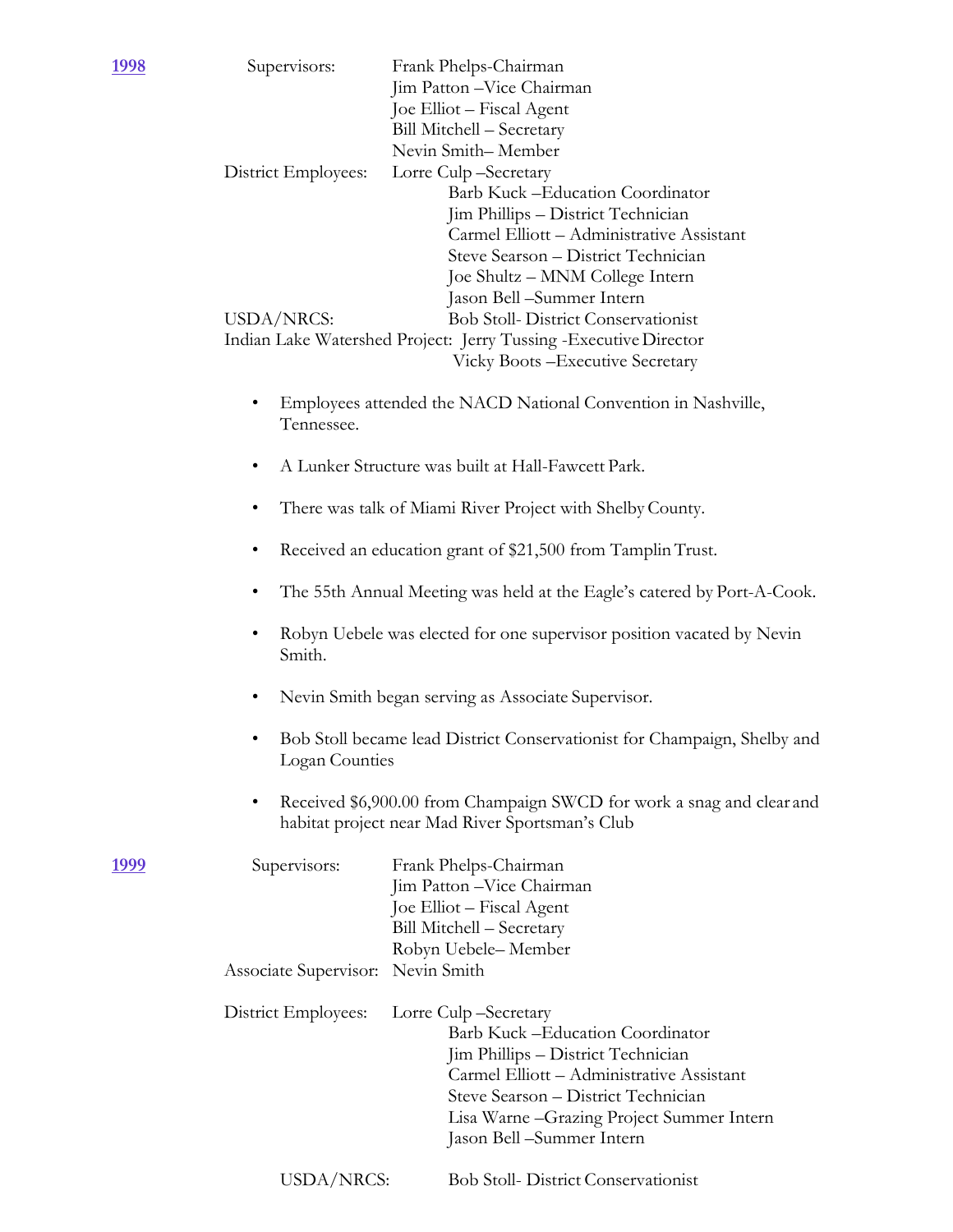**1998**

Supervisors:
- Frank Phelps-Chairman
- Jim Patton –Vice Chairman
- Joe Elliot – Fiscal Agent
- Bill Mitchell – Secretary
- Nevin Smith– Member

District Employees:
- Lorre Culp –Secretary
- Barb Kuck –Education Coordinator
- Jim Phillips – District Technician
- Carmel Elliott – Administrative Assistant
- Steve Searson – District Technician
- Joe Shultz – MNM College Intern
- Jason Bell –Summer Intern

USDA/NRCS: Bob Stoll- District Conservationist

Indian Lake Watershed Project: Jerry Tussing -Executive Director
Vicky Boots –Executive Secretary

- Employees attended the NACD National Convention in Nashville, Tennessee.
- A Lunker Structure was built at Hall-Fawcett Park.
- There was talk of Miami River Project with Shelby County.
- Received an education grant of $21,500 from Tamplin Trust.
- The 55th Annual Meeting was held at the Eagle's catered by Port-A-Cook.
- Robyn Uebele was elected for one supervisor position vacated by Nevin Smith.
- Nevin Smith began serving as Associate Supervisor.
- Bob Stoll became lead District Conservationist for Champaign, Shelby and Logan Counties
- Received $6,900.00 from Champaign SWCD for work a snag and clear and habitat project near Mad River Sportsman's Club

**1999**

Supervisors:
- Frank Phelps-Chairman
- Jim Patton –Vice Chairman
- Joe Elliot – Fiscal Agent
- Bill Mitchell – Secretary
- Robyn Uebele– Member

Associate Supervisor: Nevin Smith

District Employees:
- Lorre Culp –Secretary
- Barb Kuck –Education Coordinator
- Jim Phillips – District Technician
- Carmel Elliott – Administrative Assistant
- Steve Searson – District Technician
- Lisa Warne –Grazing Project Summer Intern
- Jason Bell –Summer Intern

USDA/NRCS: Bob Stoll- District Conservationist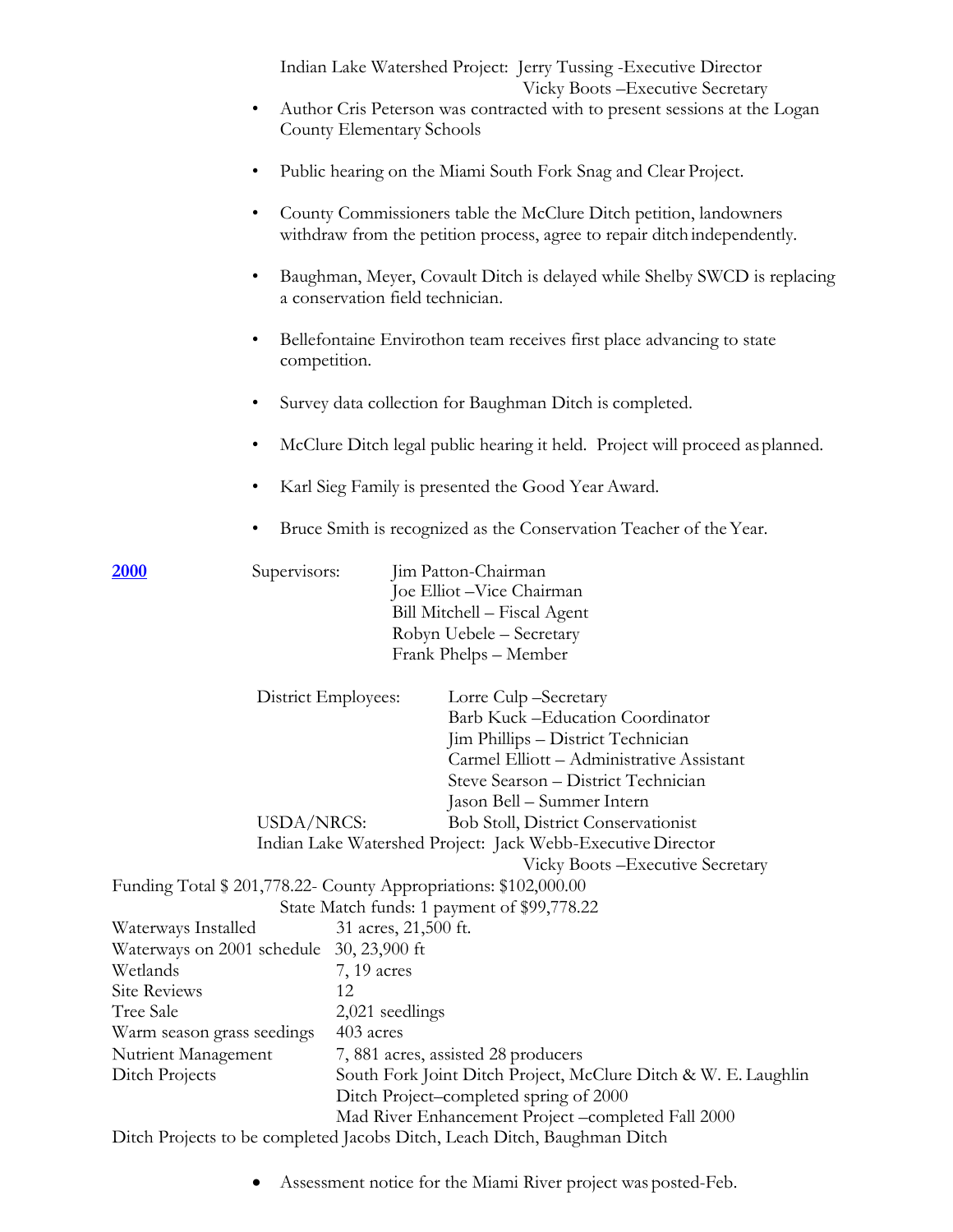Indian Lake Watershed Project: Jerry Tussing -Executive Director
Vicky Boots –Executive Secretary

- Author Cris Peterson was contracted with to present sessions at the Logan County Elementary Schools
- Public hearing on the Miami South Fork Snag and Clear Project.
- County Commissioners table the McClure Ditch petition, landowners withdraw from the petition process, agree to repair ditch independently.
- Baughman, Meyer, Covault Ditch is delayed while Shelby SWCD is replacing a conservation field technician.
- Bellefontaine Envirothon team receives first place advancing to state competition.
- Survey data collection for Baughman Ditch is completed.
- McClure Ditch legal public hearing it held. Project will proceed as planned.
- Karl Sieg Family is presented the Good Year Award.
- Bruce Smith is recognized as the Conservation Teacher of the Year.

**2000**

Supervisors:
Jim Patton-Chairman
Joe Elliot –Vice Chairman
Bill Mitchell – Fiscal Agent
Robyn Uebele – Secretary
Frank Phelps – Member

District Employees:
Lorre Culp –Secretary
Barb Kuck –Education Coordinator
Jim Phillips – District Technician
Carmel Elliott – Administrative Assistant
Steve Searson – District Technician
Jason Bell – Summer Intern

USDA/NRCS: Bob Stoll, District Conservationist

Indian Lake Watershed Project: Jack Webb-Executive Director
Vicky Boots –Executive Secretary

Funding Total $ 201,778.22- County Appropriations: $102,000.00
State Match funds: 1 payment of $99,778.22

| | |
|---|---|
| Waterways Installed | 31 acres, 21,500 ft. |
| Waterways on 2001 schedule | 30, 23,900 ft |
| Wetlands | 7, 19 acres |
| Site Reviews | 12 |
| Tree Sale | 2,021 seedlings |
| Warm season grass seedings | 403 acres |
| Nutrient Management | 7, 881 acres, assisted 28 producers |
| Ditch Projects | South Fork Joint Ditch Project, McClure Ditch & W. E. Laughlin Ditch Project–completed spring of 2000<br>Mad River Enhancement Project –completed Fall 2000 |

Ditch Projects to be completed Jacobs Ditch, Leach Ditch, Baughman Ditch

- Assessment notice for the Miami River project was posted-Feb.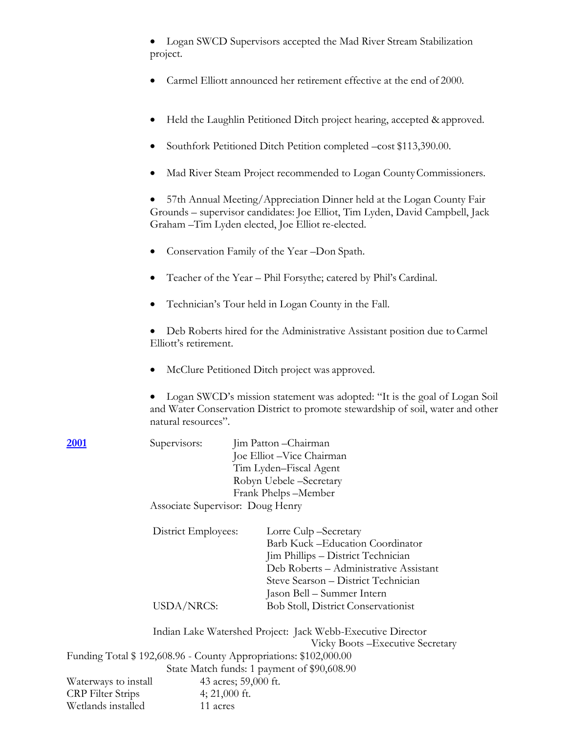- Logan SWCD Supervisors accepted the Mad River Stream Stabilization project.

- Carmel Elliott announced her retirement effective at the end of 2000.

- Held the Laughlin Petitioned Ditch project hearing, accepted & approved.

- Southfork Petitioned Ditch Petition completed –cost $113,390.00.

- Mad River Steam Project recommended to Logan County Commissioners.

- 57th Annual Meeting/Appreciation Dinner held at the Logan County Fair Grounds – supervisor candidates: Joe Elliot, Tim Lyden, David Campbell, Jack Graham –Tim Lyden elected, Joe Elliot re-elected.

- Conservation Family of the Year –Don Spath.

- Teacher of the Year – Phil Forsythe; catered by Phil's Cardinal.

- Technician's Tour held in Logan County in the Fall.

- Deb Roberts hired for the Administrative Assistant position due to Carmel Elliott's retirement.

- McClure Petitioned Ditch project was approved.

- Logan SWCD's mission statement was adopted: "It is the goal of Logan Soil and Water Conservation District to promote stewardship of soil, water and other natural resources".

**2001**

Supervisors:
Jim Patton –Chairman
Joe Elliot –Vice Chairman
Tim Lyden–Fiscal Agent
Robyn Uebele –Secretary
Frank Phelps –Member

Associate Supervisor: Doug Henry

District Employees:
Lorre Culp –Secretary
Barb Kuck –Education Coordinator
Jim Phillips – District Technician
Deb Roberts – Administrative Assistant
Steve Searson – District Technician
Jason Bell – Summer Intern

USDA/NRCS: Bob Stoll, District Conservationist

Indian Lake Watershed Project: Jack Webb-Executive Director
Vicky Boots –Executive Secretary

Funding Total $ 192,608.96 - County Appropriations: $102,000.00
State Match funds: 1 payment of $90,608.90

Waterways to install 43 acres; 59,000 ft.
CRP Filter Strips 4; 21,000 ft.
Wetlands installed 11 acres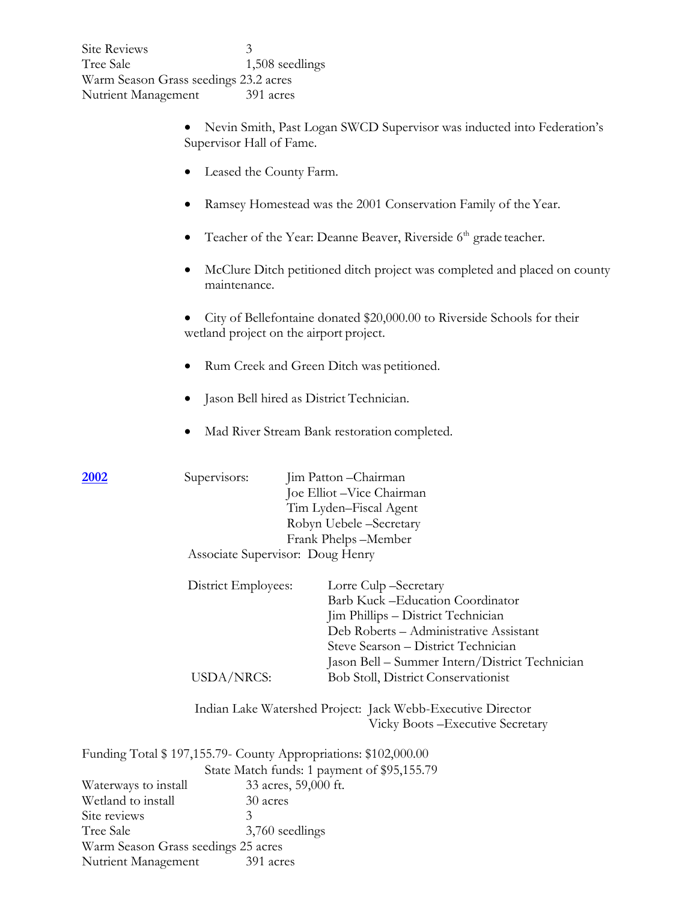Site Reviews 3
Tree Sale 1,508 seedlings
Warm Season Grass seedings 23.2 acres
Nutrient Management 391 acres

- Nevin Smith, Past Logan SWCD Supervisor was inducted into Federation's Supervisor Hall of Fame.
- Leased the County Farm.
- Ramsey Homestead was the 2001 Conservation Family of the Year.
- Teacher of the Year: Deanne Beaver, Riverside 6th grade teacher.
- McClure Ditch petitioned ditch project was completed and placed on county maintenance.
- City of Bellefontaine donated $20,000.00 to Riverside Schools for their wetland project on the airport project.
- Rum Creek and Green Ditch was petitioned.
- Jason Bell hired as District Technician.
- Mad River Stream Bank restoration completed.

## 2002

Supervisors:
Jim Patton –Chairman
Joe Elliot –Vice Chairman
Tim Lyden–Fiscal Agent
Robyn Uebele –Secretary
Frank Phelps –Member

Associate Supervisor: Doug Henry

District Employees:
Lorre Culp –Secretary
Barb Kuck –Education Coordinator
Jim Phillips – District Technician
Deb Roberts – Administrative Assistant
Steve Searson – District Technician
Jason Bell – Summer Intern/District Technician

USDA/NRCS: Bob Stoll, District Conservationist

Indian Lake Watershed Project: Jack Webb-Executive Director
Vicky Boots –Executive Secretary

Funding Total $ 197,155.79- County Appropriations: $102,000.00
State Match funds: 1 payment of $95,155.79

Waterways to install 33 acres, 59,000 ft.
Wetland to install 30 acres
Site reviews 3
Tree Sale 3,760 seedlings
Warm Season Grass seedings 25 acres
Nutrient Management 391 acres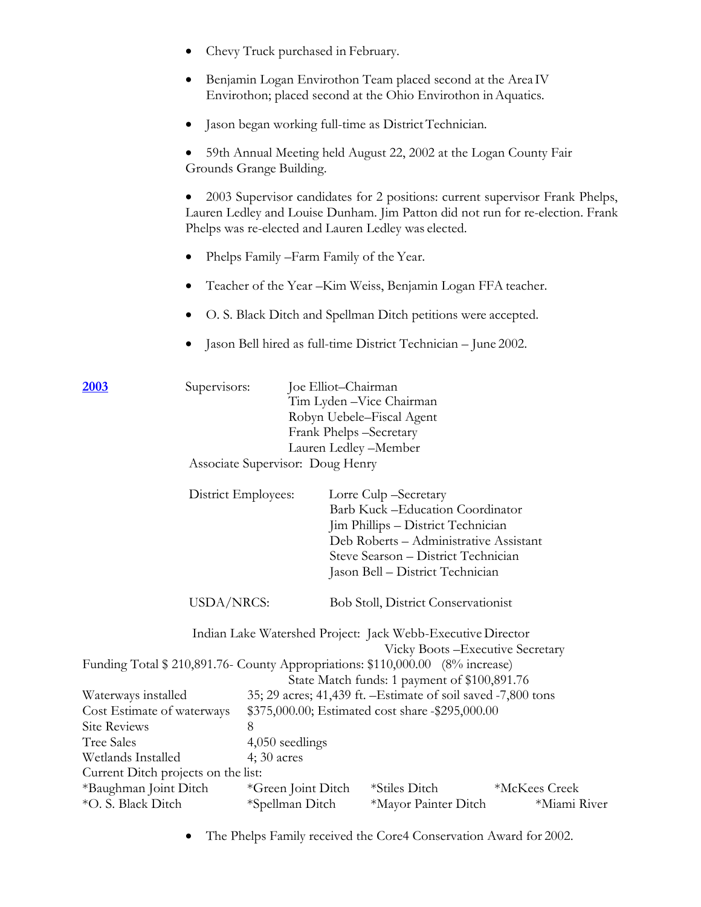- Chevy Truck purchased in February.
- Benjamin Logan Envirothon Team placed second at the Area IV Envirothon; placed second at the Ohio Envirothon in Aquatics.
- Jason began working full-time as District Technician.
- 59th Annual Meeting held August 22, 2002 at the Logan County Fair Grounds Grange Building.
- 2003 Supervisor candidates for 2 positions: current supervisor Frank Phelps, Lauren Ledley and Louise Dunham. Jim Patton did not run for re-election. Frank Phelps was re-elected and Lauren Ledley was elected.
- Phelps Family –Farm Family of the Year.
- Teacher of the Year –Kim Weiss, Benjamin Logan FFA teacher.
- O. S. Black Ditch and Spellman Ditch petitions were accepted.
- Jason Bell hired as full-time District Technician – June 2002.

## 2003

Supervisors:
- Joe Elliot–Chairman
- Tim Lyden –Vice Chairman
- Robyn Uebele–Fiscal Agent
- Frank Phelps –Secretary
- Lauren Ledley –Member

Associate Supervisor: Doug Henry

District Employees:
- Lorre Culp –Secretary
- Barb Kuck –Education Coordinator
- Jim Phillips – District Technician
- Deb Roberts – Administrative Assistant
- Steve Searson – District Technician
- Jason Bell – District Technician

USDA/NRCS: Bob Stoll, District Conservationist

Indian Lake Watershed Project: Jack Webb-Executive Director
Vicky Boots –Executive Secretary

Funding Total $ 210,891.76- County Appropriations: $110,000.00 (8% increase)
State Match funds: 1 payment of $100,891.76

| | |
|---|---|
| Waterways installed | 35; 29 acres; 41,439 ft. –Estimate of soil saved -7,800 tons |
| Cost Estimate of waterways | $375,000.00; Estimated cost share -$295,000.00 |
| Site Reviews | 8 |
| Tree Sales | 4,050 seedlings |
| Wetlands Installed | 4; 30 acres |

Current Ditch projects on the list:

| | | | |
|---|---|---|---|
| *Baughman Joint Ditch | *Green Joint Ditch | *Stiles Ditch | *McKees Creek |
| *O. S. Black Ditch | *Spellman Ditch | *Mayor Painter Ditch | *Miami River |

- The Phelps Family received the Core4 Conservation Award for 2002.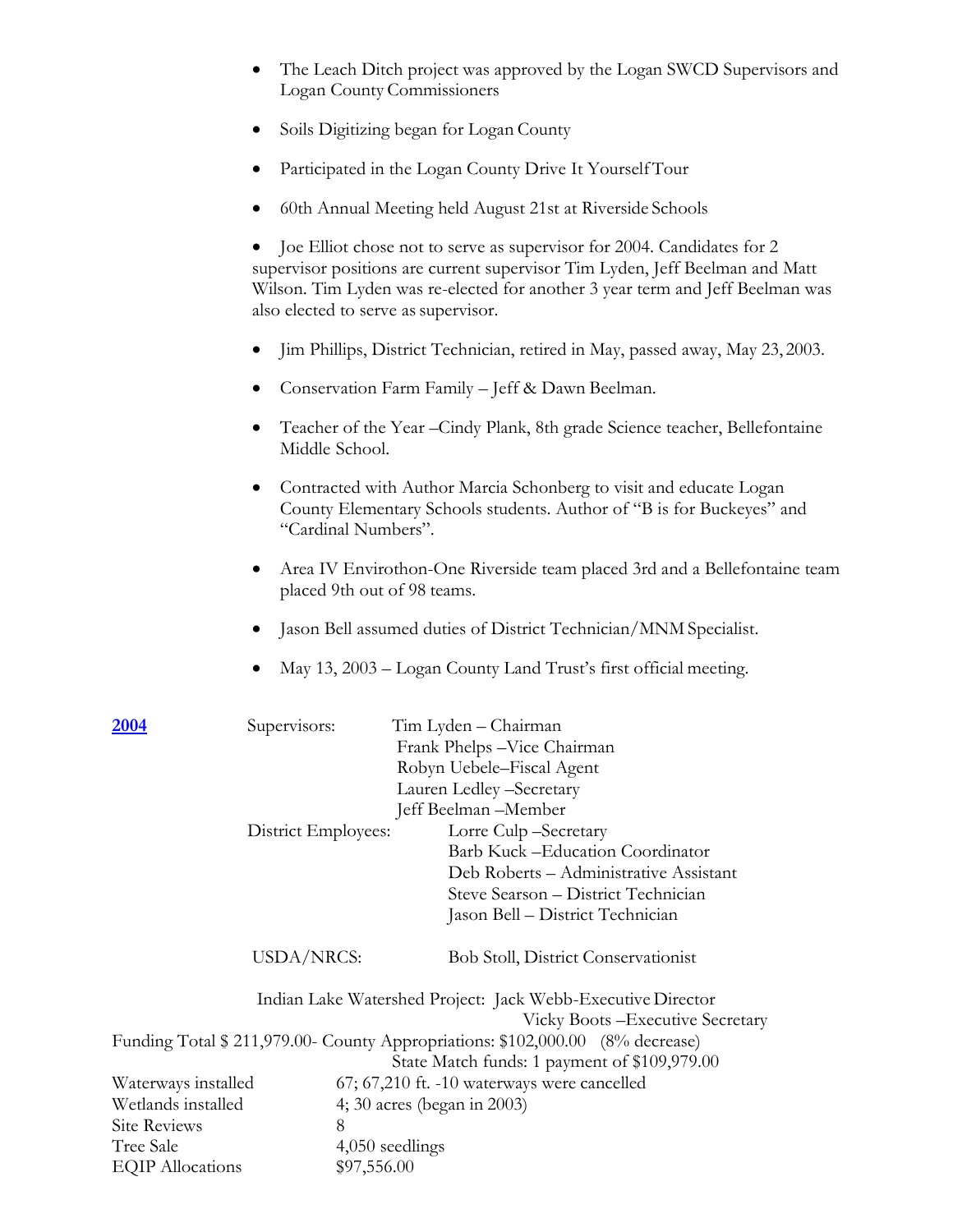- The Leach Ditch project was approved by the Logan SWCD Supervisors and Logan County Commissioners
- Soils Digitizing began for Logan County
- Participated in the Logan County Drive It Yourself Tour
- 60th Annual Meeting held August 21st at Riverside Schools
- Joe Elliot chose not to serve as supervisor for 2004. Candidates for 2 supervisor positions are current supervisor Tim Lyden, Jeff Beelman and Matt Wilson. Tim Lyden was re-elected for another 3 year term and Jeff Beelman was also elected to serve as supervisor.
- Jim Phillips, District Technician, retired in May, passed away, May 23, 2003.
- Conservation Farm Family – Jeff & Dawn Beelman.
- Teacher of the Year –Cindy Plank, 8th grade Science teacher, Bellefontaine Middle School.
- Contracted with Author Marcia Schonberg to visit and educate Logan County Elementary Schools students. Author of "B is for Buckeyes" and "Cardinal Numbers".
- Area IV Envirothon-One Riverside team placed 3rd and a Bellefontaine team placed 9th out of 98 teams.
- Jason Bell assumed duties of District Technician/MNM Specialist.
- May 13, 2003 – Logan County Land Trust's first official meeting.

**2004**

Supervisors:
Tim Lyden – Chairman
Frank Phelps –Vice Chairman
Robyn Uebele–Fiscal Agent
Lauren Ledley –Secretary
Jeff Beelman –Member

District Employees:
Lorre Culp –Secretary
Barb Kuck –Education Coordinator
Deb Roberts – Administrative Assistant
Steve Searson – District Technician
Jason Bell – District Technician

USDA/NRCS: Bob Stoll, District Conservationist

Indian Lake Watershed Project: Jack Webb-Executive Director
Vicky Boots –Executive Secretary

Funding Total $ 211,979.00- County Appropriations: $102,000.00 (8% decrease)
State Match funds: 1 payment of $109,979.00

| | |
|---|---|
| Waterways installed | 67; 67,210 ft. -10 waterways were cancelled |
| Wetlands installed | 4; 30 acres (began in 2003) |
| Site Reviews | 8 |
| Tree Sale | 4,050 seedlings |
| EQIP Allocations | $97,556.00 |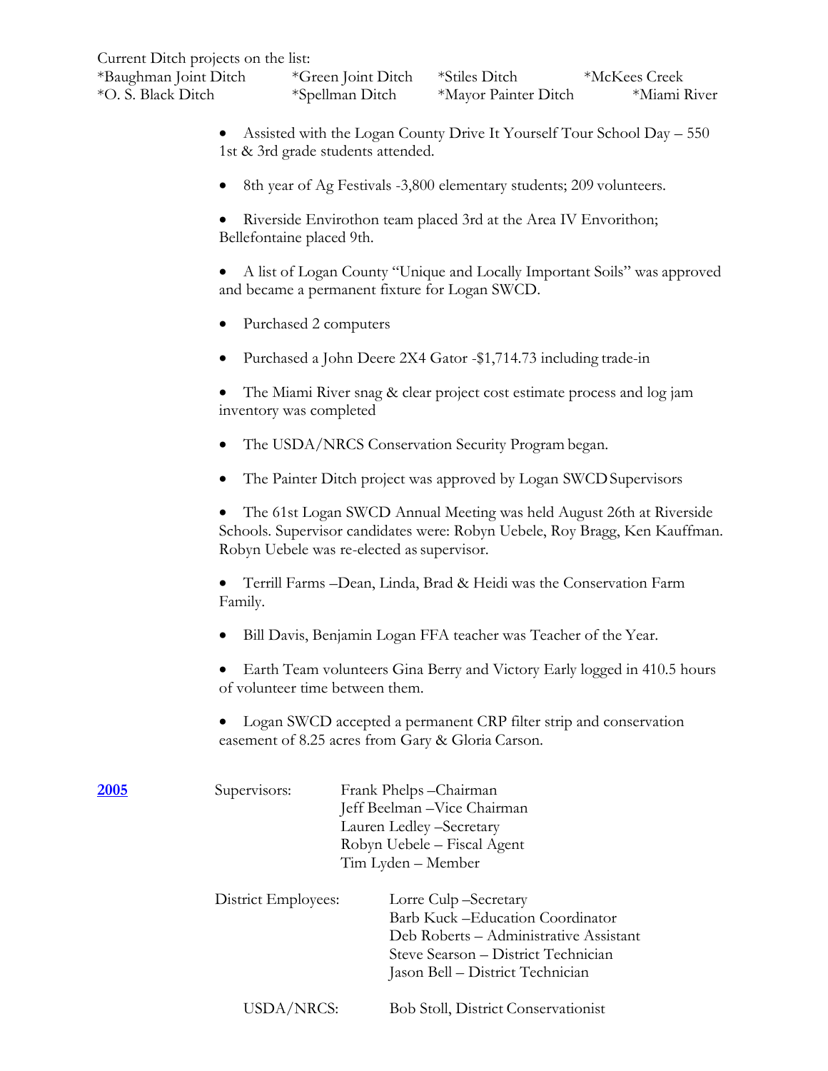Current Ditch projects on the list:

| | | | |
|---|---|---|---|
| *Baughman Joint Ditch | *Green Joint Ditch | *Stiles Ditch | *McKees Creek |
| *O. S. Black Ditch | *Spellman Ditch | *Mayor Painter Ditch | *Miami River |

- Assisted with the Logan County Drive It Yourself Tour School Day – 550 1st & 3rd grade students attended.
- 8th year of Ag Festivals -3,800 elementary students; 209 volunteers.
- Riverside Envirothon team placed 3rd at the Area IV Envorithon; Bellefontaine placed 9th.
- A list of Logan County "Unique and Locally Important Soils" was approved and became a permanent fixture for Logan SWCD.
- Purchased 2 computers
- Purchased a John Deere 2X4 Gator -$1,714.73 including trade-in
- The Miami River snag & clear project cost estimate process and log jam inventory was completed
- The USDA/NRCS Conservation Security Program began.
- The Painter Ditch project was approved by Logan SWCD Supervisors
- The 61st Logan SWCD Annual Meeting was held August 26th at Riverside Schools. Supervisor candidates were: Robyn Uebele, Roy Bragg, Ken Kauffman. Robyn Uebele was re-elected as supervisor.
- Terrill Farms –Dean, Linda, Brad & Heidi was the Conservation Farm Family.
- Bill Davis, Benjamin Logan FFA teacher was Teacher of the Year.
- Earth Team volunteers Gina Berry and Victory Early logged in 410.5 hours of volunteer time between them.
- Logan SWCD accepted a permanent CRP filter strip and conservation easement of 8.25 acres from Gary & Gloria Carson.

## 2005

Supervisors:
Frank Phelps –Chairman
Jeff Beelman –Vice Chairman
Lauren Ledley –Secretary
Robyn Uebele – Fiscal Agent
Tim Lyden – Member

District Employees:
Lorre Culp –Secretary
Barb Kuck –Education Coordinator
Deb Roberts – Administrative Assistant
Steve Searson – District Technician
Jason Bell – District Technician

USDA/NRCS: Bob Stoll, District Conservationist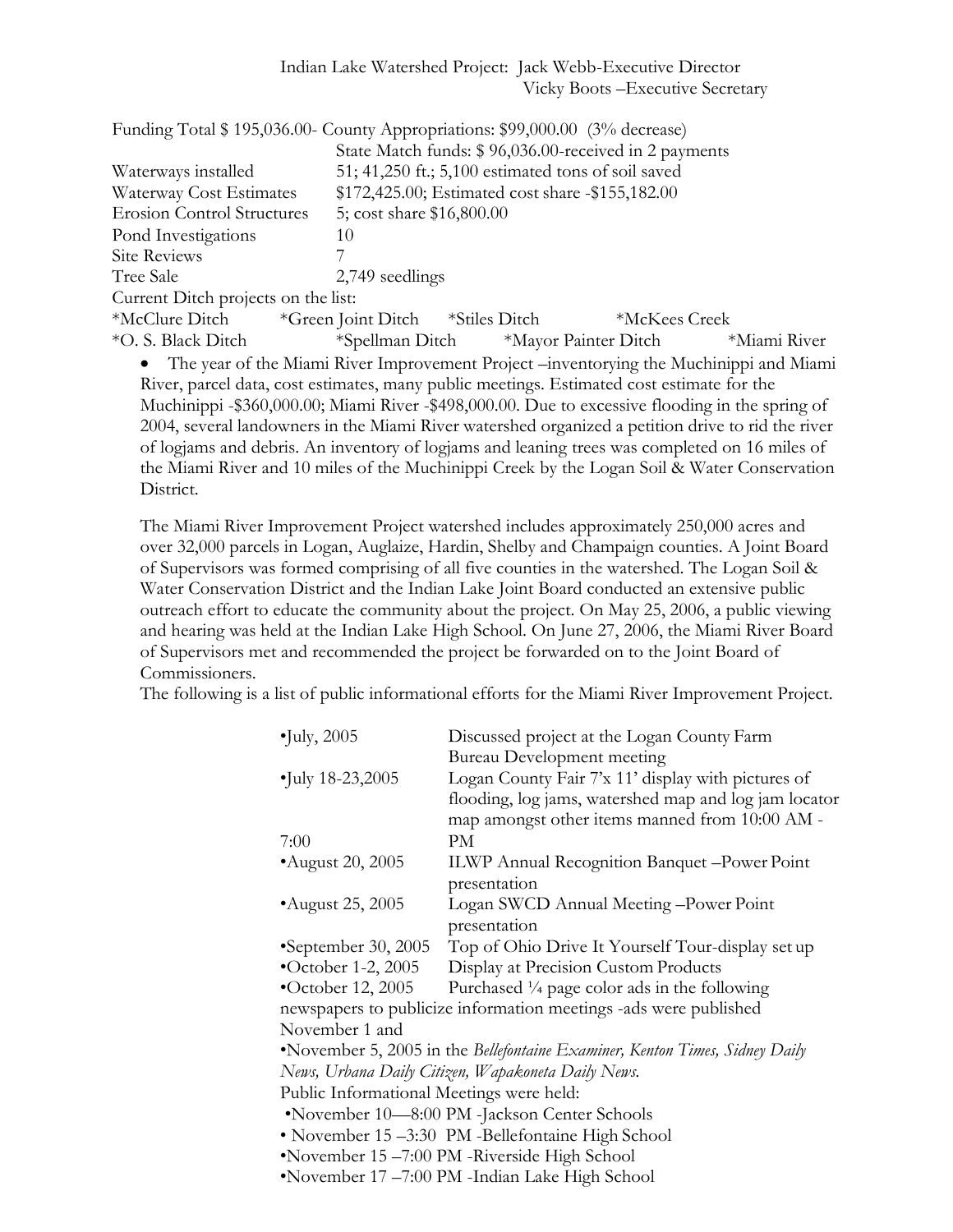Indian Lake Watershed Project: Jack Webb-Executive Director
Vicky Boots –Executive Secretary

| | |
|---|---|
| Funding Total $ 195,036.00- | County Appropriations: $99,000.00 (3% decrease) |
| | State Match funds: $ 96,036.00-received in 2 payments |
| Waterways installed | 51; 41,250 ft.; 5,100 estimated tons of soil saved |
| Waterway Cost Estimates | $172,425.00; Estimated cost share -$155,182.00 |
| Erosion Control Structures | 5; cost share $16,800.00 |
| Pond Investigations | 10 |
| Site Reviews | 7 |
| Tree Sale | 2,749 seedlings |

Current Ditch projects on the list:

*McClure Ditch *Green Joint Ditch *Stiles Ditch *McKees Creek
*O. S. Black Ditch *Spellman Ditch *Mayor Painter Ditch *Miami River

- The year of the Miami River Improvement Project –inventorying the Muchinippi and Miami River, parcel data, cost estimates, many public meetings. Estimated cost estimate for the Muchinippi -$360,000.00; Miami River -$498,000.00. Due to excessive flooding in the spring of 2004, several landowners in the Miami River watershed organized a petition drive to rid the river of logjams and debris. An inventory of logjams and leaning trees was completed on 16 miles of the Miami River and 10 miles of the Muchinippi Creek by the Logan Soil & Water Conservation District.

The Miami River Improvement Project watershed includes approximately 250,000 acres and over 32,000 parcels in Logan, Auglaize, Hardin, Shelby and Champaign counties. A Joint Board of Supervisors was formed comprising of all five counties in the watershed. The Logan Soil & Water Conservation District and the Indian Lake Joint Board conducted an extensive public outreach effort to educate the community about the project. On May 25, 2006, a public viewing and hearing was held at the Indian Lake High School. On June 27, 2006, the Miami River Board of Supervisors met and recommended the project be forwarded on to the Joint Board of Commissioners.

The following is a list of public informational efforts for the Miami River Improvement Project.

| | |
|---|---|
| •July, 2005 | Discussed project at the Logan County Farm Bureau Development meeting |
| •July 18-23,2005 | Logan County Fair 7'x 11' display with pictures of flooding, log jams, watershed map and log jam locator map amongst other items manned from 10:00 AM - 7:00 PM |
| •August 20, 2005 | ILWP Annual Recognition Banquet –Power Point presentation |
| •August 25, 2005 | Logan SWCD Annual Meeting –Power Point presentation |
| •September 30, 2005 | Top of Ohio Drive It Yourself Tour-display set up |
| •October 1-2, 2005 | Display at Precision Custom Products |
| •October 12, 2005 | Purchased ¼ page color ads in the following |

newspapers to publicize information meetings -ads were published November 1 and

•November 5, 2005 in the *Bellefontaine Examiner, Kenton Times, Sidney Daily News, Urbana Daily Citizen, Wapakoneta Daily News.*

Public Informational Meetings were held:

- •November 10—8:00 PM -Jackson Center Schools
- • November 15 –3:30 PM -Bellefontaine High School
- •November 15 –7:00 PM -Riverside High School
- •November 17 –7:00 PM -Indian Lake High School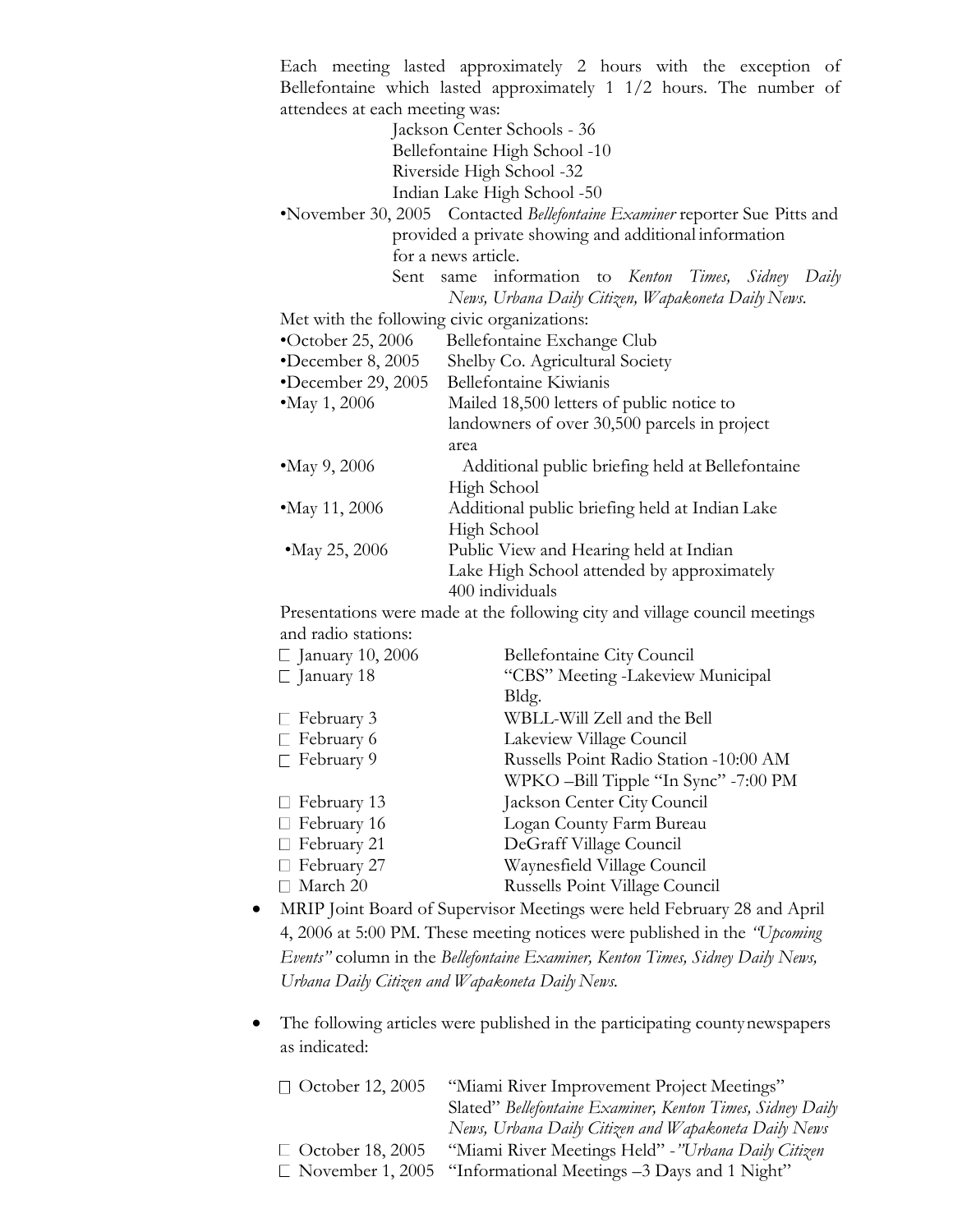Each meeting lasted approximately 2 hours with the exception of Bellefontaine which lasted approximately 1 1/2 hours. The number of attendees at each meeting was:

Jackson Center Schools - 36
Bellefontaine High School -10
Riverside High School -32
Indian Lake High School -50

•November 30, 2005 Contacted *Bellefontaine Examiner* reporter Sue Pitts and provided a private showing and additional information for a news article.
Sent same information to *Kenton Times, Sidney Daily News, Urbana Daily Citizen, Wapakoneta Daily News.*

Met with the following civic organizations:

•October 25, 2006 Bellefontaine Exchange Club
•December 8, 2005 Shelby Co. Agricultural Society
•December 29, 2005 Bellefontaine Kiwianis
•May 1, 2006 Mailed 18,500 letters of public notice to landowners of over 30,500 parcels in project area
•May 9, 2006 Additional public briefing held at Bellefontaine High School
•May 11, 2006 Additional public briefing held at Indian Lake High School
•May 25, 2006 Public View and Hearing held at Indian Lake High School attended by approximately 400 individuals

Presentations were made at the following city and village council meetings and radio stations:

- January 10, 2006 Bellefontaine City Council
- January 18 "CBS" Meeting -Lakeview Municipal Bldg.
- February 3 WBLL-Will Zell and the Bell
- February 6 Lakeview Village Council
- February 9 Russells Point Radio Station -10:00 AM
  WPKO –Bill Tipple "In Sync" -7:00 PM
- February 13 Jackson Center City Council
- February 16 Logan County Farm Bureau
- February 21 DeGraff Village Council
- February 27 Waynesfield Village Council
- March 20 Russells Point Village Council

- MRIP Joint Board of Supervisor Meetings were held February 28 and April 4, 2006 at 5:00 PM. These meeting notices were published in the *"Upcoming Events"* column in the *Bellefontaine Examiner, Kenton Times, Sidney Daily News, Urbana Daily Citizen and Wapakoneta Daily News.*

- The following articles were published in the participating county newspapers as indicated:

  - October 12, 2005 "Miami River Improvement Project Meetings" Slated" *Bellefontaine Examiner, Kenton Times, Sidney Daily News, Urbana Daily Citizen and Wapakoneta Daily News*
  - October 18, 2005 "Miami River Meetings Held" -*"Urbana Daily Citizen*
  - November 1, 2005 "Informational Meetings –3 Days and 1 Night"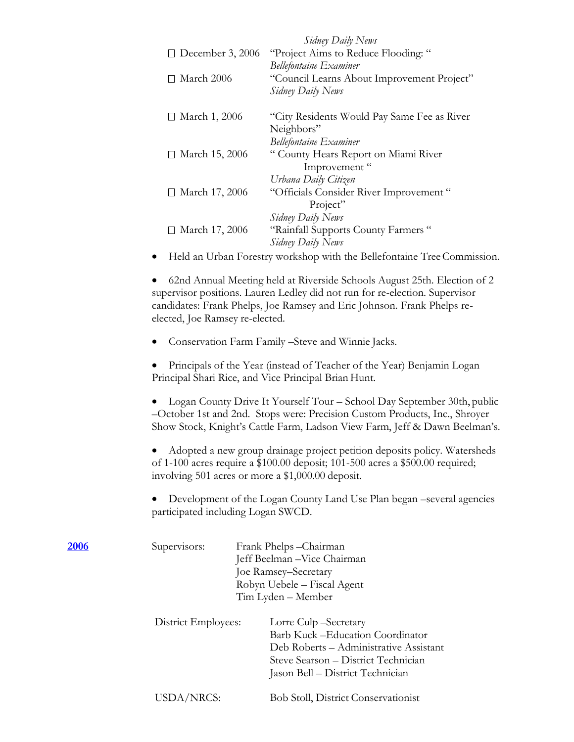*Sidney Daily News*

- December 3, 2006 — "Project Aims to Reduce Flooding: "
  *Bellefontaine Examiner*
- March 2006 — "Council Learns About Improvement Project"
  *Sidney Daily News*
- March 1, 2006 — "City Residents Would Pay Same Fee as River Neighbors"
  *Bellefontaine Examiner*
- March 15, 2006 — " County Hears Report on Miami River Improvement "
  *Urbana Daily Citizen*
- March 17, 2006 — "Officials Consider River Improvement " Project"
  *Sidney Daily News*
- March 17, 2006 — "Rainfall Supports County Farmers "
  *Sidney Daily News*

- Held an Urban Forestry workshop with the Bellefontaine Tree Commission.

- 62nd Annual Meeting held at Riverside Schools August 25th. Election of 2 supervisor positions. Lauren Ledley did not run for re-election. Supervisor candidates: Frank Phelps, Joe Ramsey and Eric Johnson. Frank Phelps re-elected, Joe Ramsey re-elected.

- Conservation Farm Family –Steve and Winnie Jacks.

- Principals of the Year (instead of Teacher of the Year) Benjamin Logan Principal Shari Rice, and Vice Principal Brian Hunt.

- Logan County Drive It Yourself Tour – School Day September 30th, public –October 1st and 2nd. Stops were: Precision Custom Products, Inc., Shroyer Show Stock, Knight's Cattle Farm, Ladson View Farm, Jeff & Dawn Beelman's.

- Adopted a new group drainage project petition deposits policy. Watersheds of 1-100 acres require a $100.00 deposit; 101-500 acres a $500.00 required; involving 501 acres or more a $1,000.00 deposit.

- Development of the Logan County Land Use Plan began –several agencies participated including Logan SWCD.

## 2006

Supervisors:
Frank Phelps –Chairman
Jeff Beelman –Vice Chairman
Joe Ramsey–Secretary
Robyn Uebele – Fiscal Agent
Tim Lyden – Member

District Employees:
Lorre Culp –Secretary
Barb Kuck –Education Coordinator
Deb Roberts – Administrative Assistant
Steve Searson – District Technician
Jason Bell – District Technician

USDA/NRCS: Bob Stoll, District Conservationist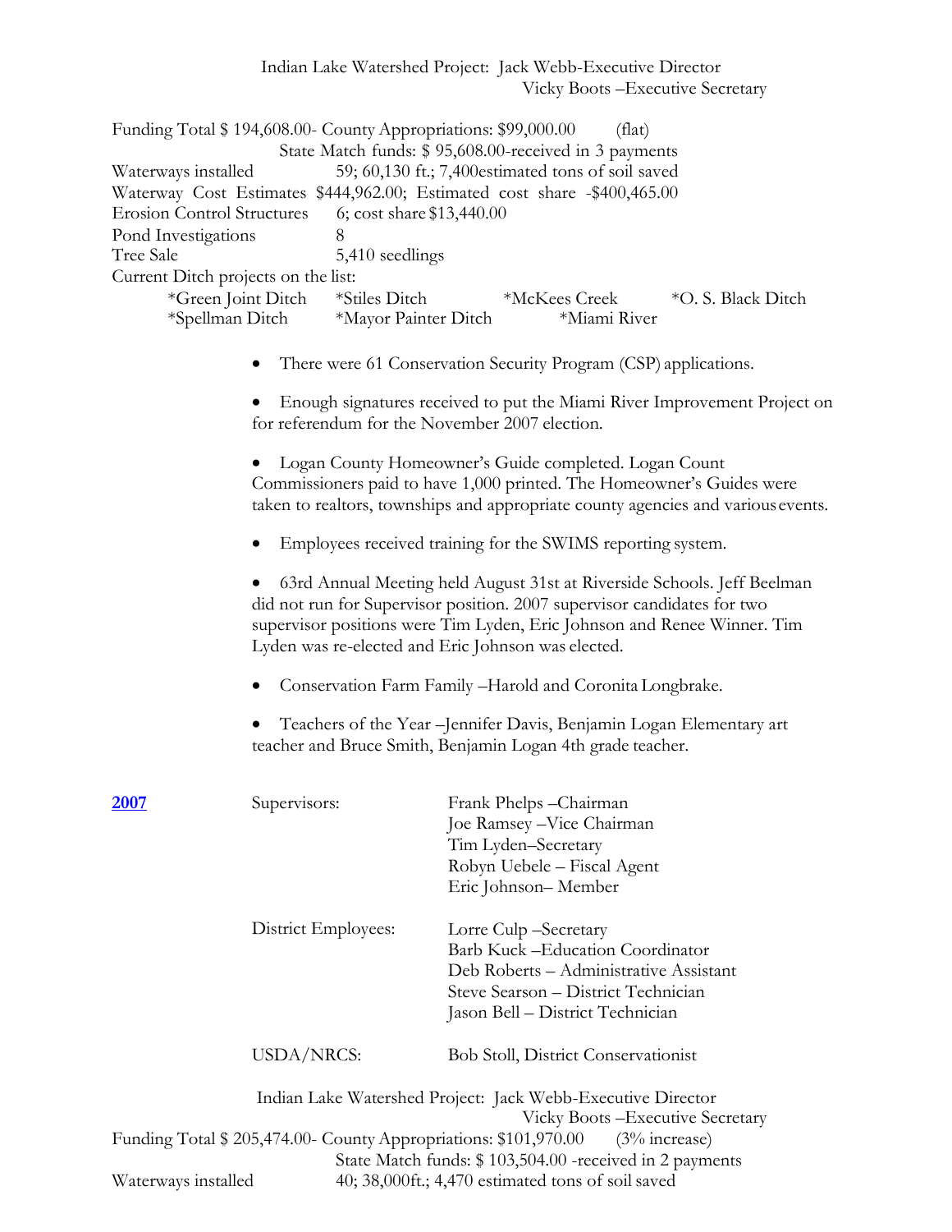Indian Lake Watershed Project: Jack Webb-Executive Director
Vicky Boots –Executive Secretary

Funding Total $ 194,608.00- County Appropriations: $99,000.00 (flat)
State Match funds: $ 95,608.00-received in 3 payments

Waterways installed 59; 60,130 ft.; 7,400estimated tons of soil saved

Waterway Cost Estimates $444,962.00; Estimated cost share -$400,465.00

Erosion Control Structures 6; cost share $13,440.00

Pond Investigations 8

Tree Sale 5,410 seedlings

Current Ditch projects on the list:

*Green Joint Ditch *Stiles Ditch *McKees Creek *O. S. Black Ditch
*Spellman Ditch *Mayor Painter Ditch *Miami River

- There were 61 Conservation Security Program (CSP) applications.
- Enough signatures received to put the Miami River Improvement Project on for referendum for the November 2007 election.
- Logan County Homeowner's Guide completed. Logan Count Commissioners paid to have 1,000 printed. The Homeowner's Guides were taken to realtors, townships and appropriate county agencies and various events.
- Employees received training for the SWIMS reporting system.
- 63rd Annual Meeting held August 31st at Riverside Schools. Jeff Beelman did not run for Supervisor position. 2007 supervisor candidates for two supervisor positions were Tim Lyden, Eric Johnson and Renee Winner. Tim Lyden was re-elected and Eric Johnson was elected.
- Conservation Farm Family –Harold and Coronita Longbrake.
- Teachers of the Year –Jennifer Davis, Benjamin Logan Elementary art teacher and Bruce Smith, Benjamin Logan 4th grade teacher.

**2007**

Supervisors:
Frank Phelps –Chairman
Joe Ramsey –Vice Chairman
Tim Lyden–Secretary
Robyn Uebele – Fiscal Agent
Eric Johnson– Member

District Employees:
Lorre Culp –Secretary
Barb Kuck –Education Coordinator
Deb Roberts – Administrative Assistant
Steve Searson – District Technician
Jason Bell – District Technician

USDA/NRCS: Bob Stoll, District Conservationist

Indian Lake Watershed Project: Jack Webb-Executive Director
Vicky Boots –Executive Secretary

Funding Total $ 205,474.00- County Appropriations: $101,970.00 (3% increase)
State Match funds: $ 103,504.00 -received in 2 payments

Waterways installed 40; 38,000ft.; 4,470 estimated tons of soil saved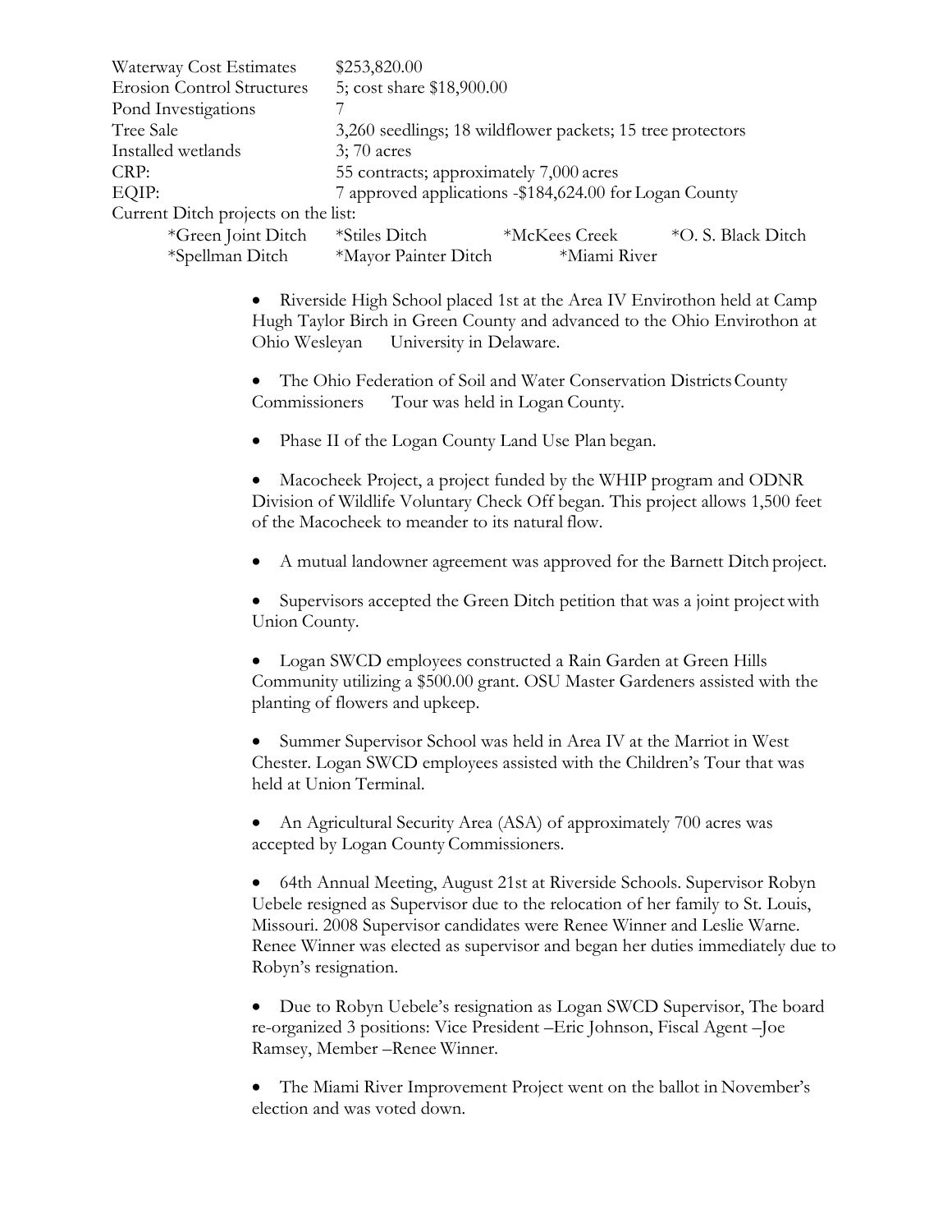| | |
|---|---|
| Waterway Cost Estimates | $253,820.00 |
| Erosion Control Structures | 5; cost share $18,900.00 |
| Pond Investigations | 7 |
| Tree Sale | 3,260 seedlings; 18 wildflower packets; 15 tree protectors |
| Installed wetlands | 3; 70 acres |
| CRP: | 55 contracts; approximately 7,000 acres |
| EQIP: | 7 approved applications -$184,624.00 for Logan County |

Current Ditch projects on the list:

*Green Joint Ditch *Stiles Ditch *McKees Creek *O. S. Black Ditch
*Spellman Ditch *Mayor Painter Ditch *Miami River

- Riverside High School placed 1st at the Area IV Envirothon held at Camp Hugh Taylor Birch in Green County and advanced to the Ohio Envirothon at Ohio Wesleyan University in Delaware.
- The Ohio Federation of Soil and Water Conservation Districts County Commissioners Tour was held in Logan County.
- Phase II of the Logan County Land Use Plan began.
- Macocheek Project, a project funded by the WHIP program and ODNR Division of Wildlife Voluntary Check Off began. This project allows 1,500 feet of the Macocheek to meander to its natural flow.
- A mutual landowner agreement was approved for the Barnett Ditch project.
- Supervisors accepted the Green Ditch petition that was a joint project with Union County.
- Logan SWCD employees constructed a Rain Garden at Green Hills Community utilizing a $500.00 grant. OSU Master Gardeners assisted with the planting of flowers and upkeep.
- Summer Supervisor School was held in Area IV at the Marriot in West Chester. Logan SWCD employees assisted with the Children's Tour that was held at Union Terminal.
- An Agricultural Security Area (ASA) of approximately 700 acres was accepted by Logan County Commissioners.
- 64th Annual Meeting, August 21st at Riverside Schools. Supervisor Robyn Uebele resigned as Supervisor due to the relocation of her family to St. Louis, Missouri. 2008 Supervisor candidates were Renee Winner and Leslie Warne. Renee Winner was elected as supervisor and began her duties immediately due to Robyn's resignation.
- Due to Robyn Uebele's resignation as Logan SWCD Supervisor, The board re-organized 3 positions: Vice President –Eric Johnson, Fiscal Agent –Joe Ramsey, Member –Renee Winner.
- The Miami River Improvement Project went on the ballot in November's election and was voted down.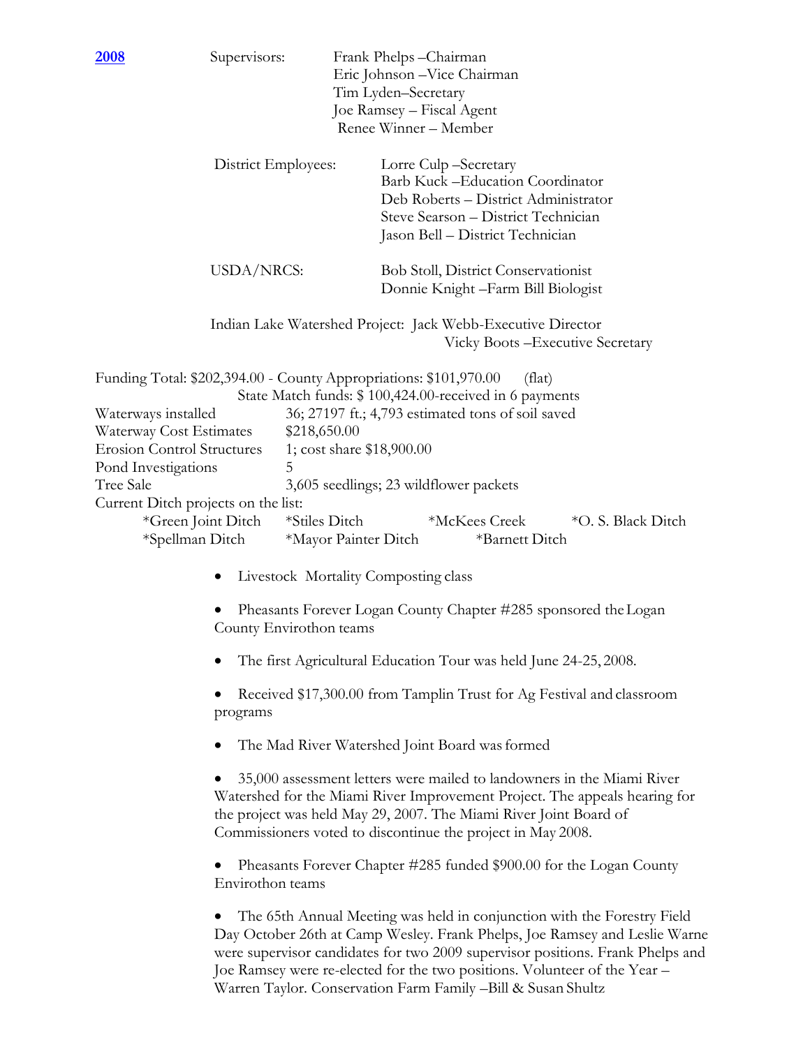**2008**

Supervisors:
Frank Phelps –Chairman
Eric Johnson –Vice Chairman
Tim Lyden–Secretary
Joe Ramsey – Fiscal Agent
Renee Winner – Member

District Employees:
Lorre Culp –Secretary
Barb Kuck –Education Coordinator
Deb Roberts – District Administrator
Steve Searson – District Technician
Jason Bell – District Technician

USDA/NRCS:
Bob Stoll, District Conservationist
Donnie Knight –Farm Bill Biologist

Indian Lake Watershed Project: Jack Webb-Executive Director
Vicky Boots –Executive Secretary

Funding Total: $202,394.00 - County Appropriations: $101,970.00 (flat)
State Match funds: $ 100,424.00-received in 6 payments

Waterways installed 36; 27197 ft.; 4,793 estimated tons of soil saved
Waterway Cost Estimates $218,650.00
Erosion Control Structures 1; cost share $18,900.00
Pond Investigations 5
Tree Sale 3,605 seedlings; 23 wildflower packets

Current Ditch projects on the list:
*Green Joint Ditch *Stiles Ditch *McKees Creek *O. S. Black Ditch
*Spellman Ditch *Mayor Painter Ditch *Barnett Ditch

- Livestock Mortality Composting class
- Pheasants Forever Logan County Chapter #285 sponsored the Logan County Envirothon teams
- The first Agricultural Education Tour was held June 24-25, 2008.
- Received $17,300.00 from Tamplin Trust for Ag Festival and classroom programs
- The Mad River Watershed Joint Board was formed
- 35,000 assessment letters were mailed to landowners in the Miami River Watershed for the Miami River Improvement Project. The appeals hearing for the project was held May 29, 2007. The Miami River Joint Board of Commissioners voted to discontinue the project in May 2008.
- Pheasants Forever Chapter #285 funded $900.00 for the Logan County Envirothon teams
- The 65th Annual Meeting was held in conjunction with the Forestry Field Day October 26th at Camp Wesley. Frank Phelps, Joe Ramsey and Leslie Warne were supervisor candidates for two 2009 supervisor positions. Frank Phelps and Joe Ramsey were re-elected for the two positions. Volunteer of the Year – Warren Taylor. Conservation Farm Family –Bill & Susan Shultz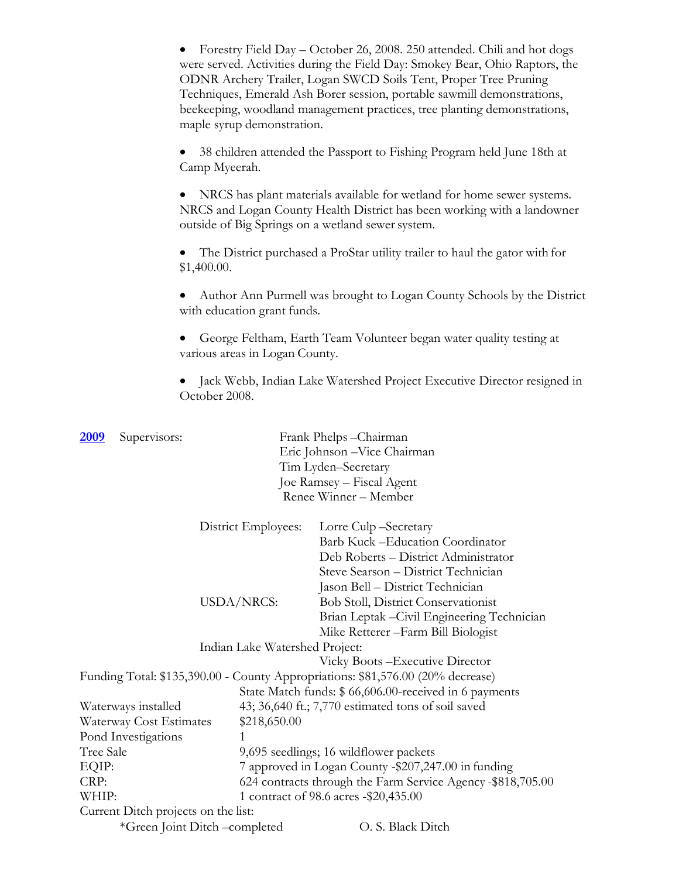- Forestry Field Day – October 26, 2008. 250 attended. Chili and hot dogs were served. Activities during the Field Day: Smokey Bear, Ohio Raptors, the ODNR Archery Trailer, Logan SWCD Soils Tent, Proper Tree Pruning Techniques, Emerald Ash Borer session, portable sawmill demonstrations, beekeeping, woodland management practices, tree planting demonstrations, maple syrup demonstration.

- 38 children attended the Passport to Fishing Program held June 18th at Camp Myeerah.

- NRCS has plant materials available for wetland for home sewer systems. NRCS and Logan County Health District has been working with a landowner outside of Big Springs on a wetland sewer system.

- The District purchased a ProStar utility trailer to haul the gator with for $1,400.00.

- Author Ann Purmell was brought to Logan County Schools by the District with education grant funds.

- George Feltham, Earth Team Volunteer began water quality testing at various areas in Logan County.

- Jack Webb, Indian Lake Watershed Project Executive Director resigned in October 2008.

**2009** Supervisors:

Frank Phelps –Chairman
Eric Johnson –Vice Chairman
Tim Lyden–Secretary
Joe Ramsey – Fiscal Agent
Renee Winner – Member

District Employees:
Lorre Culp –Secretary
Barb Kuck –Education Coordinator
Deb Roberts – District Administrator
Steve Searson – District Technician
Jason Bell – District Technician

USDA/NRCS:
Bob Stoll, District Conservationist
Brian Leptak –Civil Engineering Technician
Mike Retterer –Farm Bill Biologist

Indian Lake Watershed Project:
Vicky Boots –Executive Director

Funding Total: $135,390.00 - County Appropriations: $81,576.00 (20% decrease)
State Match funds: $ 66,606.00-received in 6 payments

Waterways installed: 43; 36,640 ft.; 7,770 estimated tons of soil saved
Waterway Cost Estimates: $218,650.00
Pond Investigations: 1
Tree Sale: 9,695 seedlings; 16 wildflower packets
EQIP: 7 approved in Logan County -$207,247.00 in funding
CRP: 624 contracts through the Farm Service Agency -$818,705.00
WHIP: 1 contract of 98.6 acres -$20,435.00

Current Ditch projects on the list:

*Green Joint Ditch –completed
O. S. Black Ditch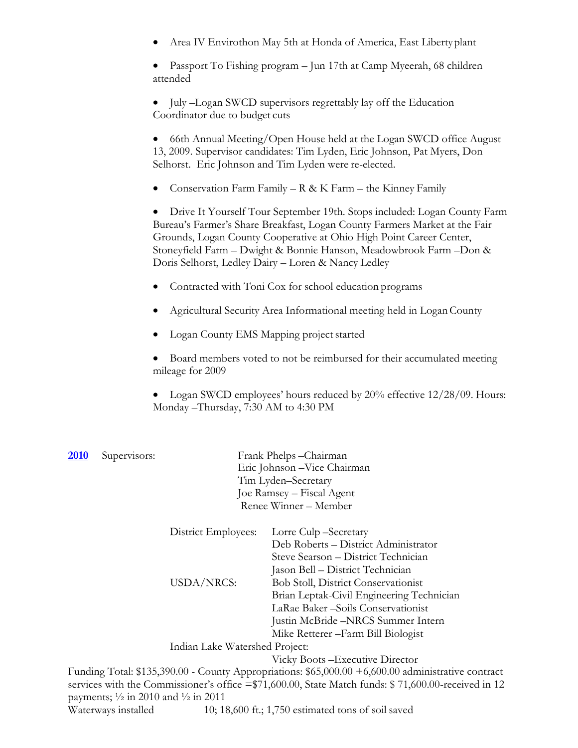- Area IV Envirothon May 5th at Honda of America, East Liberty plant
- Passport To Fishing program – Jun 17th at Camp Myeerah, 68 children attended
- July –Logan SWCD supervisors regrettably lay off the Education Coordinator due to budget cuts
- 66th Annual Meeting/Open House held at the Logan SWCD office August 13, 2009. Supervisor candidates: Tim Lyden, Eric Johnson, Pat Myers, Don Selhorst. Eric Johnson and Tim Lyden were re-elected.
- Conservation Farm Family – R & K Farm – the Kinney Family
- Drive It Yourself Tour September 19th. Stops included: Logan County Farm Bureau's Farmer's Share Breakfast, Logan County Farmers Market at the Fair Grounds, Logan County Cooperative at Ohio High Point Career Center, Stoneyfield Farm – Dwight & Bonnie Hanson, Meadowbrook Farm –Don & Doris Selhorst, Ledley Dairy – Loren & Nancy Ledley
- Contracted with Toni Cox for school education programs
- Agricultural Security Area Informational meeting held in Logan County
- Logan County EMS Mapping project started
- Board members voted to not be reimbursed for their accumulated meeting mileage for 2009
- Logan SWCD employees' hours reduced by 20% effective 12/28/09. Hours: Monday –Thursday, 7:30 AM to 4:30 PM

**2010** Supervisors:

Frank Phelps –Chairman
Eric Johnson –Vice Chairman
Tim Lyden–Secretary
Joe Ramsey – Fiscal Agent
Renee Winner – Member

District Employees:
Lorre Culp –Secretary
Deb Roberts – District Administrator
Steve Searson – District Technician
Jason Bell – District Technician

USDA/NRCS:
Bob Stoll, District Conservationist
Brian Leptak-Civil Engineering Technician
LaRae Baker –Soils Conservationist
Justin McBride –NRCS Summer Intern
Mike Retterer –Farm Bill Biologist

Indian Lake Watershed Project:
Vicky Boots –Executive Director

Funding Total: $135,390.00 - County Appropriations: $65,000.00 +6,600.00 administrative contract services with the Commissioner's office =$71,600.00, State Match funds: $ 71,600.00-received in 12 payments; ½ in 2010 and ½ in 2011

Waterways installed 10; 18,600 ft.; 1,750 estimated tons of soil saved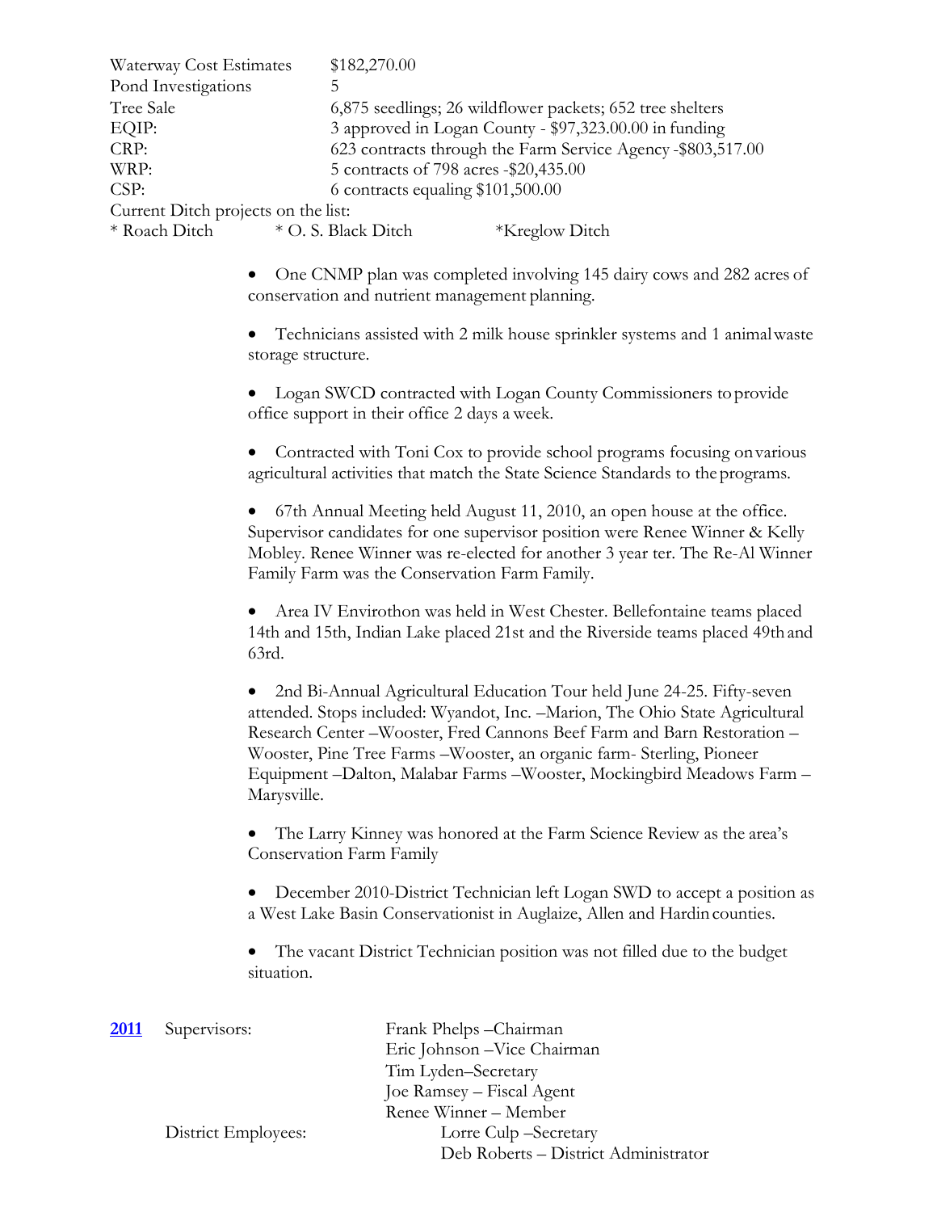| | |
|---|---|
| Waterway Cost Estimates | $182,270.00 |
| Pond Investigations | 5 |
| Tree Sale | 6,875 seedlings; 26 wildflower packets; 652 tree shelters |
| EQIP: | 3 approved in Logan County - $97,323.00.00 in funding |
| CRP: | 623 contracts through the Farm Service Agency -$803,517.00 |
| WRP: | 5 contracts of 798 acres -$20,435.00 |
| CSP: | 6 contracts equaling $101,500.00 |

Current Ditch projects on the list:
* Roach Ditch * O. S. Black Ditch *Kreglow Ditch

- One CNMP plan was completed involving 145 dairy cows and 282 acres of conservation and nutrient management planning.
- Technicians assisted with 2 milk house sprinkler systems and 1 animal waste storage structure.
- Logan SWCD contracted with Logan County Commissioners to provide office support in their office 2 days a week.
- Contracted with Toni Cox to provide school programs focusing on various agricultural activities that match the State Science Standards to the programs.
- 67th Annual Meeting held August 11, 2010, an open house at the office. Supervisor candidates for one supervisor position were Renee Winner & Kelly Mobley. Renee Winner was re-elected for another 3 year ter. The Re-Al Winner Family Farm was the Conservation Farm Family.
- Area IV Envirothon was held in West Chester. Bellefontaine teams placed 14th and 15th, Indian Lake placed 21st and the Riverside teams placed 49th and 63rd.
- 2nd Bi-Annual Agricultural Education Tour held June 24-25. Fifty-seven attended. Stops included: Wyandot, Inc. –Marion, The Ohio State Agricultural Research Center –Wooster, Fred Cannons Beef Farm and Barn Restoration –Wooster, Pine Tree Farms –Wooster, an organic farm- Sterling, Pioneer Equipment –Dalton, Malabar Farms –Wooster, Mockingbird Meadows Farm –Marysville.
- The Larry Kinney was honored at the Farm Science Review as the area's Conservation Farm Family
- December 2010-District Technician left Logan SWD to accept a position as a West Lake Basin Conservationist in Auglaize, Allen and Hardin counties.
- The vacant District Technician position was not filled due to the budget situation.

**2011** Supervisors:
Frank Phelps –Chairman
Eric Johnson –Vice Chairman
Tim Lyden–Secretary
Joe Ramsey – Fiscal Agent
Renee Winner – Member

District Employees:
Lorre Culp –Secretary
Deb Roberts – District Administrator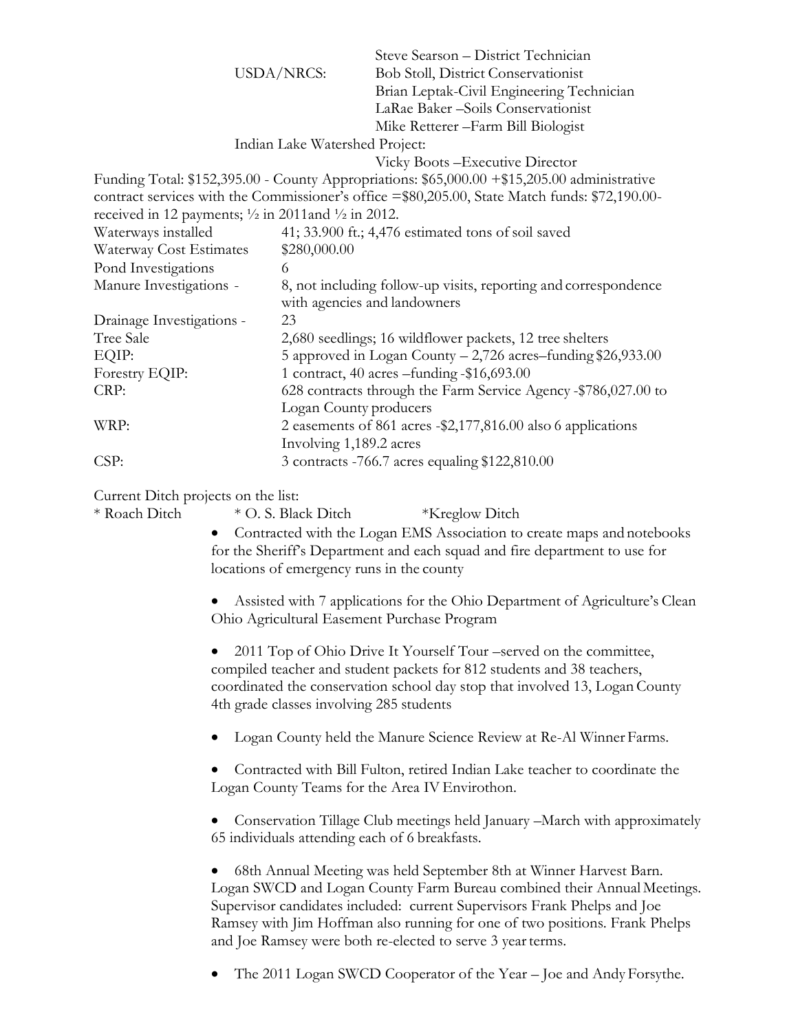Steve Searson – District Technician

USDA/NRCS: Bob Stoll, District Conservationist
Brian Leptak-Civil Engineering Technician
LaRae Baker –Soils Conservationist
Mike Retterer –Farm Bill Biologist

Indian Lake Watershed Project:
Vicky Boots –Executive Director

Funding Total: $152,395.00 - County Appropriations: $65,000.00 +$15,205.00 administrative contract services with the Commissioner's office =$80,205.00, State Match funds: $72,190.00- received in 12 payments; ½ in 2011and ½ in 2012.

| | |
|---|---|
| Waterways installed | 41; 33.900 ft.; 4,476 estimated tons of soil saved |
| Waterway Cost Estimates | $280,000.00 |
| Pond Investigations | 6 |
| Manure Investigations - | 8, not including follow-up visits, reporting and correspondence with agencies and landowners |
| Drainage Investigations - | 23 |
| Tree Sale | 2,680 seedlings; 16 wildflower packets, 12 tree shelters |
| EQIP: | 5 approved in Logan County – 2,726 acres–funding $26,933.00 |
| Forestry EQIP: | 1 contract, 40 acres –funding -$16,693.00 |
| CRP: | 628 contracts through the Farm Service Agency -$786,027.00 to Logan County producers |
| WRP: | 2 easements of 861 acres -$2,177,816.00 also 6 applications Involving 1,189.2 acres |
| CSP: | 3 contracts -766.7 acres equaling $122,810.00 |

Current Ditch projects on the list:
* Roach Ditch * O. S. Black Ditch *Kreglow Ditch

- Contracted with the Logan EMS Association to create maps and notebooks for the Sheriff's Department and each squad and fire department to use for locations of emergency runs in the county

- Assisted with 7 applications for the Ohio Department of Agriculture's Clean Ohio Agricultural Easement Purchase Program

- 2011 Top of Ohio Drive It Yourself Tour –served on the committee, compiled teacher and student packets for 812 students and 38 teachers, coordinated the conservation school day stop that involved 13, Logan County 4th grade classes involving 285 students

- Logan County held the Manure Science Review at Re-Al Winner Farms.

- Contracted with Bill Fulton, retired Indian Lake teacher to coordinate the Logan County Teams for the Area IV Envirothon.

- Conservation Tillage Club meetings held January –March with approximately 65 individuals attending each of 6 breakfasts.

- 68th Annual Meeting was held September 8th at Winner Harvest Barn. Logan SWCD and Logan County Farm Bureau combined their Annual Meetings. Supervisor candidates included: current Supervisors Frank Phelps and Joe Ramsey with Jim Hoffman also running for one of two positions. Frank Phelps and Joe Ramsey were both re-elected to serve 3 year terms.

- The 2011 Logan SWCD Cooperator of the Year – Joe and Andy Forsythe.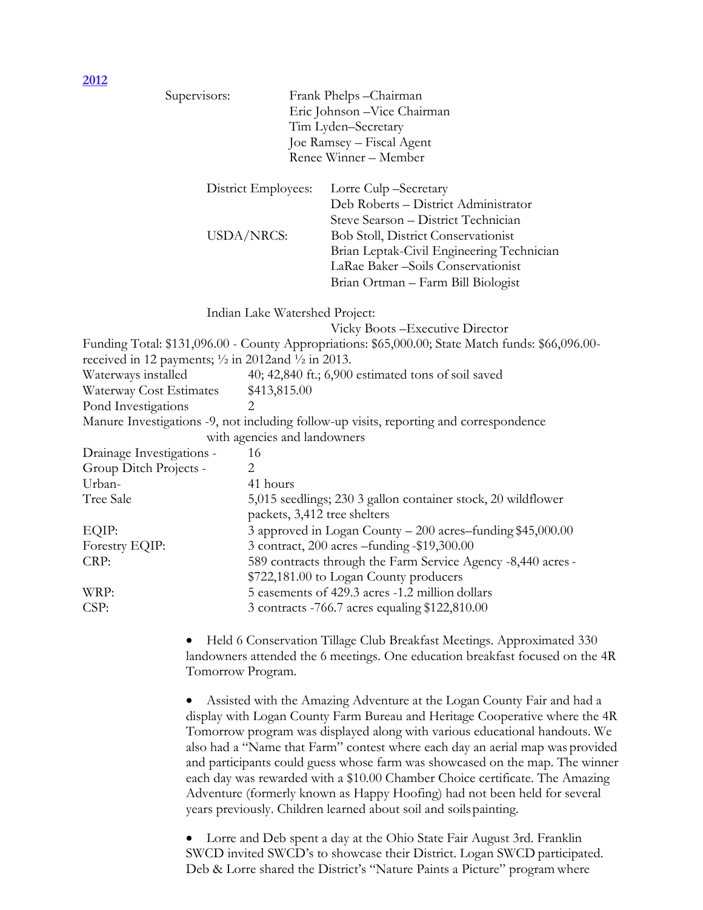## 2012

Supervisors:
- Frank Phelps –Chairman
- Eric Johnson –Vice Chairman
- Tim Lyden–Secretary
- Joe Ramsey – Fiscal Agent
- Renee Winner – Member

District Employees:
- Lorre Culp –Secretary
- Deb Roberts – District Administrator
- Steve Searson – District Technician

USDA/NRCS:
- Bob Stoll, District Conservationist
- Brian Leptak-Civil Engineering Technician
- LaRae Baker –Soils Conservationist
- Brian Ortman – Farm Bill Biologist

Indian Lake Watershed Project:
- Vicky Boots –Executive Director

Funding Total: $131,096.00 - County Appropriations: $65,000.00; State Match funds: $66,096.00- received in 12 payments; ½ in 2012and ½ in 2013.

| | |
|---|---|
| Waterways installed | 40; 42,840 ft.; 6,900 estimated tons of soil saved |
| Waterway Cost Estimates | $413,815.00 |
| Pond Investigations | 2 |

Manure Investigations -9, not including follow-up visits, reporting and correspondence with agencies and landowners

| | |
|---|---|
| Drainage Investigations - | 16 |
| Group Ditch Projects - | 2 |
| Urban- | 41 hours |
| Tree Sale | 5,015 seedlings; 230 3 gallon container stock, 20 wildflower packets, 3,412 tree shelters |
| EQIP: | 3 approved in Logan County – 200 acres–funding $45,000.00 |
| Forestry EQIP: | 3 contract, 200 acres –funding -$19,300.00 |
| CRP: | 589 contracts through the Farm Service Agency -8,440 acres - $722,181.00 to Logan County producers |
| WRP: | 5 easements of 429.3 acres -1.2 million dollars |
| CSP: | 3 contracts -766.7 acres equaling $122,810.00 |

- Held 6 Conservation Tillage Club Breakfast Meetings. Approximated 330 landowners attended the 6 meetings. One education breakfast focused on the 4R Tomorrow Program.

- Assisted with the Amazing Adventure at the Logan County Fair and had a display with Logan County Farm Bureau and Heritage Cooperative where the 4R Tomorrow program was displayed along with various educational handouts. We also had a "Name that Farm" contest where each day an aerial map was provided and participants could guess whose farm was showcased on the map. The winner each day was rewarded with a $10.00 Chamber Choice certificate. The Amazing Adventure (formerly known as Happy Hoofing) had not been held for several years previously. Children learned about soil and soils painting.

- Lorre and Deb spent a day at the Ohio State Fair August 3rd. Franklin SWCD invited SWCD's to showcase their District. Logan SWCD participated. Deb & Lorre shared the District's "Nature Paints a Picture" program where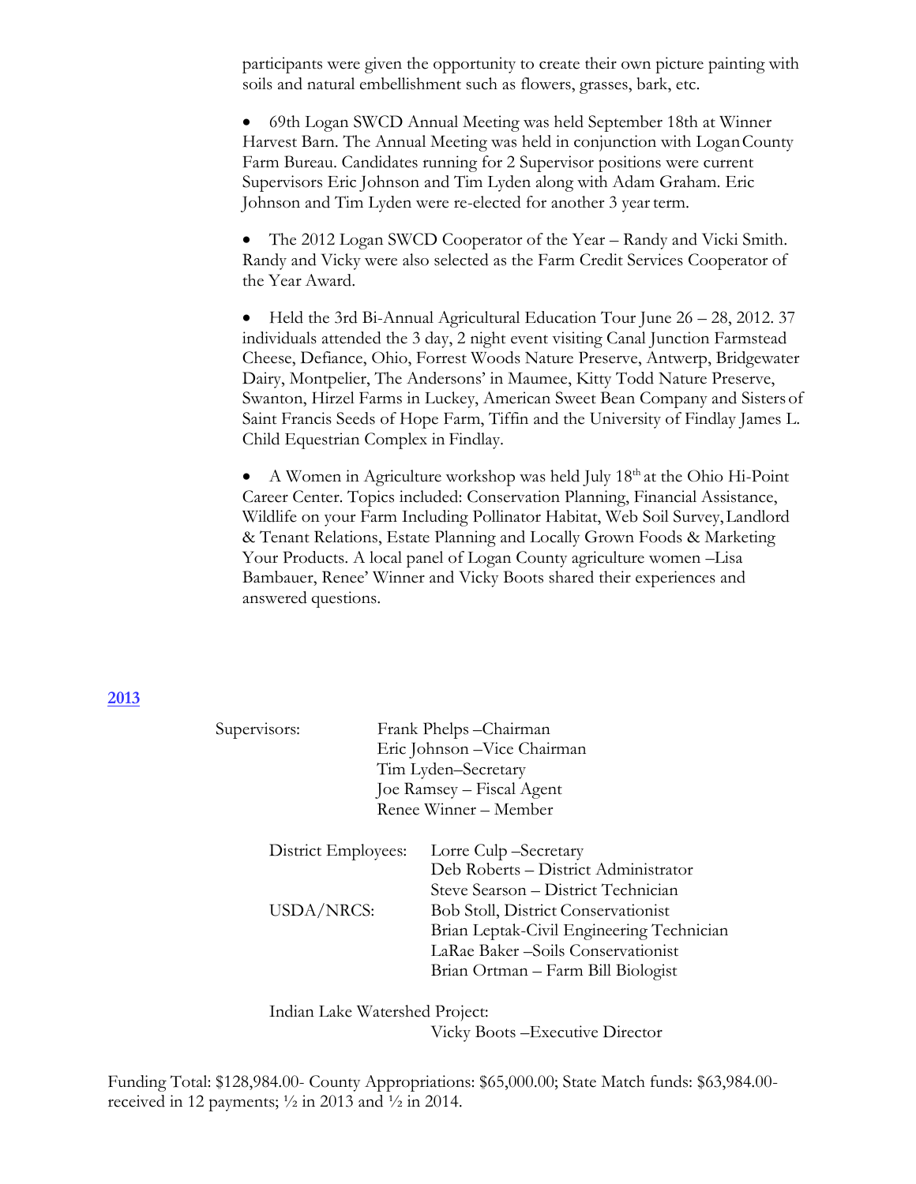participants were given the opportunity to create their own picture painting with soils and natural embellishment such as flowers, grasses, bark, etc.

- 69th Logan SWCD Annual Meeting was held September 18th at Winner Harvest Barn. The Annual Meeting was held in conjunction with Logan County Farm Bureau. Candidates running for 2 Supervisor positions were current Supervisors Eric Johnson and Tim Lyden along with Adam Graham. Eric Johnson and Tim Lyden were re-elected for another 3 year term.

- The 2012 Logan SWCD Cooperator of the Year – Randy and Vicki Smith. Randy and Vicky were also selected as the Farm Credit Services Cooperator of the Year Award.

- Held the 3rd Bi-Annual Agricultural Education Tour June 26 – 28, 2012. 37 individuals attended the 3 day, 2 night event visiting Canal Junction Farmstead Cheese, Defiance, Ohio, Forrest Woods Nature Preserve, Antwerp, Bridgewater Dairy, Montpelier, The Andersons' in Maumee, Kitty Todd Nature Preserve, Swanton, Hirzel Farms in Luckey, American Sweet Bean Company and Sisters of Saint Francis Seeds of Hope Farm, Tiffin and the University of Findlay James L. Child Equestrian Complex in Findlay.

- A Women in Agriculture workshop was held July 18th at the Ohio Hi-Point Career Center. Topics included: Conservation Planning, Financial Assistance, Wildlife on your Farm Including Pollinator Habitat, Web Soil Survey, Landlord & Tenant Relations, Estate Planning and Locally Grown Foods & Marketing Your Products. A local panel of Logan County agriculture women –Lisa Bambauer, Renee' Winner and Vicky Boots shared their experiences and answered questions.

## 2013

Supervisors:
- Frank Phelps –Chairman
- Eric Johnson –Vice Chairman
- Tim Lyden–Secretary
- Joe Ramsey – Fiscal Agent
- Renee Winner – Member

District Employees:
- Lorre Culp –Secretary
- Deb Roberts – District Administrator
- Steve Searson – District Technician

USDA/NRCS:
- Bob Stoll, District Conservationist
- Brian Leptak-Civil Engineering Technician
- LaRae Baker –Soils Conservationist
- Brian Ortman – Farm Bill Biologist

Indian Lake Watershed Project:
- Vicky Boots –Executive Director

Funding Total: \$128,984.00- County Appropriations: \$65,000.00; State Match funds: \$63,984.00- received in 12 payments; ½ in 2013 and ½ in 2014.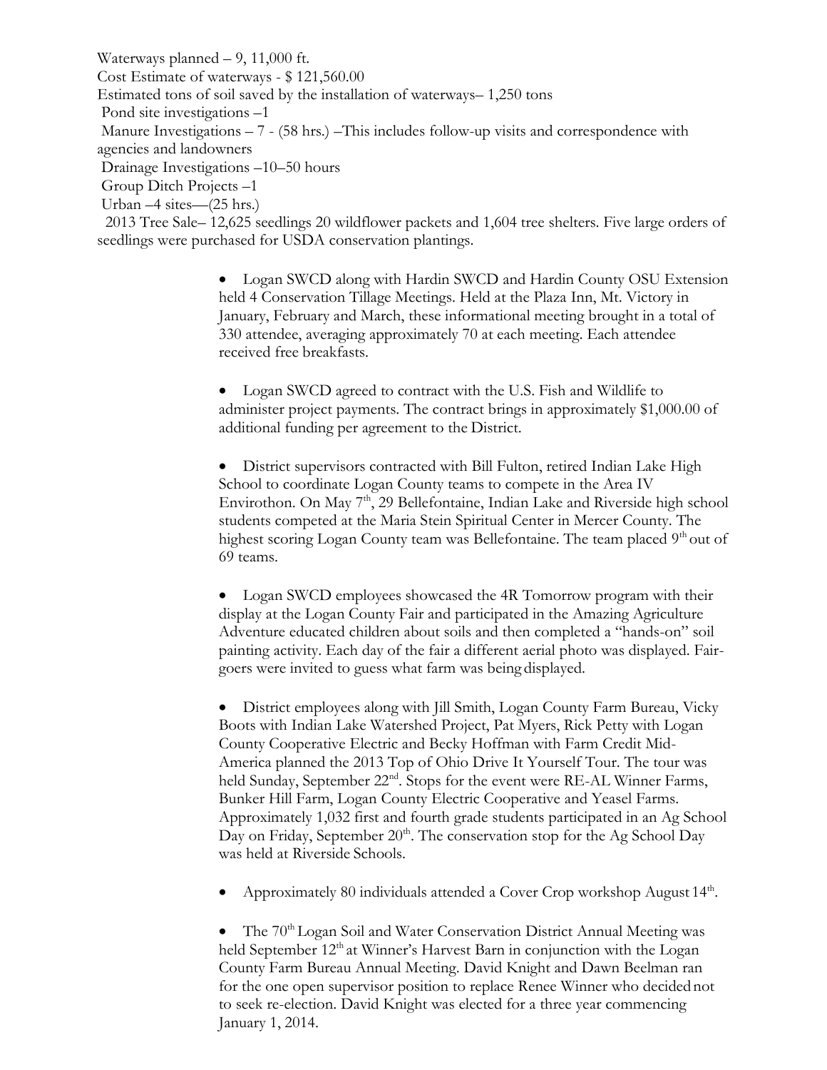Waterways planned – 9, 11,000 ft.
Cost Estimate of waterways - $ 121,560.00
Estimated tons of soil saved by the installation of waterways– 1,250 tons
Pond site investigations –1
Manure Investigations – 7 - (58 hrs.) –This includes follow-up visits and correspondence with agencies and landowners
Drainage Investigations –10–50 hours
Group Ditch Projects –1
Urban –4 sites—(25 hrs.)
2013 Tree Sale– 12,625 seedlings 20 wildflower packets and 1,604 tree shelters. Five large orders of seedlings were purchased for USDA conservation plantings.

- Logan SWCD along with Hardin SWCD and Hardin County OSU Extension held 4 Conservation Tillage Meetings. Held at the Plaza Inn, Mt. Victory in January, February and March, these informational meeting brought in a total of 330 attendee, averaging approximately 70 at each meeting. Each attendee received free breakfasts.

- Logan SWCD agreed to contract with the U.S. Fish and Wildlife to administer project payments. The contract brings in approximately $1,000.00 of additional funding per agreement to the District.

- District supervisors contracted with Bill Fulton, retired Indian Lake High School to coordinate Logan County teams to compete in the Area IV Envirothon. On May 7th, 29 Bellefontaine, Indian Lake and Riverside high school students competed at the Maria Stein Spiritual Center in Mercer County. The highest scoring Logan County team was Bellefontaine. The team placed 9th out of 69 teams.

- Logan SWCD employees showcased the 4R Tomorrow program with their display at the Logan County Fair and participated in the Amazing Agriculture Adventure educated children about soils and then completed a "hands-on" soil painting activity. Each day of the fair a different aerial photo was displayed. Fair-goers were invited to guess what farm was being displayed.

- District employees along with Jill Smith, Logan County Farm Bureau, Vicky Boots with Indian Lake Watershed Project, Pat Myers, Rick Petty with Logan County Cooperative Electric and Becky Hoffman with Farm Credit Mid-America planned the 2013 Top of Ohio Drive It Yourself Tour. The tour was held Sunday, September 22nd. Stops for the event were RE-AL Winner Farms, Bunker Hill Farm, Logan County Electric Cooperative and Yeasel Farms. Approximately 1,032 first and fourth grade students participated in an Ag School Day on Friday, September 20th. The conservation stop for the Ag School Day was held at Riverside Schools.

- Approximately 80 individuals attended a Cover Crop workshop August 14th.

- The 70th Logan Soil and Water Conservation District Annual Meeting was held September 12th at Winner's Harvest Barn in conjunction with the Logan County Farm Bureau Annual Meeting. David Knight and Dawn Beelman ran for the one open supervisor position to replace Renee Winner who decided not to seek re-election. David Knight was elected for a three year commencing January 1, 2014.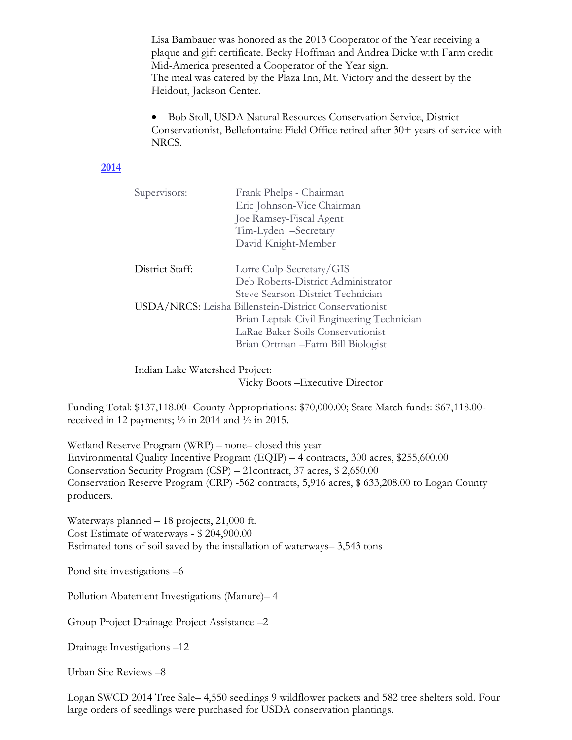Lisa Bambauer was honored as the 2013 Cooperator of the Year receiving a plaque and gift certificate. Becky Hoffman and Andrea Dicke with Farm credit Mid-America presented a Cooperator of the Year sign.
The meal was catered by the Plaza Inn, Mt. Victory and the dessert by the Heidout, Jackson Center.

- Bob Stoll, USDA Natural Resources Conservation Service, District Conservationist, Bellefontaine Field Office retired after 30+ years of service with NRCS.

## 2014

| | |
|---|---|
| Supervisors: | Frank Phelps - Chairman |
| | Eric Johnson-Vice Chairman |
| | Joe Ramsey-Fiscal Agent |
| | Tim-Lyden –Secretary |
| | David Knight-Member |
| District Staff: | Lorre Culp-Secretary/GIS |
| | Deb Roberts-District Administrator |
| | Steve Searson-District Technician |
| USDA/NRCS: | Leisha Billenstein-District Conservationist |
| | Brian Leptak-Civil Engineering Technician |
| | LaRae Baker-Soils Conservationist |
| | Brian Ortman –Farm Bill Biologist |

Indian Lake Watershed Project:
Vicky Boots –Executive Director

Funding Total: $137,118.00- County Appropriations: $70,000.00; State Match funds: $67,118.00- received in 12 payments; ½ in 2014 and ½ in 2015.

Wetland Reserve Program (WRP) – none– closed this year
Environmental Quality Incentive Program (EQIP) – 4 contracts, 300 acres, $255,600.00
Conservation Security Program (CSP) – 21contract, 37 acres, $ 2,650.00
Conservation Reserve Program (CRP) -562 contracts, 5,916 acres, $ 633,208.00 to Logan County producers.

Waterways planned – 18 projects, 21,000 ft.
Cost Estimate of waterways - $ 204,900.00
Estimated tons of soil saved by the installation of waterways– 3,543 tons

Pond site investigations –6

Pollution Abatement Investigations (Manure)– 4

Group Project Drainage Project Assistance –2

Drainage Investigations –12

Urban Site Reviews –8

Logan SWCD 2014 Tree Sale– 4,550 seedlings 9 wildflower packets and 582 tree shelters sold. Four large orders of seedlings were purchased for USDA conservation plantings.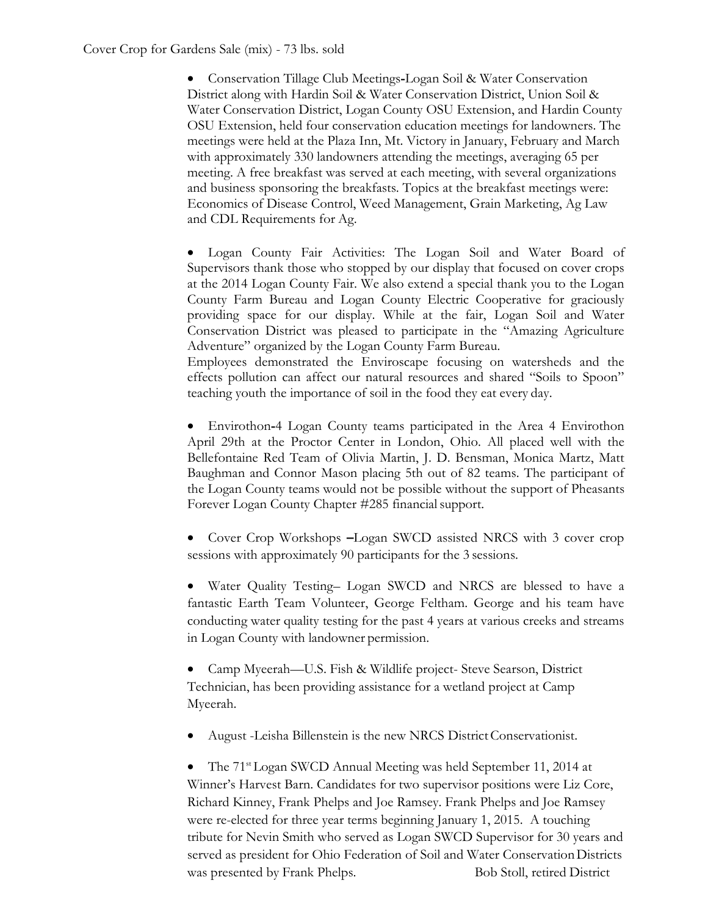Cover Crop for Gardens Sale (mix) - 73 lbs. sold

- Conservation Tillage Club Meetings-Logan Soil & Water Conservation District along with Hardin Soil & Water Conservation District, Union Soil & Water Conservation District, Logan County OSU Extension, and Hardin County OSU Extension, held four conservation education meetings for landowners. The meetings were held at the Plaza Inn, Mt. Victory in January, February and March with approximately 330 landowners attending the meetings, averaging 65 per meeting. A free breakfast was served at each meeting, with several organizations and business sponsoring the breakfasts. Topics at the breakfast meetings were: Economics of Disease Control, Weed Management, Grain Marketing, Ag Law and CDL Requirements for Ag.

- Logan County Fair Activities: The Logan Soil and Water Board of Supervisors thank those who stopped by our display that focused on cover crops at the 2014 Logan County Fair. We also extend a special thank you to the Logan County Farm Bureau and Logan County Electric Cooperative for graciously providing space for our display. While at the fair, Logan Soil and Water Conservation District was pleased to participate in the "Amazing Agriculture Adventure" organized by the Logan County Farm Bureau.
Employees demonstrated the Enviroscape focusing on watersheds and the effects pollution can affect our natural resources and shared "Soils to Spoon" teaching youth the importance of soil in the food they eat every day.

- Envirothon-4 Logan County teams participated in the Area 4 Envirothon April 29th at the Proctor Center in London, Ohio. All placed well with the Bellefontaine Red Team of Olivia Martin, J. D. Bensman, Monica Martz, Matt Baughman and Connor Mason placing 5th out of 82 teams. The participant of the Logan County teams would not be possible without the support of Pheasants Forever Logan County Chapter #285 financial support.

- Cover Crop Workshops –Logan SWCD assisted NRCS with 3 cover crop sessions with approximately 90 participants for the 3 sessions.

- Water Quality Testing– Logan SWCD and NRCS are blessed to have a fantastic Earth Team Volunteer, George Feltham. George and his team have conducting water quality testing for the past 4 years at various creeks and streams in Logan County with landowner permission.

- Camp Myeerah—U.S. Fish & Wildlife project- Steve Searson, District Technician, has been providing assistance for a wetland project at Camp Myeerah.

- August -Leisha Billenstein is the new NRCS District Conservationist.

- The 71st Logan SWCD Annual Meeting was held September 11, 2014 at Winner's Harvest Barn. Candidates for two supervisor positions were Liz Core, Richard Kinney, Frank Phelps and Joe Ramsey. Frank Phelps and Joe Ramsey were re-elected for three year terms beginning January 1, 2015. A touching tribute for Nevin Smith who served as Logan SWCD Supervisor for 30 years and served as president for Ohio Federation of Soil and Water Conservation Districts was presented by Frank Phelps. Bob Stoll, retired District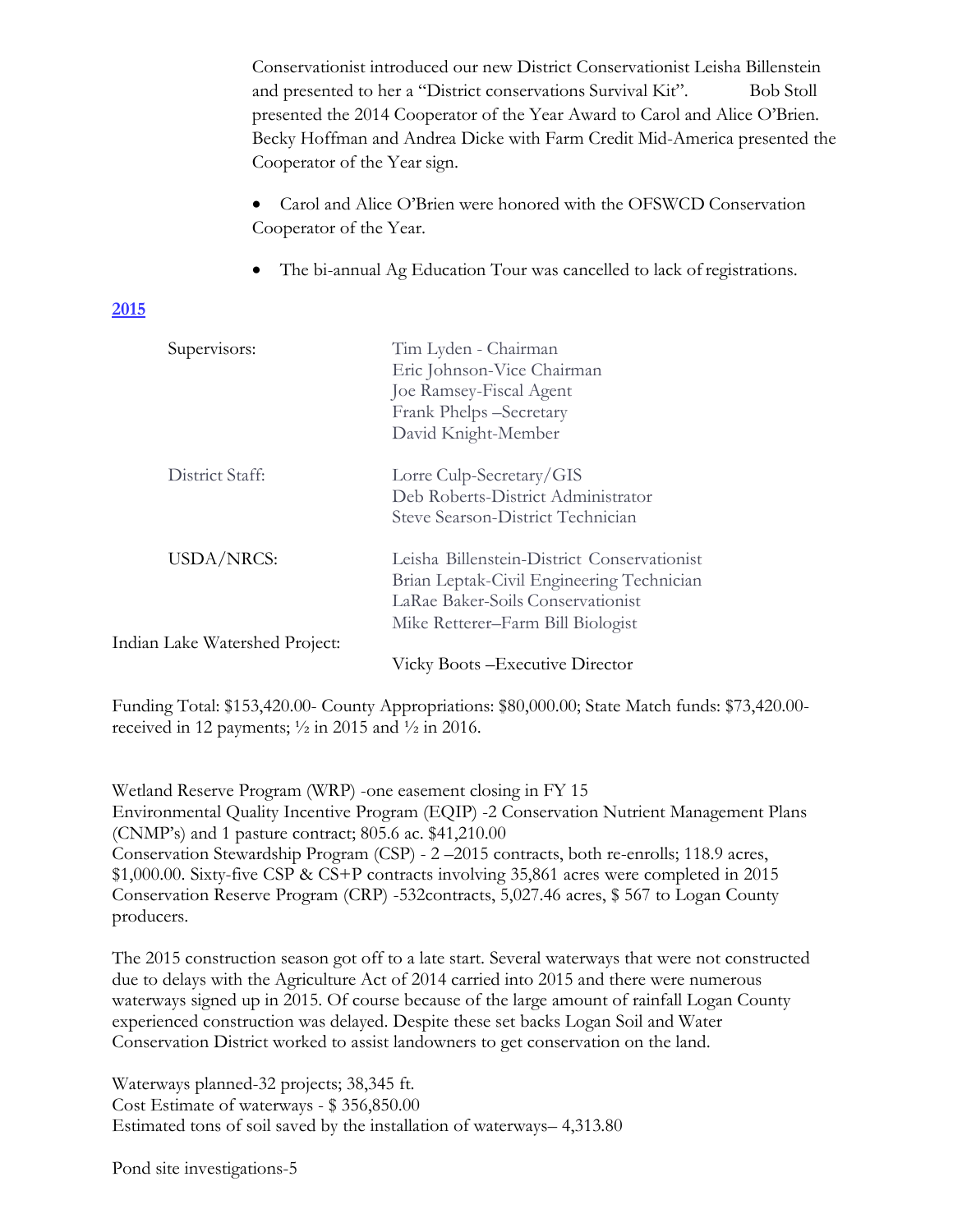Conservationist introduced our new District Conservationist Leisha Billenstein and presented to her a "District conservations Survival Kit". Bob Stoll presented the 2014 Cooperator of the Year Award to Carol and Alice O'Brien. Becky Hoffman and Andrea Dicke with Farm Credit Mid-America presented the Cooperator of the Year sign.

- Carol and Alice O'Brien were honored with the OFSWCD Conservation Cooperator of the Year.
- The bi-annual Ag Education Tour was cancelled to lack of registrations.

## 2015

| | |
|---|---|
| Supervisors: | Tim Lyden - Chairman<br>Eric Johnson-Vice Chairman<br>Joe Ramsey-Fiscal Agent<br>Frank Phelps –Secretary<br>David Knight-Member |
| District Staff: | Lorre Culp-Secretary/GIS<br>Deb Roberts-District Administrator<br>Steve Searson-District Technician |
| USDA/NRCS: | Leisha Billenstein-District Conservationist<br>Brian Leptak-Civil Engineering Technician<br>LaRae Baker-Soils Conservationist<br>Mike Retterer–Farm Bill Biologist |
| Indian Lake Watershed Project: | Vicky Boots –Executive Director |

Funding Total: $153,420.00- County Appropriations: $80,000.00; State Match funds: $73,420.00- received in 12 payments; ½ in 2015 and ½ in 2016.

Wetland Reserve Program (WRP) -one easement closing in FY 15
Environmental Quality Incentive Program (EQIP) -2 Conservation Nutrient Management Plans (CNMP's) and 1 pasture contract; 805.6 ac. $41,210.00
Conservation Stewardship Program (CSP) - 2 –2015 contracts, both re-enrolls; 118.9 acres, $1,000.00. Sixty-five CSP & CS+P contracts involving 35,861 acres were completed in 2015
Conservation Reserve Program (CRP) -532contracts, 5,027.46 acres, $ 567 to Logan County producers.

The 2015 construction season got off to a late start. Several waterways that were not constructed due to delays with the Agriculture Act of 2014 carried into 2015 and there were numerous waterways signed up in 2015. Of course because of the large amount of rainfall Logan County experienced construction was delayed. Despite these set backs Logan Soil and Water Conservation District worked to assist landowners to get conservation on the land.

Waterways planned-32 projects; 38,345 ft.
Cost Estimate of waterways - $ 356,850.00
Estimated tons of soil saved by the installation of waterways– 4,313.80

Pond site investigations-5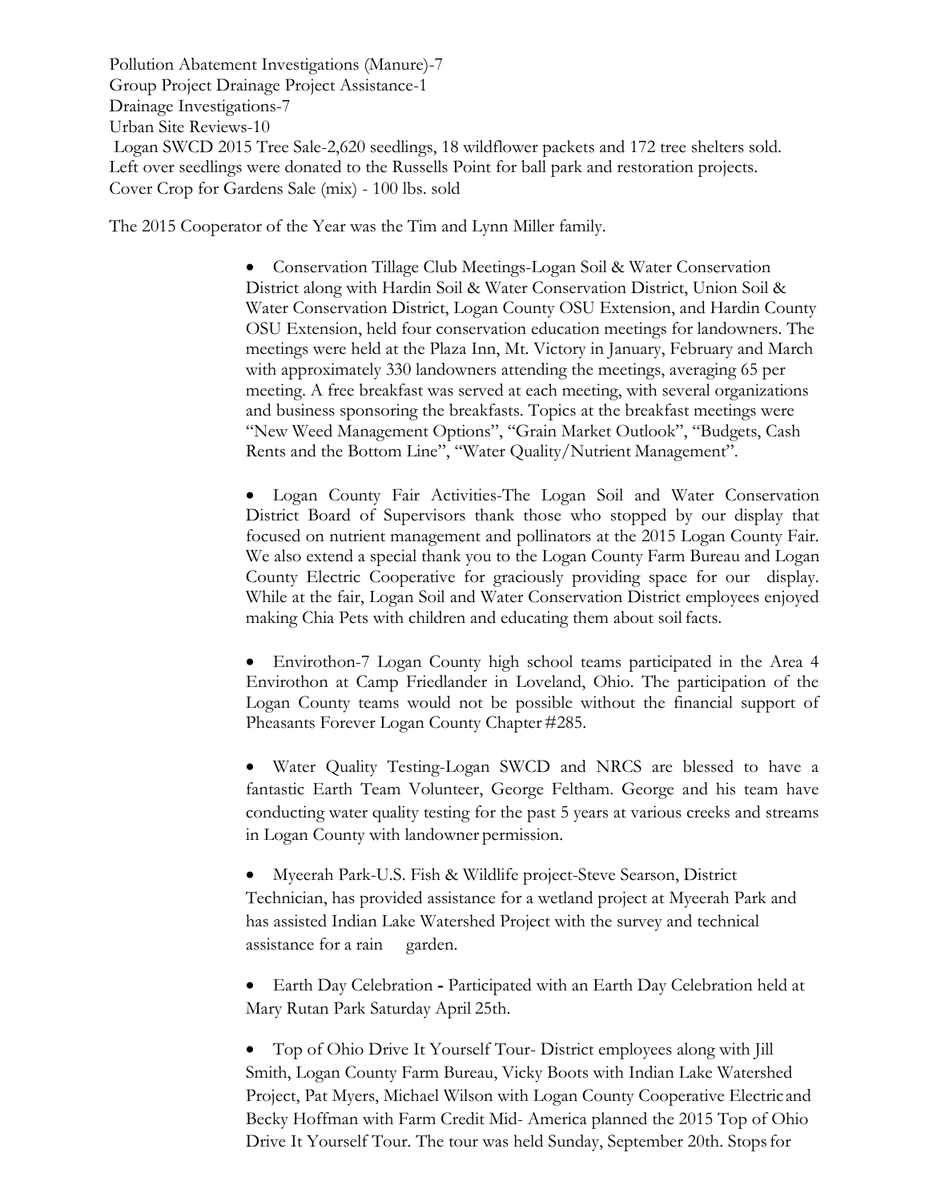Pollution Abatement Investigations (Manure)-7
Group Project Drainage Project Assistance-1
Drainage Investigations-7
Urban Site Reviews-10
Logan SWCD 2015 Tree Sale-2,620 seedlings, 18 wildflower packets and 172 tree shelters sold. Left over seedlings were donated to the Russells Point for ball park and restoration projects.
Cover Crop for Gardens Sale (mix) - 100 lbs. sold

The 2015 Cooperator of the Year was the Tim and Lynn Miller family.

- Conservation Tillage Club Meetings-Logan Soil & Water Conservation District along with Hardin Soil & Water Conservation District, Union Soil & Water Conservation District, Logan County OSU Extension, and Hardin County OSU Extension, held four conservation education meetings for landowners. The meetings were held at the Plaza Inn, Mt. Victory in January, February and March with approximately 330 landowners attending the meetings, averaging 65 per meeting. A free breakfast was served at each meeting, with several organizations and business sponsoring the breakfasts. Topics at the breakfast meetings were "New Weed Management Options", "Grain Market Outlook", "Budgets, Cash Rents and the Bottom Line", "Water Quality/Nutrient Management".

- Logan County Fair Activities-The Logan Soil and Water Conservation District Board of Supervisors thank those who stopped by our display that focused on nutrient management and pollinators at the 2015 Logan County Fair. We also extend a special thank you to the Logan County Farm Bureau and Logan County Electric Cooperative for graciously providing space for our display. While at the fair, Logan Soil and Water Conservation District employees enjoyed making Chia Pets with children and educating them about soil facts.

- Envirothon-7 Logan County high school teams participated in the Area 4 Envirothon at Camp Friedlander in Loveland, Ohio. The participation of the Logan County teams would not be possible without the financial support of Pheasants Forever Logan County Chapter #285.

- Water Quality Testing-Logan SWCD and NRCS are blessed to have a fantastic Earth Team Volunteer, George Feltham. George and his team have conducting water quality testing for the past 5 years at various creeks and streams in Logan County with landowner permission.

- Myeerah Park-U.S. Fish & Wildlife project-Steve Searson, District Technician, has provided assistance for a wetland project at Myeerah Park and has assisted Indian Lake Watershed Project with the survey and technical assistance for a rain garden.

- Earth Day Celebration **-** Participated with an Earth Day Celebration held at Mary Rutan Park Saturday April 25th.

- Top of Ohio Drive It Yourself Tour- District employees along with Jill Smith, Logan County Farm Bureau, Vicky Boots with Indian Lake Watershed Project, Pat Myers, Michael Wilson with Logan County Cooperative Electric and Becky Hoffman with Farm Credit Mid- America planned the 2015 Top of Ohio Drive It Yourself Tour. The tour was held Sunday, September 20th. Stops for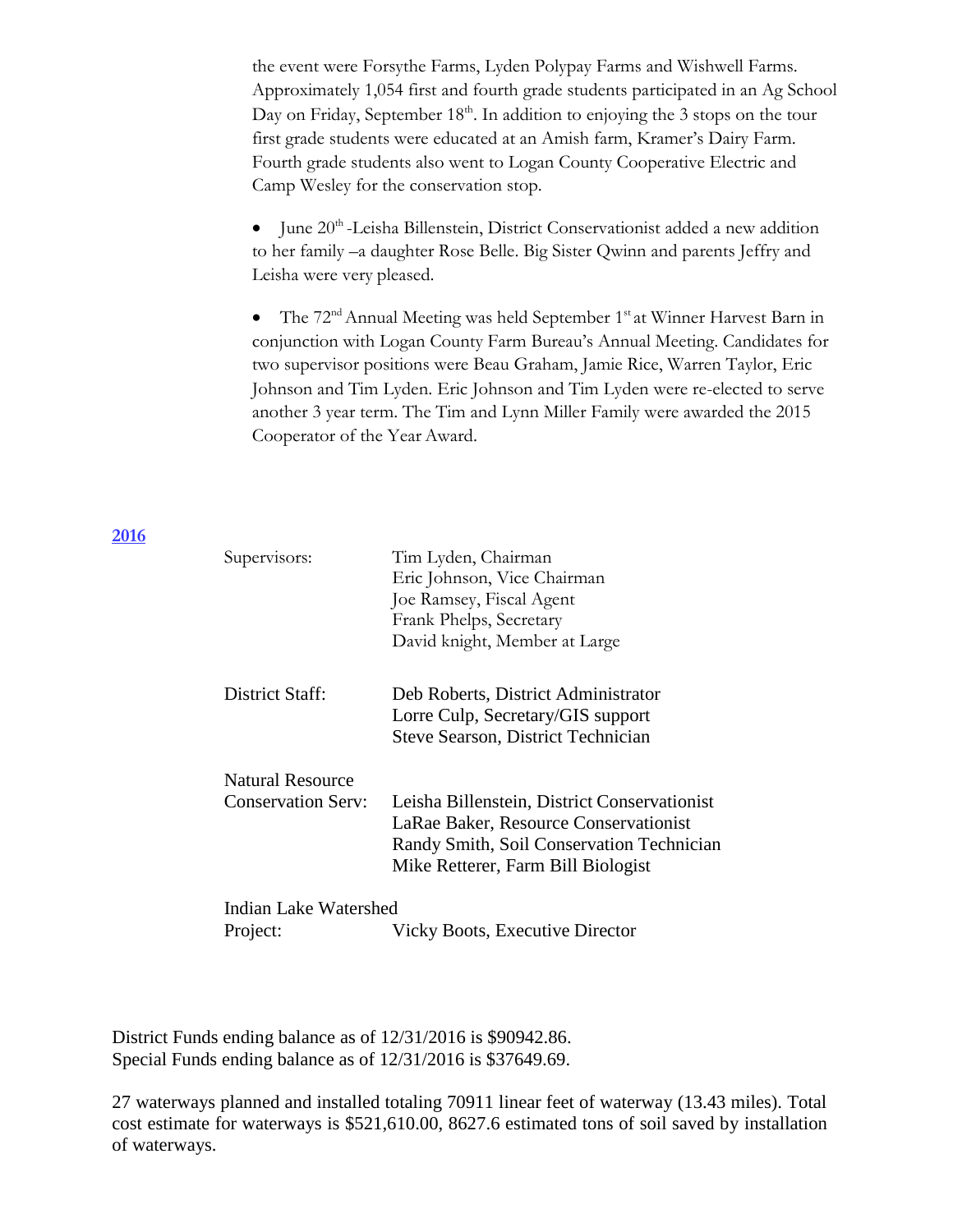the event were Forsythe Farms, Lyden Polypay Farms and Wishwell Farms. Approximately 1,054 first and fourth grade students participated in an Ag School Day on Friday, September 18th. In addition to enjoying the 3 stops on the tour first grade students were educated at an Amish farm, Kramer's Dairy Farm. Fourth grade students also went to Logan County Cooperative Electric and Camp Wesley for the conservation stop.

- June 20th -Leisha Billenstein, District Conservationist added a new addition to her family –a daughter Rose Belle. Big Sister Qwinn and parents Jeffry and Leisha were very pleased.

- The 72nd Annual Meeting was held September 1st at Winner Harvest Barn in conjunction with Logan County Farm Bureau's Annual Meeting. Candidates for two supervisor positions were Beau Graham, Jamie Rice, Warren Taylor, Eric Johnson and Tim Lyden. Eric Johnson and Tim Lyden were re-elected to serve another 3 year term. The Tim and Lynn Miller Family were awarded the 2015 Cooperator of the Year Award.

## 2016

| | |
|---|---|
| Supervisors: | Tim Lyden, Chairman |
| | Eric Johnson, Vice Chairman |
| | Joe Ramsey, Fiscal Agent |
| | Frank Phelps, Secretary |
| | David knight, Member at Large |
| District Staff: | Deb Roberts, District Administrator |
| | Lorre Culp, Secretary/GIS support |
| | Steve Searson, District Technician |
| Natural Resource Conservation Serv: | Leisha Billenstein, District Conservationist |
| | LaRae Baker, Resource Conservationist |
| | Randy Smith, Soil Conservation Technician |
| | Mike Retterer, Farm Bill Biologist |
| Indian Lake Watershed Project: | Vicky Boots, Executive Director |

District Funds ending balance as of 12/31/2016 is $90942.86.
Special Funds ending balance as of 12/31/2016 is $37649.69.

27 waterways planned and installed totaling 70911 linear feet of waterway (13.43 miles). Total cost estimate for waterways is $521,610.00, 8627.6 estimated tons of soil saved by installation of waterways.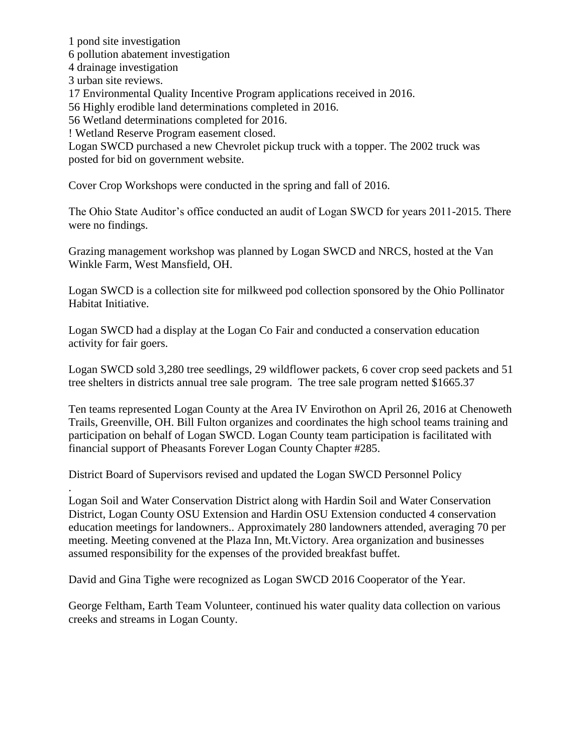1 pond site investigation
6 pollution abatement investigation
4 drainage investigation
3 urban site reviews.
17 Environmental Quality Incentive Program applications received in 2016.
56 Highly erodible land determinations completed in 2016.
56 Wetland determinations completed for 2016.
! Wetland Reserve Program easement closed.
Logan SWCD purchased a new Chevrolet pickup truck with a topper. The 2002 truck was posted for bid on government website.

Cover Crop Workshops were conducted in the spring and fall of 2016.

The Ohio State Auditor's office conducted an audit of Logan SWCD for years 2011-2015. There were no findings.

Grazing management workshop was planned by Logan SWCD and NRCS, hosted at the Van Winkle Farm, West Mansfield, OH.

Logan SWCD is a collection site for milkweed pod collection sponsored by the Ohio Pollinator Habitat Initiative.

Logan SWCD had a display at the Logan Co Fair and conducted a conservation education activity for fair goers.

Logan SWCD sold 3,280 tree seedlings, 29 wildflower packets, 6 cover crop seed packets and 51 tree shelters in districts annual tree sale program. The tree sale program netted $1665.37

Ten teams represented Logan County at the Area IV Envirothon on April 26, 2016 at Chenoweth Trails, Greenville, OH. Bill Fulton organizes and coordinates the high school teams training and participation on behalf of Logan SWCD. Logan County team participation is facilitated with financial support of Pheasants Forever Logan County Chapter #285.

District Board of Supervisors revised and updated the Logan SWCD Personnel Policy

.
Logan Soil and Water Conservation District along with Hardin Soil and Water Conservation District, Logan County OSU Extension and Hardin OSU Extension conducted 4 conservation education meetings for landowners.. Approximately 280 landowners attended, averaging 70 per meeting. Meeting convened at the Plaza Inn, Mt.Victory. Area organization and businesses assumed responsibility for the expenses of the provided breakfast buffet.

David and Gina Tighe were recognized as Logan SWCD 2016 Cooperator of the Year.

George Feltham, Earth Team Volunteer, continued his water quality data collection on various creeks and streams in Logan County.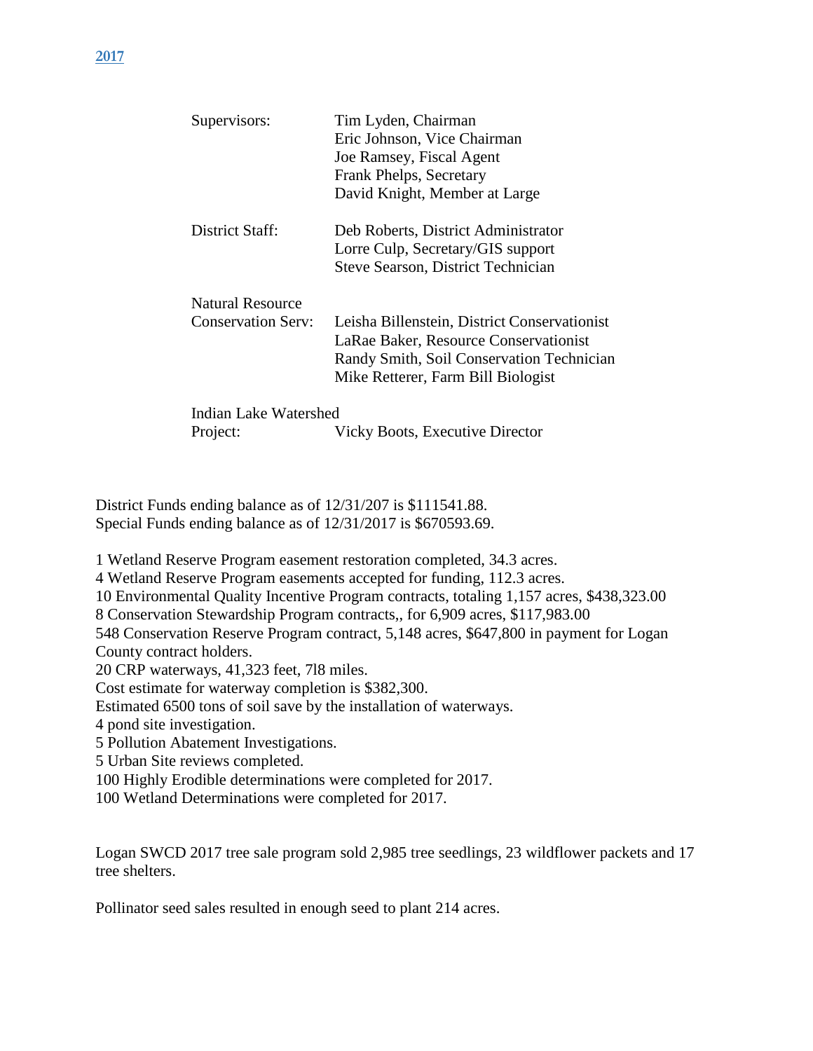## 2017

| | |
|---|---|
| Supervisors: | Tim Lyden, Chairman<br>Eric Johnson, Vice Chairman<br>Joe Ramsey, Fiscal Agent<br>Frank Phelps, Secretary<br>David Knight, Member at Large |
| District Staff: | Deb Roberts, District Administrator<br>Lorre Culp, Secretary/GIS support<br>Steve Searson, District Technician |
| Natural Resource Conservation Serv: | Leisha Billenstein, District Conservationist<br>LaRae Baker, Resource Conservationist<br>Randy Smith, Soil Conservation Technician<br>Mike Retterer, Farm Bill Biologist |
| Indian Lake Watershed Project: | Vicky Boots, Executive Director |

District Funds ending balance as of 12/31/207 is $111541.88.
Special Funds ending balance as of 12/31/2017 is $670593.69.

1 Wetland Reserve Program easement restoration completed, 34.3 acres.
4 Wetland Reserve Program easements accepted for funding, 112.3 acres.
10 Environmental Quality Incentive Program contracts, totaling 1,157 acres, $438,323.00
8 Conservation Stewardship Program contracts,, for 6,909 acres, $117,983.00
548 Conservation Reserve Program contract, 5,148 acres, $647,800 in payment for Logan County contract holders.
20 CRP waterways, 41,323 feet, 7l8 miles.
Cost estimate for waterway completion is $382,300.
Estimated 6500 tons of soil save by the installation of waterways.
4 pond site investigation.
5 Pollution Abatement Investigations.
5 Urban Site reviews completed.
100 Highly Erodible determinations were completed for 2017.
100 Wetland Determinations were completed for 2017.

Logan SWCD 2017 tree sale program sold 2,985 tree seedlings, 23 wildflower packets and 17 tree shelters.

Pollinator seed sales resulted in enough seed to plant 214 acres.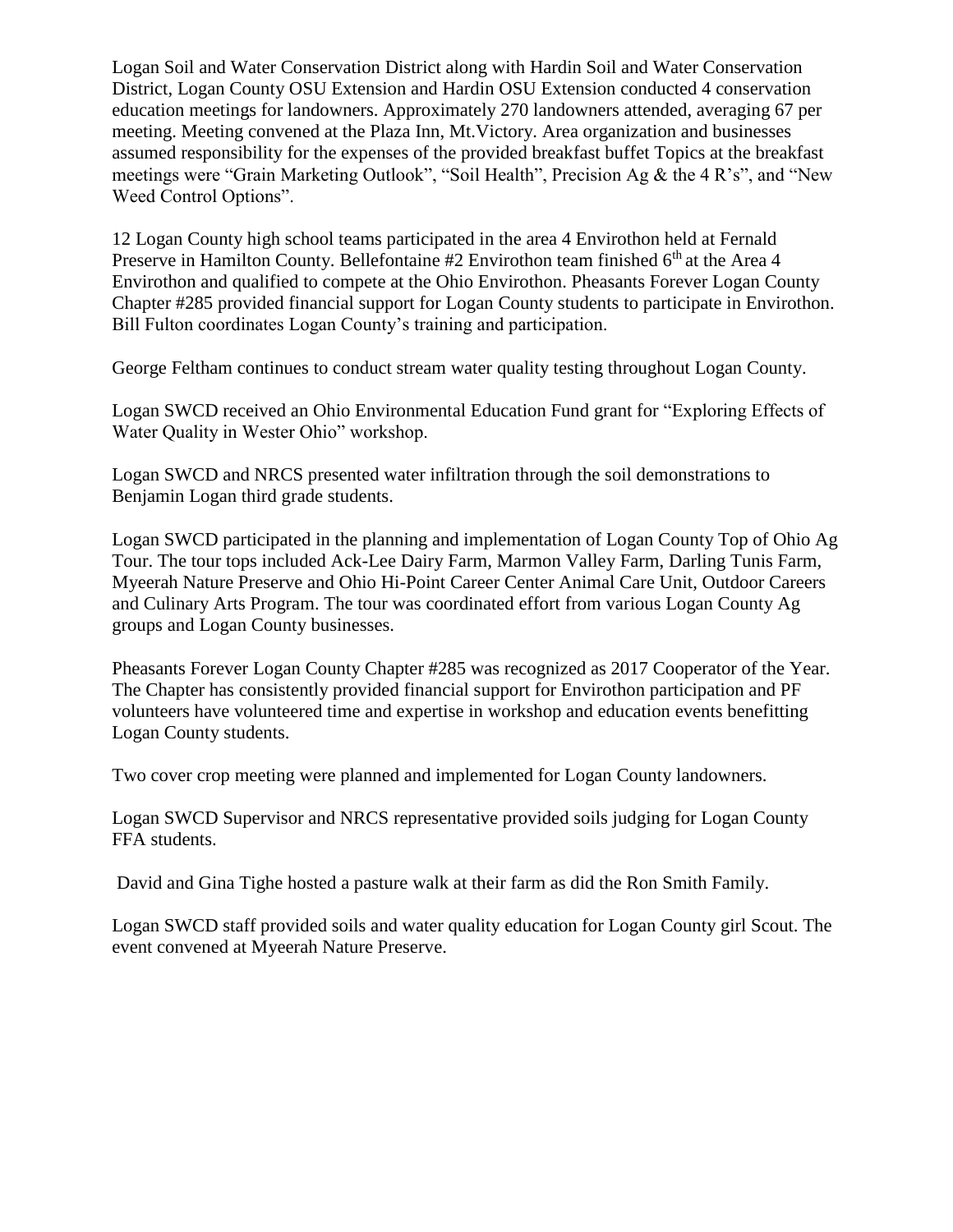Logan Soil and Water Conservation District along with Hardin Soil and Water Conservation District, Logan County OSU Extension and Hardin OSU Extension conducted 4 conservation education meetings for landowners. Approximately 270 landowners attended, averaging 67 per meeting. Meeting convened at the Plaza Inn, Mt.Victory. Area organization and businesses assumed responsibility for the expenses of the provided breakfast buffet Topics at the breakfast meetings were "Grain Marketing Outlook", "Soil Health", Precision Ag & the 4 R's", and "New Weed Control Options".

12 Logan County high school teams participated in the area 4 Envirothon held at Fernald Preserve in Hamilton County. Bellefontaine #2 Envirothon team finished 6th at the Area 4 Envirothon and qualified to compete at the Ohio Envirothon. Pheasants Forever Logan County Chapter #285 provided financial support for Logan County students to participate in Envirothon. Bill Fulton coordinates Logan County's training and participation.

George Feltham continues to conduct stream water quality testing throughout Logan County.

Logan SWCD received an Ohio Environmental Education Fund grant for "Exploring Effects of Water Quality in Wester Ohio" workshop.

Logan SWCD and NRCS presented water infiltration through the soil demonstrations to Benjamin Logan third grade students.

Logan SWCD participated in the planning and implementation of Logan County Top of Ohio Ag Tour. The tour tops included Ack-Lee Dairy Farm, Marmon Valley Farm, Darling Tunis Farm, Myeerah Nature Preserve and Ohio Hi-Point Career Center Animal Care Unit, Outdoor Careers and Culinary Arts Program. The tour was coordinated effort from various Logan County Ag groups and Logan County businesses.

Pheasants Forever Logan County Chapter #285 was recognized as 2017 Cooperator of the Year. The Chapter has consistently provided financial support for Envirothon participation and PF volunteers have volunteered time and expertise in workshop and education events benefitting Logan County students.

Two cover crop meeting were planned and implemented for Logan County landowners.

Logan SWCD Supervisor and NRCS representative provided soils judging for Logan County FFA students.

David and Gina Tighe hosted a pasture walk at their farm as did the Ron Smith Family.

Logan SWCD staff provided soils and water quality education for Logan County girl Scout. The event convened at Myeerah Nature Preserve.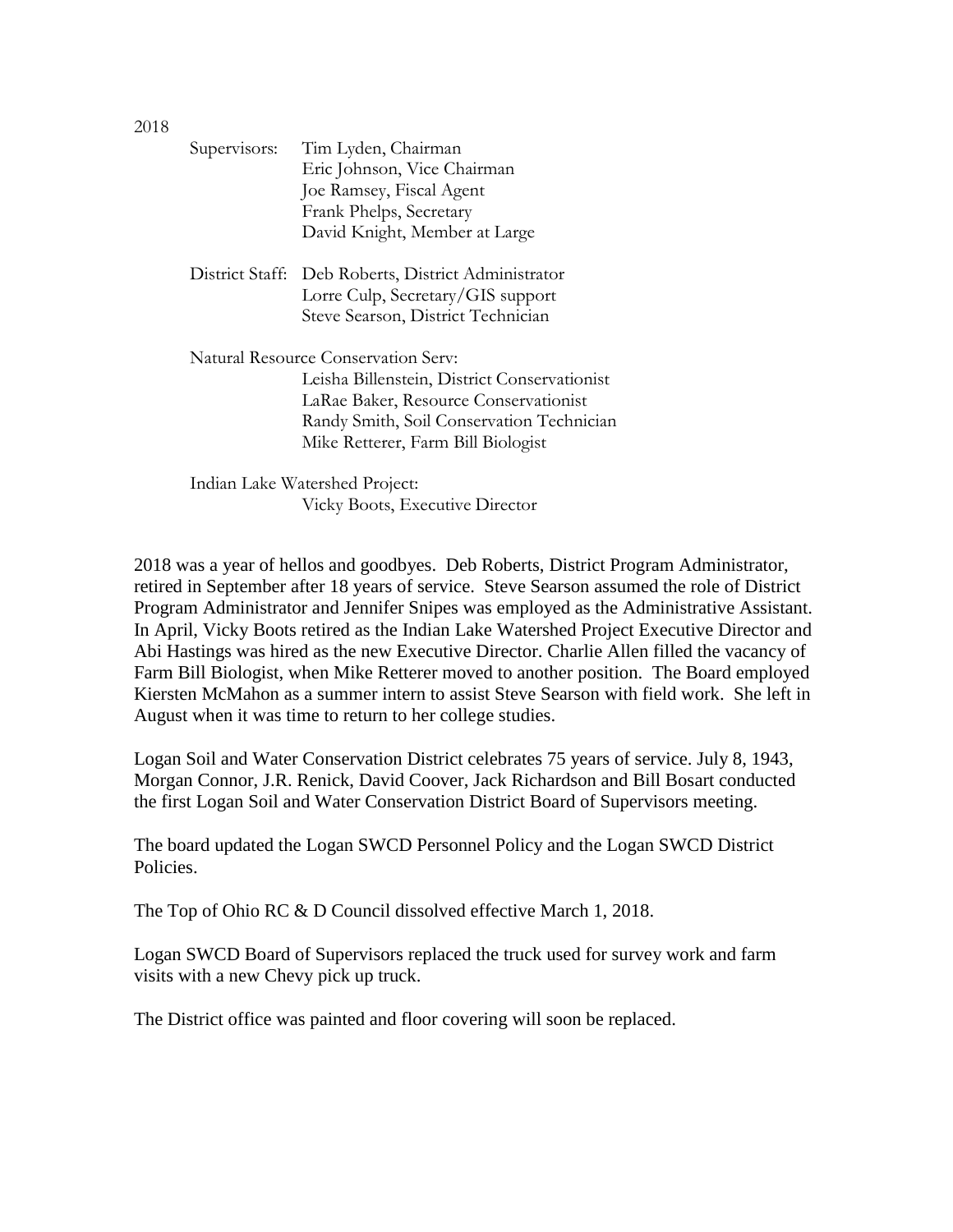2018

Supervisors: Tim Lyden, Chairman
Eric Johnson, Vice Chairman
Joe Ramsey, Fiscal Agent
Frank Phelps, Secretary
David Knight, Member at Large

District Staff: Deb Roberts, District Administrator
Lorre Culp, Secretary/GIS support
Steve Searson, District Technician

Natural Resource Conservation Serv:
Leisha Billenstein, District Conservationist
LaRae Baker, Resource Conservationist
Randy Smith, Soil Conservation Technician
Mike Retterer, Farm Bill Biologist

Indian Lake Watershed Project:
Vicky Boots, Executive Director

2018 was a year of hellos and goodbyes. Deb Roberts, District Program Administrator, retired in September after 18 years of service. Steve Searson assumed the role of District Program Administrator and Jennifer Snipes was employed as the Administrative Assistant. In April, Vicky Boots retired as the Indian Lake Watershed Project Executive Director and Abi Hastings was hired as the new Executive Director. Charlie Allen filled the vacancy of Farm Bill Biologist, when Mike Retterer moved to another position. The Board employed Kiersten McMahon as a summer intern to assist Steve Searson with field work. She left in August when it was time to return to her college studies.

Logan Soil and Water Conservation District celebrates 75 years of service. July 8, 1943, Morgan Connor, J.R. Renick, David Coover, Jack Richardson and Bill Bosart conducted the first Logan Soil and Water Conservation District Board of Supervisors meeting.

The board updated the Logan SWCD Personnel Policy and the Logan SWCD District Policies.

The Top of Ohio RC & D Council dissolved effective March 1, 2018.

Logan SWCD Board of Supervisors replaced the truck used for survey work and farm visits with a new Chevy pick up truck.

The District office was painted and floor covering will soon be replaced.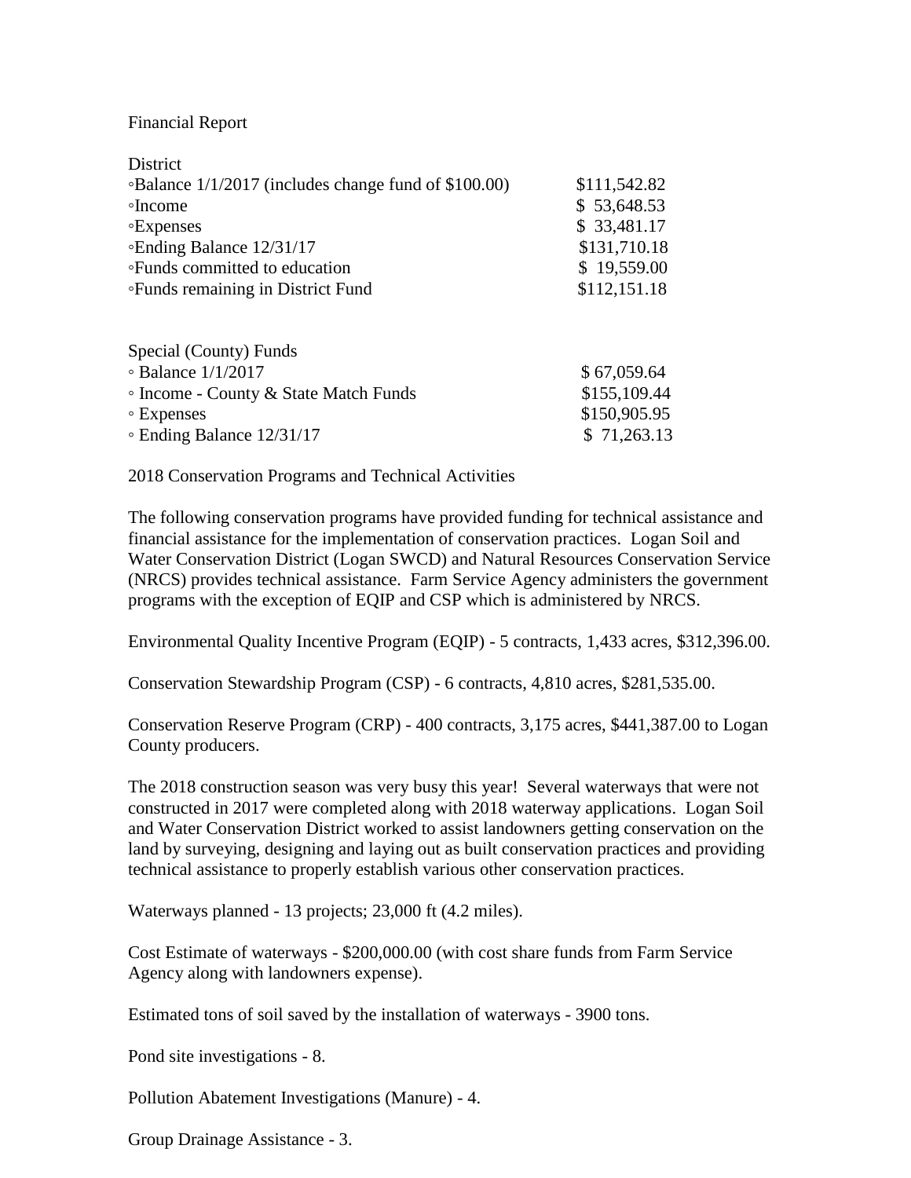Financial Report

District

| | |
|---|---|
| ◦Balance 1/1/2017 (includes change fund of $100.00) | $111,542.82 |
| ◦Income | $ 53,648.53 |
| ◦Expenses | $ 33,481.17 |
| ◦Ending Balance 12/31/17 | $131,710.18 |
| ◦Funds committed to education | $ 19,559.00 |
| ◦Funds remaining in District Fund | $112,151.18 |

Special (County) Funds

| | |
|---|---|
| ◦ Balance 1/1/2017 | $ 67,059.64 |
| ◦ Income - County & State Match Funds | $155,109.44 |
| ◦ Expenses | $150,905.95 |
| ◦ Ending Balance 12/31/17 | $ 71,263.13 |

2018 Conservation Programs and Technical Activities

The following conservation programs have provided funding for technical assistance and financial assistance for the implementation of conservation practices. Logan Soil and Water Conservation District (Logan SWCD) and Natural Resources Conservation Service (NRCS) provides technical assistance. Farm Service Agency administers the government programs with the exception of EQIP and CSP which is administered by NRCS.

Environmental Quality Incentive Program (EQIP) - 5 contracts, 1,433 acres, $312,396.00.

Conservation Stewardship Program (CSP) - 6 contracts, 4,810 acres, $281,535.00.

Conservation Reserve Program (CRP) - 400 contracts, 3,175 acres, $441,387.00 to Logan County producers.

The 2018 construction season was very busy this year! Several waterways that were not constructed in 2017 were completed along with 2018 waterway applications. Logan Soil and Water Conservation District worked to assist landowners getting conservation on the land by surveying, designing and laying out as built conservation practices and providing technical assistance to properly establish various other conservation practices.

Waterways planned - 13 projects; 23,000 ft (4.2 miles).

Cost Estimate of waterways - $200,000.00 (with cost share funds from Farm Service Agency along with landowners expense).

Estimated tons of soil saved by the installation of waterways - 3900 tons.

Pond site investigations - 8.

Pollution Abatement Investigations (Manure) - 4.

Group Drainage Assistance - 3.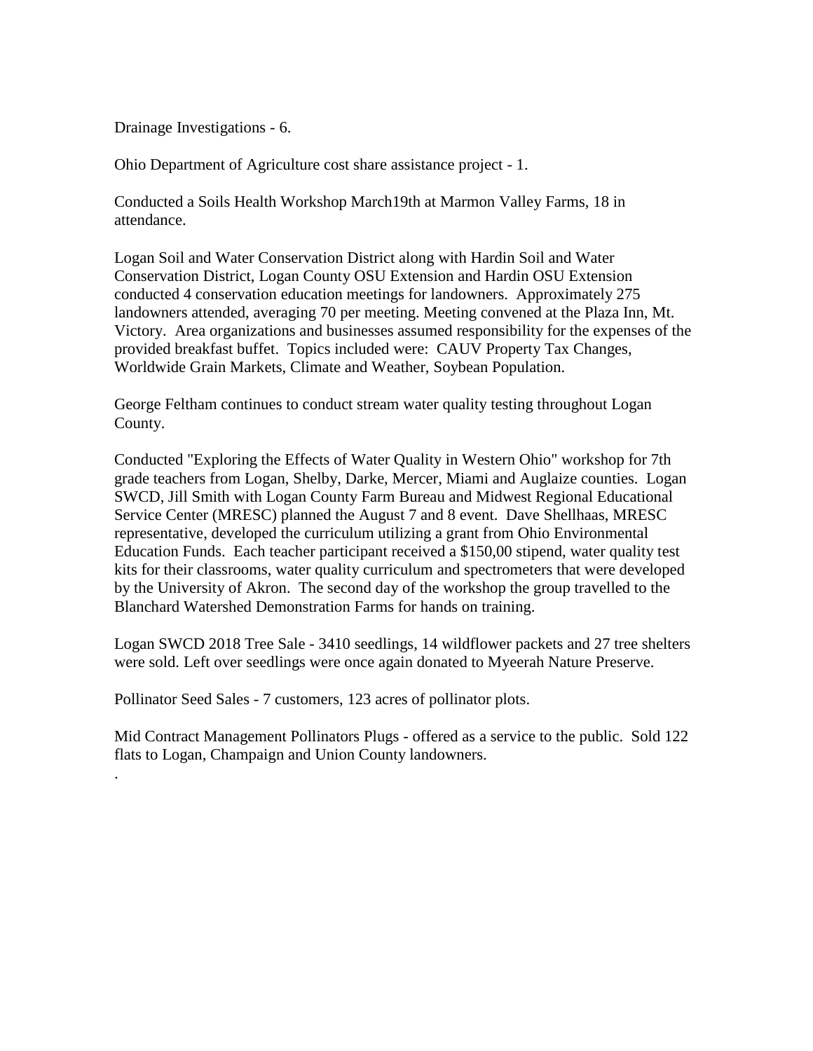Drainage Investigations - 6.

Ohio Department of Agriculture cost share assistance project - 1.

Conducted a Soils Health Workshop March19th at Marmon Valley Farms, 18 in attendance.

Logan Soil and Water Conservation District along with Hardin Soil and Water Conservation District, Logan County OSU Extension and Hardin OSU Extension conducted 4 conservation education meetings for landowners. Approximately 275 landowners attended, averaging 70 per meeting. Meeting convened at the Plaza Inn, Mt. Victory. Area organizations and businesses assumed responsibility for the expenses of the provided breakfast buffet. Topics included were: CAUV Property Tax Changes, Worldwide Grain Markets, Climate and Weather, Soybean Population.

George Feltham continues to conduct stream water quality testing throughout Logan County.

Conducted "Exploring the Effects of Water Quality in Western Ohio" workshop for 7th grade teachers from Logan, Shelby, Darke, Mercer, Miami and Auglaize counties. Logan SWCD, Jill Smith with Logan County Farm Bureau and Midwest Regional Educational Service Center (MRESC) planned the August 7 and 8 event. Dave Shellhaas, MRESC representative, developed the curriculum utilizing a grant from Ohio Environmental Education Funds. Each teacher participant received a $150,00 stipend, water quality test kits for their classrooms, water quality curriculum and spectrometers that were developed by the University of Akron. The second day of the workshop the group travelled to the Blanchard Watershed Demonstration Farms for hands on training.

Logan SWCD 2018 Tree Sale - 3410 seedlings, 14 wildflower packets and 27 tree shelters were sold. Left over seedlings were once again donated to Myeerah Nature Preserve.

Pollinator Seed Sales - 7 customers, 123 acres of pollinator plots.

Mid Contract Management Pollinators Plugs - offered as a service to the public. Sold 122 flats to Logan, Champaign and Union County landowners.

.